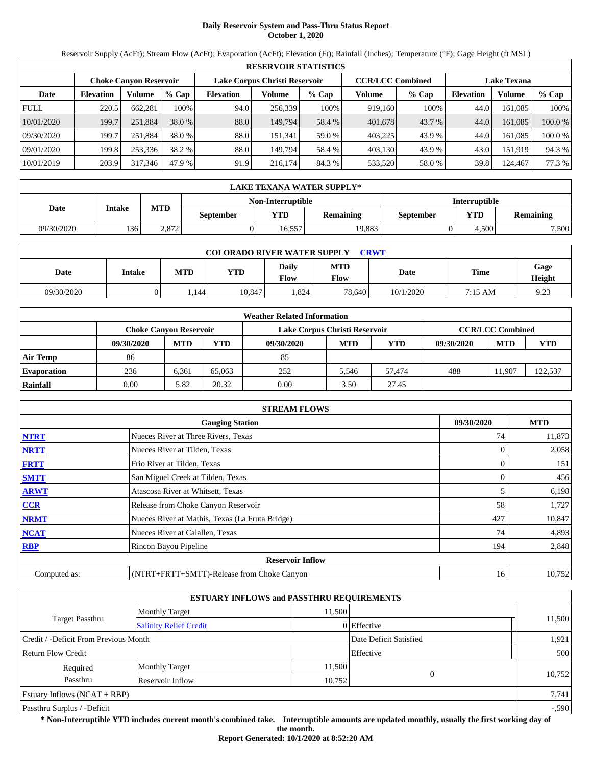# Daily Reservoir System and Pass-Thru Status Report
**October 1, 2020**

Reservoir Supply (AcFt); Stream Flow (AcFt); Evaporation (AcFt); Elevation (Ft); Rainfall (Inches); Temperature (°F); Gage Height (ft MSL)

| RESERVOIR STATISTICS | | | | | | | | | | | |
|---|---|---|---|---|---|---|---|---|---|---|---|
| | Choke Canyon Reservoir | | | Lake Corpus Christi Reservoir | | | CCR/LCC Combined | | Lake Texana | | |
| Date | Elevation | Volume | % Cap | Elevation | Volume | % Cap | Volume | % Cap | Elevation | Volume | % Cap |
| FULL | 220.5 | 662,281 | 100% | 94.0 | 256,339 | 100% | 919,160 | 100% | 44.0 | 161,085 | 100% |
| 10/01/2020 | 199.7 | 251,884 | 38.0 % | 88.0 | 149,794 | 58.4 % | 401,678 | 43.7 % | 44.0 | 161,085 | 100.0 % |
| 09/30/2020 | 199.7 | 251,884 | 38.0 % | 88.0 | 151,341 | 59.0 % | 403,225 | 43.9 % | 44.0 | 161,085 | 100.0 % |
| 09/01/2020 | 199.8 | 253,336 | 38.2 % | 88.0 | 149,794 | 58.4 % | 403,130 | 43.9 % | 43.0 | 151,919 | 94.3 % |
| 10/01/2019 | 203.9 | 317,346 | 47.9 % | 91.9 | 216,174 | 84.3 % | 533,520 | 58.0 % | 39.8 | 124,467 | 77.3 % |

| LAKE TEXANA WATER SUPPLY* | | | | | | | |
|---|---|---|---|---|---|---|---|
| | | | Non-Interruptible | | | Interruptible | | |
| Date | Intake | MTD | September | YTD | Remaining | September | YTD | Remaining |
| 09/30/2020 | 136 | 2,872 | 0 | 16,557 | 19,883 | 0 | 4,500 | 7,500 |

| COLORADO RIVER WATER SUPPLY CRWT | | | | | | | | |
|---|---|---|---|---|---|---|---|---|
| Date | Intake | MTD | YTD | Daily Flow | MTD Flow | Date | Time | Gage Height |
| 09/30/2020 | 0 | 1,144 | 10,847 | 1,824 | 78,640 | 10/1/2020 | 7:15 AM | 9.23 |

| Weather Related Information | | | | | | | | | |
|---|---|---|---|---|---|---|---|---|---|
| | Choke Canyon Reservoir | | | Lake Corpus Christi Reservoir | | | CCR/LCC Combined | | |
| | 09/30/2020 | MTD | YTD | 09/30/2020 | MTD | YTD | 09/30/2020 | MTD | YTD |
| Air Temp | 86 | | | 85 | | | | | |
| Evaporation | 236 | 6,361 | 65,063 | 252 | 5,546 | 57,474 | 488 | 11,907 | 122,537 |
| Rainfall | 0.00 | 5.82 | 20.32 | 0.00 | 3.50 | 27.45 | | | |

| STREAM FLOWS | | | |
|---|---|---|---|
| | Gauging Station | 09/30/2020 | MTD |
| NTRT | Nueces River at Three Rivers, Texas | 74 | 11,873 |
| NRTT | Nueces River at Tilden, Texas | 0 | 2,058 |
| FRTT | Frio River at Tilden, Texas | 0 | 151 |
| SMTT | San Miguel Creek at Tilden, Texas | 0 | 456 |
| ARWT | Atascosa River at Whitsett, Texas | 5 | 6,198 |
| CCR | Release from Choke Canyon Reservoir | 58 | 1,727 |
| NRMT | Nueces River at Mathis, Texas (La Fruta Bridge) | 427 | 10,847 |
| NCAT | Nueces River at Calallen, Texas | 74 | 4,893 |
| RBP | Rincon Bayou Pipeline | 194 | 2,848 |
| | **Reservoir Inflow** | | |
| Computed as: | (NTRT+FRTT+SMTT)-Release from Choke Canyon | 16 | 10,752 |

| ESTUARY INFLOWS and PASSTHRU REQUIREMENTS | | | | |
|---|---|---|---|---|
| Target Passthru | Monthly Target | 11,500 | | 11,500 |
| | Salinity Relief Credit | 0 | Effective | |
| Credit / -Deficit From Previous Month | | | Date Deficit Satisfied | 1,921 |
| Return Flow Credit | | | Effective | 500 |
| Required Passthru | Monthly Target | 11,500 | 0 | 10,752 |
| | Reservoir Inflow | 10,752 | | |
| Estuary Inflows (NCAT + RBP) | | | | 7,741 |
| Passthru Surplus / -Deficit | | | | -,590 |

**\* Non-Interruptible YTD includes current month's combined take. Interruptible amounts are updated monthly, usually the first working day of the month.**

**Report Generated: 10/1/2020 at 8:52:20 AM**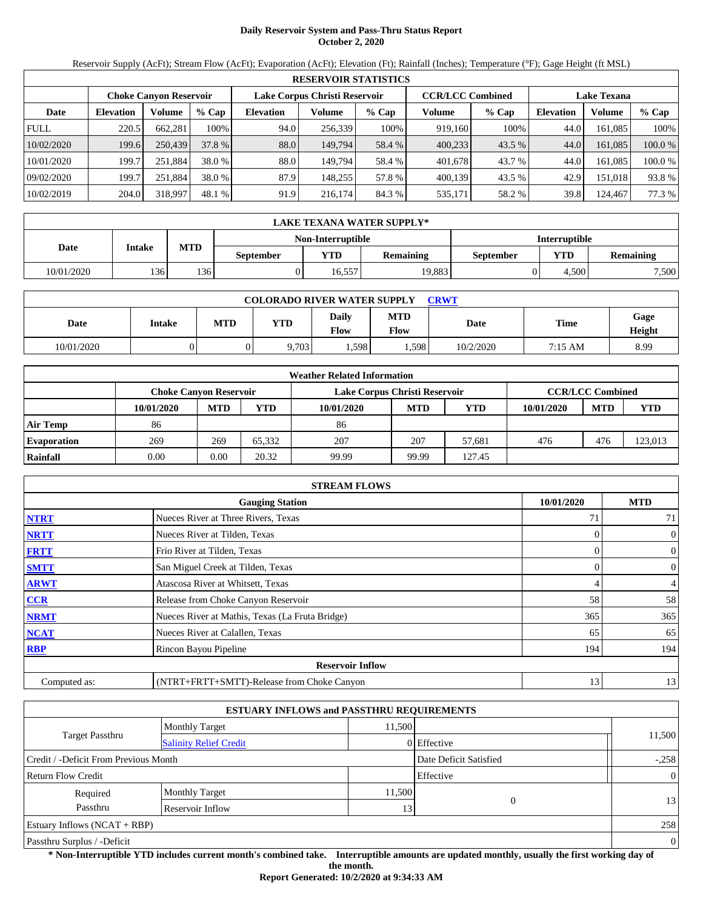**Daily Reservoir System and Pass-Thru Status Report**
**October 2, 2020**

Reservoir Supply (AcFt); Stream Flow (AcFt); Evaporation (AcFt); Elevation (Ft); Rainfall (Inches); Temperature (°F); Gage Height (ft MSL)

| RESERVOIR STATISTICS | | | | | | | | | | | |
|---|---|---|---|---|---|---|---|---|---|---|---|
| | Choke Canyon Reservoir | | | Lake Corpus Christi Reservoir | | | CCR/LCC Combined | | Lake Texana | | |
| Date | Elevation | Volume | % Cap | Elevation | Volume | % Cap | Volume | % Cap | Elevation | Volume | % Cap |
| FULL | 220.5 | 662,281 | 100% | 94.0 | 256,339 | 100% | 919,160 | 100% | 44.0 | 161,085 | 100% |
| 10/02/2020 | 199.6 | 250,439 | 37.8 % | 88.0 | 149,794 | 58.4 % | 400,233 | 43.5 % | 44.0 | 161,085 | 100.0 % |
| 10/01/2020 | 199.7 | 251,884 | 38.0 % | 88.0 | 149,794 | 58.4 % | 401,678 | 43.7 % | 44.0 | 161,085 | 100.0 % |
| 09/02/2020 | 199.7 | 251,884 | 38.0 % | 87.9 | 148,255 | 57.8 % | 400,139 | 43.5 % | 42.9 | 151,018 | 93.8 % |
| 10/02/2019 | 204.0 | 318,997 | 48.1 % | 91.9 | 216,174 | 84.3 % | 535,171 | 58.2 % | 39.8 | 124,467 | 77.3 % |

| LAKE TEXANA WATER SUPPLY* | | | | | | | |
|---|---|---|---|---|---|---|---|
| Date | Intake | MTD | Non-Interruptible | | | Interruptible | | |
| | | | September | YTD | Remaining | September | YTD | Remaining |
| 10/01/2020 | 136 | 136 | 0 | 16,557 | 19,883 | 0 | 4,500 | 7,500 |

| COLORADO RIVER WATER SUPPLY CRWT | | | | | | | | |
|---|---|---|---|---|---|---|---|---|
| Date | Intake | MTD | YTD | Daily Flow | MTD Flow | Date | Time | Gage Height |
| 10/01/2020 | 0 | 0 | 9,703 | 1,598 | 1,598 | 10/2/2020 | 7:15 AM | 8.99 |

| Weather Related Information | | | | | | | | | |
|---|---|---|---|---|---|---|---|---|---|
| | Choke Canyon Reservoir | | | Lake Corpus Christi Reservoir | | | CCR/LCC Combined | | |
| | 10/01/2020 | MTD | YTD | 10/01/2020 | MTD | YTD | 10/01/2020 | MTD | YTD |
| Air Temp | 86 | | | 86 | | | | | |
| Evaporation | 269 | 269 | 65,332 | 207 | 207 | 57,681 | 476 | 476 | 123,013 |
| Rainfall | 0.00 | 0.00 | 20.32 | 99.99 | 99.99 | 127.45 | | | |

| STREAM FLOWS | | | |
|---|---|---|---|
| | Gauging Station | 10/01/2020 | MTD |
| NTRT | Nueces River at Three Rivers, Texas | 71 | 71 |
| NRTT | Nueces River at Tilden, Texas | 0 | 0 |
| FRTT | Frio River at Tilden, Texas | 0 | 0 |
| SMTT | San Miguel Creek at Tilden, Texas | 0 | 0 |
| ARWT | Atascosa River at Whitsett, Texas | 4 | 4 |
| CCR | Release from Choke Canyon Reservoir | 58 | 58 |
| NRMT | Nueces River at Mathis, Texas (La Fruta Bridge) | 365 | 365 |
| NCAT | Nueces River at Calallen, Texas | 65 | 65 |
| RBP | Rincon Bayou Pipeline | 194 | 194 |
| Reservoir Inflow | | | |
| Computed as: | (NTRT+FRTT+SMTT)-Release from Choke Canyon | 13 | 13 |

| ESTUARY INFLOWS and PASSTHRU REQUIREMENTS | | | | |
|---|---|---|---|---|
| Target Passthru | Monthly Target | 11,500 | | 11,500 |
| | Salinity Relief Credit | 0 | Effective | |
| Credit / -Deficit From Previous Month | | | Date Deficit Satisfied | -,258 |
| Return Flow Credit | | | Effective | 0 |
| Required Passthru | Monthly Target | 11,500 | 0 | 13 |
| | Reservoir Inflow | 13 | | |
| Estuary Inflows (NCAT + RBP) | | | | 258 |
| Passthru Surplus / -Deficit | | | | 0 |

**\* Non-Interruptible YTD includes current month's combined take. Interruptible amounts are updated monthly, usually the first working day of the month.**

**Report Generated: 10/2/2020 at 9:34:33 AM**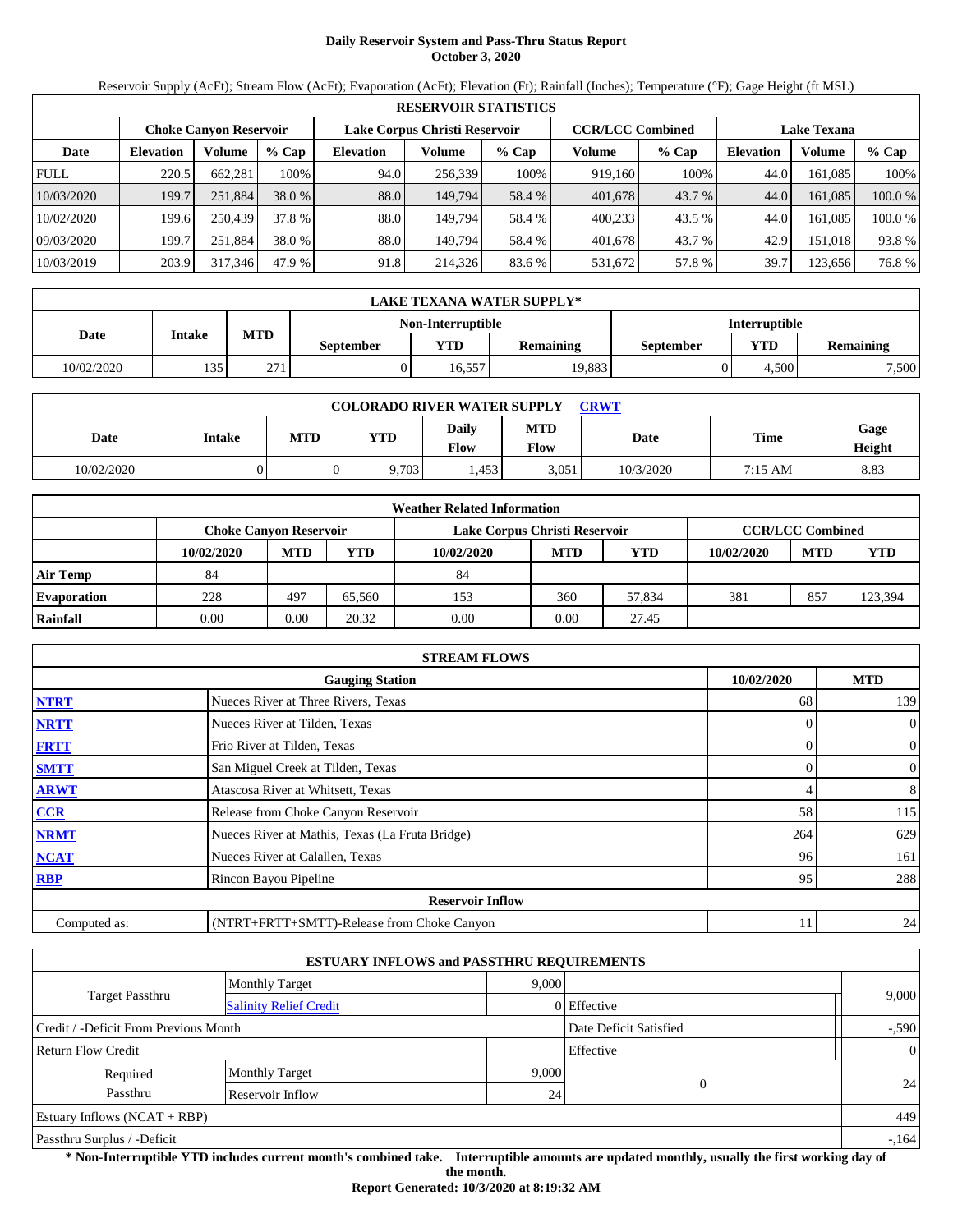# Daily Reservoir System and Pass-Thru Status Report
## October 3, 2020

Reservoir Supply (AcFt); Stream Flow (AcFt); Evaporation (AcFt); Elevation (Ft); Rainfall (Inches); Temperature (°F); Gage Height (ft MSL)

| RESERVOIR STATISTICS | | | | | | | | | | | |
|---|---|---|---|---|---|---|---|---|---|---|---|
| | Choke Canyon Reservoir | | | Lake Corpus Christi Reservoir | | | CCR/LCC Combined | | Lake Texana | | |
| Date | Elevation | Volume | % Cap | Elevation | Volume | % Cap | Volume | % Cap | Elevation | Volume | % Cap |
| FULL | 220.5 | 662,281 | 100% | 94.0 | 256,339 | 100% | 919,160 | 100% | 44.0 | 161,085 | 100% |
| 10/03/2020 | 199.7 | 251,884 | 38.0 % | 88.0 | 149,794 | 58.4 % | 401,678 | 43.7 % | 44.0 | 161,085 | 100.0 % |
| 10/02/2020 | 199.6 | 250,439 | 37.8 % | 88.0 | 149,794 | 58.4 % | 400,233 | 43.5 % | 44.0 | 161,085 | 100.0 % |
| 09/03/2020 | 199.7 | 251,884 | 38.0 % | 88.0 | 149,794 | 58.4 % | 401,678 | 43.7 % | 42.9 | 151,018 | 93.8 % |
| 10/03/2019 | 203.9 | 317,346 | 47.9 % | 91.8 | 214,326 | 83.6 % | 531,672 | 57.8 % | 39.7 | 123,656 | 76.8 % |

| LAKE TEXANA WATER SUPPLY* | | | | | | | |
|---|---|---|---|---|---|---|---|
| Date | Intake | MTD | Non-Interruptible | | | Interruptible | | |
| | | | September | YTD | Remaining | September | YTD | Remaining |
| 10/02/2020 | 135 | 271 | 0 | 16,557 | 19,883 | 0 | 4,500 | 7,500 |

| COLORADO RIVER WATER SUPPLY CRWT | | | | | | | | |
|---|---|---|---|---|---|---|---|---|
| Date | Intake | MTD | YTD | Daily Flow | MTD Flow | Date | Time | Gage Height |
| 10/02/2020 | 0 | 0 | 9,703 | 1,453 | 3,051 | 10/3/2020 | 7:15 AM | 8.83 |

| Weather Related Information | | | | | | | | | |
|---|---|---|---|---|---|---|---|---|---|
| | Choke Canyon Reservoir | | | Lake Corpus Christi Reservoir | | | CCR/LCC Combined | | |
| | 10/02/2020 | MTD | YTD | 10/02/2020 | MTD | YTD | 10/02/2020 | MTD | YTD |
| Air Temp | 84 | | | 84 | | | | | |
| Evaporation | 228 | 497 | 65,560 | 153 | 360 | 57,834 | 381 | 857 | 123,394 |
| Rainfall | 0.00 | 0.00 | 20.32 | 0.00 | 0.00 | 27.45 | | | |

| STREAM FLOWS | | | |
|---|---|---|---|
| | Gauging Station | 10/02/2020 | MTD |
| NTRT | Nueces River at Three Rivers, Texas | 68 | 139 |
| NRTT | Nueces River at Tilden, Texas | 0 | 0 |
| FRTT | Frio River at Tilden, Texas | 0 | 0 |
| SMTT | San Miguel Creek at Tilden, Texas | 0 | 0 |
| ARWT | Atascosa River at Whitsett, Texas | 4 | 8 |
| CCR | Release from Choke Canyon Reservoir | 58 | 115 |
| NRMT | Nueces River at Mathis, Texas (La Fruta Bridge) | 264 | 629 |
| NCAT | Nueces River at Calallen, Texas | 96 | 161 |
| RBP | Rincon Bayou Pipeline | 95 | 288 |
| | **Reservoir Inflow** | | |
| Computed as: | (NTRT+FRTT+SMTT)-Release from Choke Canyon | 11 | 24 |

| ESTUARY INFLOWS and PASSTHRU REQUIREMENTS | | | | |
|---|---|---|---|---|
| Target Passthru | Monthly Target | 9,000 | | 9,000 |
| | Salinity Relief Credit | 0 | Effective | |
| Credit / -Deficit From Previous Month | | | Date Deficit Satisfied | -,590 |
| Return Flow Credit | | | Effective | 0 |
| Required Passthru | Monthly Target | 9,000 | 0 | 24 |
| | Reservoir Inflow | 24 | | |
| Estuary Inflows (NCAT + RBP) | | | | 449 |
| Passthru Surplus / -Deficit | | | | -,164 |

**\* Non-Interruptible YTD includes current month's combined take. Interruptible amounts are updated monthly, usually the first working day of the month.**

**Report Generated: 10/3/2020 at 8:19:32 AM**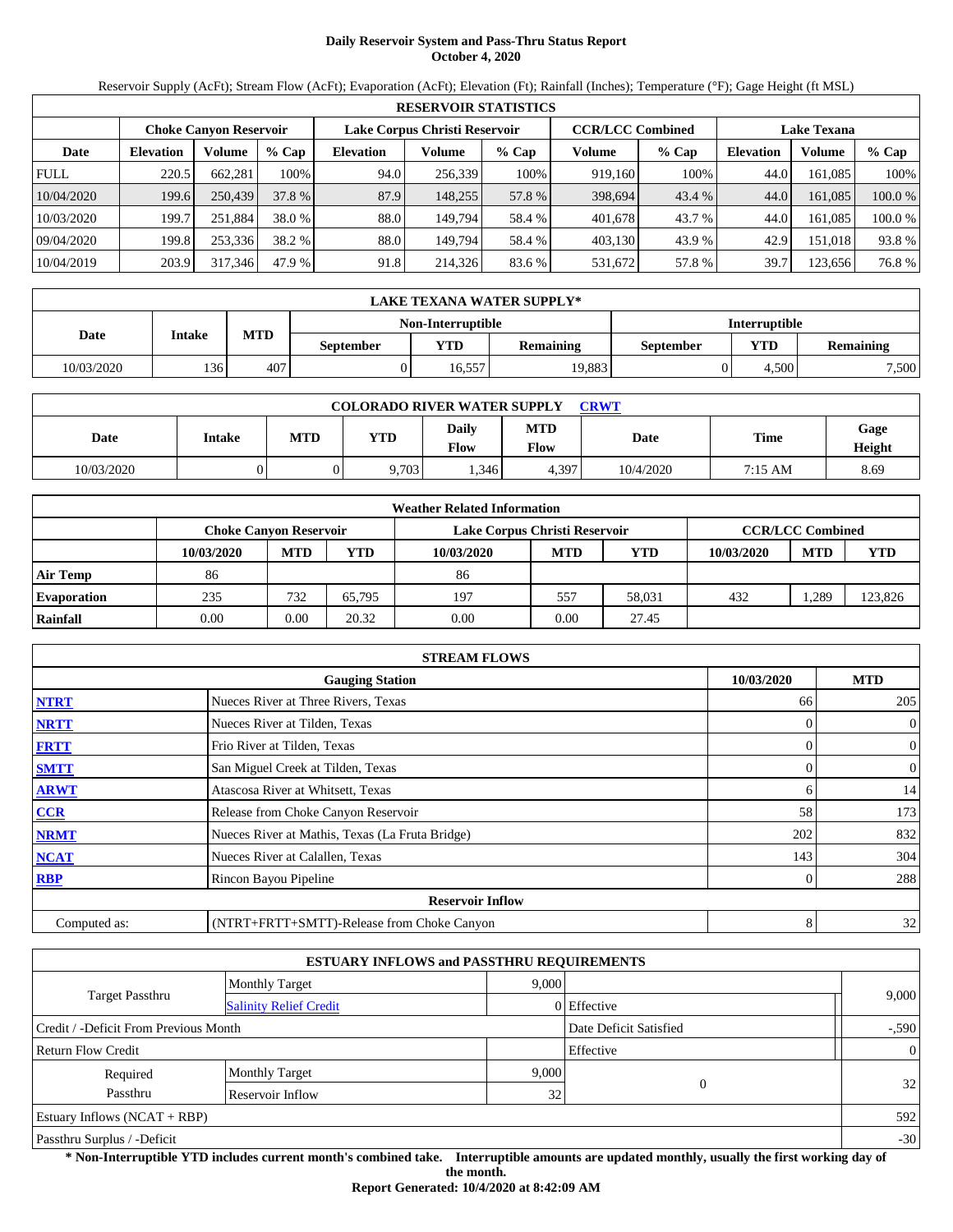# Daily Reservoir System and Pass-Thru Status Report
## October 4, 2020

Reservoir Supply (AcFt); Stream Flow (AcFt); Evaporation (AcFt); Elevation (Ft); Rainfall (Inches); Temperature (°F); Gage Height (ft MSL)

| RESERVOIR STATISTICS | | | | | | | | | | | |
|---|---|---|---|---|---|---|---|---|---|---|---|
| | Choke Canyon Reservoir | | | Lake Corpus Christi Reservoir | | | CCR/LCC Combined | | Lake Texana | | |
| Date | Elevation | Volume | % Cap | Elevation | Volume | % Cap | Volume | % Cap | Elevation | Volume | % Cap |
| FULL | 220.5 | 662,281 | 100% | 94.0 | 256,339 | 100% | 919,160 | 100% | 44.0 | 161,085 | 100% |
| 10/04/2020 | 199.6 | 250,439 | 37.8 % | 87.9 | 148,255 | 57.8 % | 398,694 | 43.4 % | 44.0 | 161,085 | 100.0 % |
| 10/03/2020 | 199.7 | 251,884 | 38.0 % | 88.0 | 149,794 | 58.4 % | 401,678 | 43.7 % | 44.0 | 161,085 | 100.0 % |
| 09/04/2020 | 199.8 | 253,336 | 38.2 % | 88.0 | 149,794 | 58.4 % | 403,130 | 43.9 % | 42.9 | 151,018 | 93.8 % |
| 10/04/2019 | 203.9 | 317,346 | 47.9 % | 91.8 | 214,326 | 83.6 % | 531,672 | 57.8 % | 39.7 | 123,656 | 76.8 % |

| LAKE TEXANA WATER SUPPLY* | | | | | | | |
|---|---|---|---|---|---|---|---|
| Date | Intake | MTD | Non-Interruptible | | | Interruptible | | |
| | | | September | YTD | Remaining | September | YTD | Remaining |
| 10/03/2020 | 136 | 407 | 0 | 16,557 | 19,883 | 0 | 4,500 | 7,500 |

| COLORADO RIVER WATER SUPPLY CRWT | | | | | | | | |
|---|---|---|---|---|---|---|---|---|
| Date | Intake | MTD | YTD | Daily Flow | MTD Flow | Date | Time | Gage Height |
| 10/03/2020 | 0 | 0 | 9,703 | 1,346 | 4,397 | 10/4/2020 | 7:15 AM | 8.69 |

| Weather Related Information | | | | | | | | | |
|---|---|---|---|---|---|---|---|---|---|
| | Choke Canyon Reservoir | | | Lake Corpus Christi Reservoir | | | CCR/LCC Combined | | |
| | 10/03/2020 | MTD | YTD | 10/03/2020 | MTD | YTD | 10/03/2020 | MTD | YTD |
| Air Temp | 86 | | | 86 | | | | | |
| Evaporation | 235 | 732 | 65,795 | 197 | 557 | 58,031 | 432 | 1,289 | 123,826 |
| Rainfall | 0.00 | 0.00 | 20.32 | 0.00 | 0.00 | 27.45 | | | |

| STREAM FLOWS | | | |
|---|---|---|---|
| | Gauging Station | 10/03/2020 | MTD |
| NTRT | Nueces River at Three Rivers, Texas | 66 | 205 |
| NRTT | Nueces River at Tilden, Texas | 0 | 0 |
| FRTT | Frio River at Tilden, Texas | 0 | 0 |
| SMTT | San Miguel Creek at Tilden, Texas | 0 | 0 |
| ARWT | Atascosa River at Whitsett, Texas | 6 | 14 |
| CCR | Release from Choke Canyon Reservoir | 58 | 173 |
| NRMT | Nueces River at Mathis, Texas (La Fruta Bridge) | 202 | 832 |
| NCAT | Nueces River at Calallen, Texas | 143 | 304 |
| RBP | Rincon Bayou Pipeline | 0 | 288 |
| **Reservoir Inflow** | | | |
| Computed as: | (NTRT+FRTT+SMTT)-Release from Choke Canyon | 8 | 32 |

| ESTUARY INFLOWS and PASSTHRU REQUIREMENTS | | | | |
|---|---|---|---|---|
| Target Passthru | Monthly Target | 9,000 | | 9,000 |
| | Salinity Relief Credit | 0 | Effective | |
| Credit / -Deficit From Previous Month | | | Date Deficit Satisfied | -,590 |
| Return Flow Credit | | | Effective | 0 |
| Required Passthru | Monthly Target | 9,000 | 0 | 32 |
| | Reservoir Inflow | 32 | | |
| Estuary Inflows (NCAT + RBP) | | | | 592 |
| Passthru Surplus / -Deficit | | | | -30 |

**\* Non-Interruptible YTD includes current month's combined take. Interruptible amounts are updated monthly, usually the first working day of the month.**

**Report Generated: 10/4/2020 at 8:42:09 AM**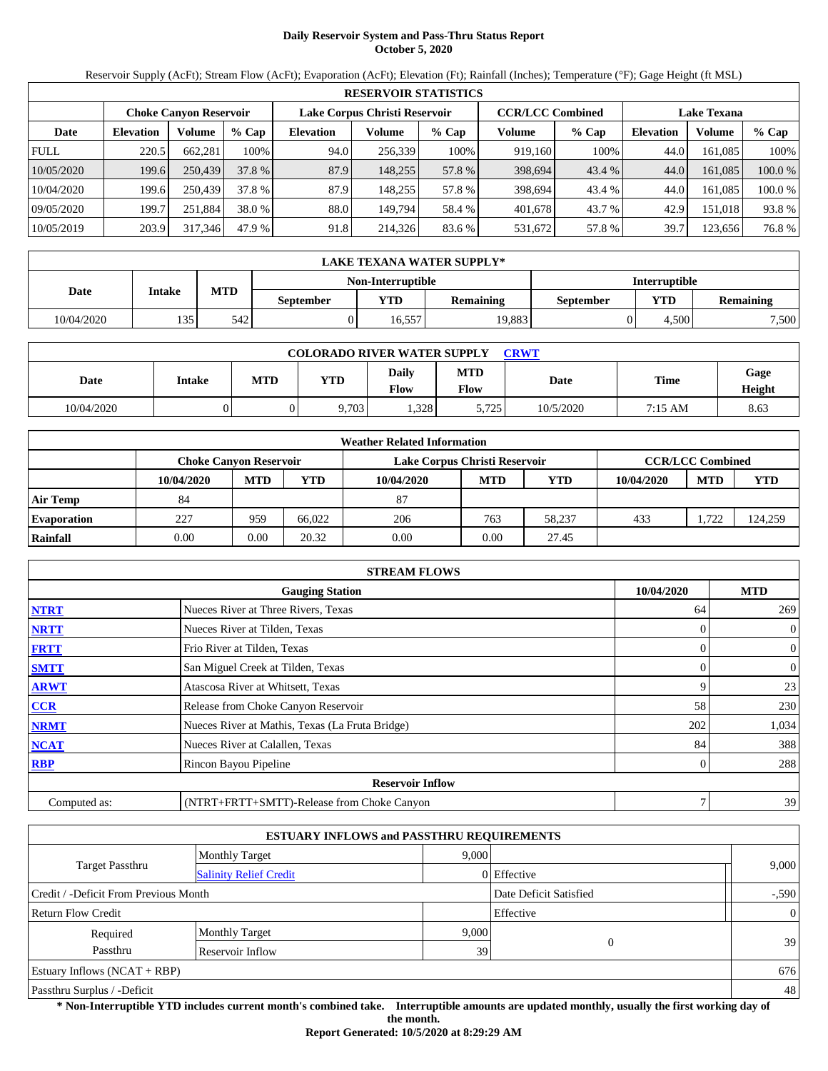# Daily Reservoir System and Pass-Thru Status Report
**October 5, 2020**

Reservoir Supply (AcFt); Stream Flow (AcFt); Evaporation (AcFt); Elevation (Ft); Rainfall (Inches); Temperature (°F); Gage Height (ft MSL)

| RESERVOIR STATISTICS | | | | | | | | | | | |
|---|---|---|---|---|---|---|---|---|---|---|---|
| | Choke Canyon Reservoir | | | Lake Corpus Christi Reservoir | | | CCR/LCC Combined | | Lake Texana | | |
| Date | Elevation | Volume | % Cap | Elevation | Volume | % Cap | Volume | % Cap | Elevation | Volume | % Cap |
| FULL | 220.5 | 662,281 | 100% | 94.0 | 256,339 | 100% | 919,160 | 100% | 44.0 | 161,085 | 100% |
| 10/05/2020 | 199.6 | 250,439 | 37.8 % | 87.9 | 148,255 | 57.8 % | 398,694 | 43.4 % | 44.0 | 161,085 | 100.0 % |
| 10/04/2020 | 199.6 | 250,439 | 37.8 % | 87.9 | 148,255 | 57.8 % | 398,694 | 43.4 % | 44.0 | 161,085 | 100.0 % |
| 09/05/2020 | 199.7 | 251,884 | 38.0 % | 88.0 | 149,794 | 58.4 % | 401,678 | 43.7 % | 42.9 | 151,018 | 93.8 % |
| 10/05/2019 | 203.9 | 317,346 | 47.9 % | 91.8 | 214,326 | 83.6 % | 531,672 | 57.8 % | 39.7 | 123,656 | 76.8 % |

| LAKE TEXANA WATER SUPPLY* | | | | | | | |
|---|---|---|---|---|---|---|---|
| Date | Intake | MTD | Non-Interruptible | | | Interruptible | | |
| | | | September | YTD | Remaining | September | YTD | Remaining |
| 10/04/2020 | 135 | 542 | 0 | 16,557 | 19,883 | 0 | 4,500 | 7,500 |

| COLORADO RIVER WATER SUPPLY CRWT | | | | | | | | |
|---|---|---|---|---|---|---|---|---|
| Date | Intake | MTD | YTD | Daily Flow | MTD Flow | Date | Time | Gage Height |
| 10/04/2020 | 0 | 0 | 9,703 | 1,328 | 5,725 | 10/5/2020 | 7:15 AM | 8.63 |

| Weather Related Information | | | | | | | | | |
|---|---|---|---|---|---|---|---|---|---|
| | Choke Canyon Reservoir | | | Lake Corpus Christi Reservoir | | | CCR/LCC Combined | | |
| | 10/04/2020 | MTD | YTD | 10/04/2020 | MTD | YTD | 10/04/2020 | MTD | YTD |
| Air Temp | 84 | | | 87 | | | | | |
| Evaporation | 227 | 959 | 66,022 | 206 | 763 | 58,237 | 433 | 1,722 | 124,259 |
| Rainfall | 0.00 | 0.00 | 20.32 | 0.00 | 0.00 | 27.45 | | | |

| STREAM FLOWS | | | |
|---|---|---|---|
| | Gauging Station | 10/04/2020 | MTD |
| NTRT | Nueces River at Three Rivers, Texas | 64 | 269 |
| NRTT | Nueces River at Tilden, Texas | 0 | 0 |
| FRTT | Frio River at Tilden, Texas | 0 | 0 |
| SMTT | San Miguel Creek at Tilden, Texas | 0 | 0 |
| ARWT | Atascosa River at Whitsett, Texas | 9 | 23 |
| CCR | Release from Choke Canyon Reservoir | 58 | 230 |
| NRMT | Nueces River at Mathis, Texas (La Fruta Bridge) | 202 | 1,034 |
| NCAT | Nueces River at Calallen, Texas | 84 | 388 |
| RBP | Rincon Bayou Pipeline | 0 | 288 |
| **Reservoir Inflow** | | | |
| Computed as: | (NTRT+FRTT+SMTT)-Release from Choke Canyon | 7 | 39 |

| ESTUARY INFLOWS and PASSTHRU REQUIREMENTS | | | | |
|---|---|---|---|---|
| Target Passthru | Monthly Target | 9,000 | | 9,000 |
| | Salinity Relief Credit | 0 | Effective | |
| Credit / -Deficit From Previous Month | | | Date Deficit Satisfied | -,590 |
| Return Flow Credit | | | Effective | 0 |
| Required Passthru | Monthly Target | 9,000 | 0 | 39 |
| | Reservoir Inflow | 39 | | |
| Estuary Inflows (NCAT + RBP) | | | | 676 |
| Passthru Surplus / -Deficit | | | | 48 |

**\* Non-Interruptible YTD includes current month's combined take. Interruptible amounts are updated monthly, usually the first working day of the month.**

**Report Generated: 10/5/2020 at 8:29:29 AM**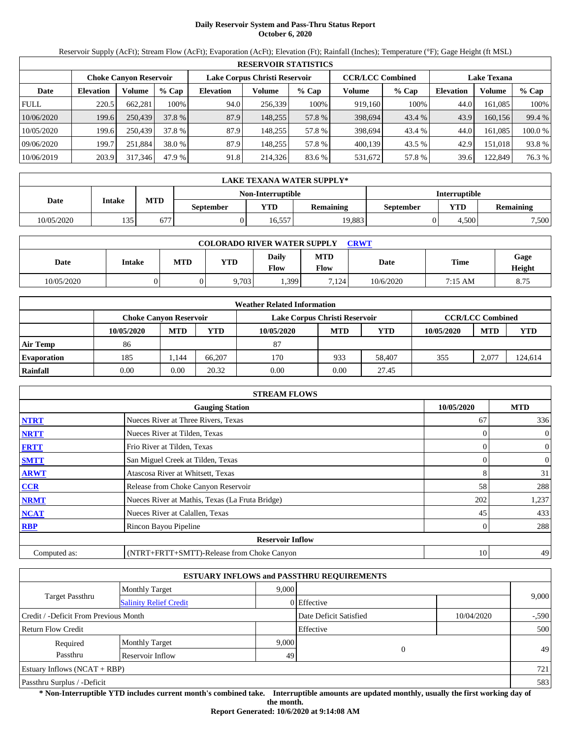# Daily Reservoir System and Pass-Thru Status Report
**October 6, 2020**

Reservoir Supply (AcFt); Stream Flow (AcFt); Evaporation (AcFt); Elevation (Ft); Rainfall (Inches); Temperature (°F); Gage Height (ft MSL)

| RESERVOIR STATISTICS | | | | | | | | | | | |
|---|---|---|---|---|---|---|---|---|---|---|---|
| | Choke Canyon Reservoir | | | Lake Corpus Christi Reservoir | | | CCR/LCC Combined | | Lake Texana | | |
| Date | Elevation | Volume | % Cap | Elevation | Volume | % Cap | Volume | % Cap | Elevation | Volume | % Cap |
| FULL | 220.5 | 662,281 | 100% | 94.0 | 256,339 | 100% | 919,160 | 100% | 44.0 | 161,085 | 100% |
| 10/06/2020 | 199.6 | 250,439 | 37.8 % | 87.9 | 148,255 | 57.8 % | 398,694 | 43.4 % | 43.9 | 160,156 | 99.4 % |
| 10/05/2020 | 199.6 | 250,439 | 37.8 % | 87.9 | 148,255 | 57.8 % | 398,694 | 43.4 % | 44.0 | 161,085 | 100.0 % |
| 09/06/2020 | 199.7 | 251,884 | 38.0 % | 87.9 | 148,255 | 57.8 % | 400,139 | 43.5 % | 42.9 | 151,018 | 93.8 % |
| 10/06/2019 | 203.9 | 317,346 | 47.9 % | 91.8 | 214,326 | 83.6 % | 531,672 | 57.8 % | 39.6 | 122,849 | 76.3 % |

| LAKE TEXANA WATER SUPPLY* | | | | | | | |
|---|---|---|---|---|---|---|---|
| | | | Non-Interruptible | | | Interruptible | | |
| Date | Intake | MTD | September | YTD | Remaining | September | YTD | Remaining |
| 10/05/2020 | 135 | 677 | 0 | 16,557 | 19,883 | 0 | 4,500 | 7,500 |

| COLORADO RIVER WATER SUPPLY CRWT | | | | | | | | |
|---|---|---|---|---|---|---|---|---|
| Date | Intake | MTD | YTD | Daily Flow | MTD Flow | Date | Time | Gage Height |
| 10/05/2020 | 0 | 0 | 9,703 | 1,399 | 7,124 | 10/6/2020 | 7:15 AM | 8.75 |

| Weather Related Information | | | | | | | | | |
|---|---|---|---|---|---|---|---|---|---|
| | Choke Canyon Reservoir | | | Lake Corpus Christi Reservoir | | | CCR/LCC Combined | | |
| | 10/05/2020 | MTD | YTD | 10/05/2020 | MTD | YTD | 10/05/2020 | MTD | YTD |
| Air Temp | 86 | | | 87 | | | | | |
| Evaporation | 185 | 1,144 | 66,207 | 170 | 933 | 58,407 | 355 | 2,077 | 124,614 |
| Rainfall | 0.00 | 0.00 | 20.32 | 0.00 | 0.00 | 27.45 | | | |

| STREAM FLOWS | | | |
|---|---|---|---|
| | Gauging Station | 10/05/2020 | MTD |
| NTRT | Nueces River at Three Rivers, Texas | 67 | 336 |
| NRTT | Nueces River at Tilden, Texas | 0 | 0 |
| FRTT | Frio River at Tilden, Texas | 0 | 0 |
| SMTT | San Miguel Creek at Tilden, Texas | 0 | 0 |
| ARWT | Atascosa River at Whitsett, Texas | 8 | 31 |
| CCR | Release from Choke Canyon Reservoir | 58 | 288 |
| NRMT | Nueces River at Mathis, Texas (La Fruta Bridge) | 202 | 1,237 |
| NCAT | Nueces River at Calallen, Texas | 45 | 433 |
| RBP | Rincon Bayou Pipeline | 0 | 288 |
| **Reservoir Inflow** | | | |
| Computed as: | (NTRT+FRTT+SMTT)-Release from Choke Canyon | 10 | 49 |

| ESTUARY INFLOWS and PASSTHRU REQUIREMENTS | | | | | |
|---|---|---|---|---|---|
| Target Passthru | Monthly Target | 9,000 | | | 9,000 |
| | Salinity Relief Credit | 0 | Effective | | |
| Credit / -Deficit From Previous Month | | | Date Deficit Satisfied | 10/04/2020 | -,590 |
| Return Flow Credit | | | Effective | | 500 |
| Required Passthru | Monthly Target | 9,000 | 0 | | 49 |
| | Reservoir Inflow | 49 | | | |
| Estuary Inflows (NCAT + RBP) | | | | | 721 |
| Passthru Surplus / -Deficit | | | | | 583 |

**\* Non-Interruptible YTD includes current month's combined take. Interruptible amounts are updated monthly, usually the first working day of the month.**

**Report Generated: 10/6/2020 at 9:14:08 AM**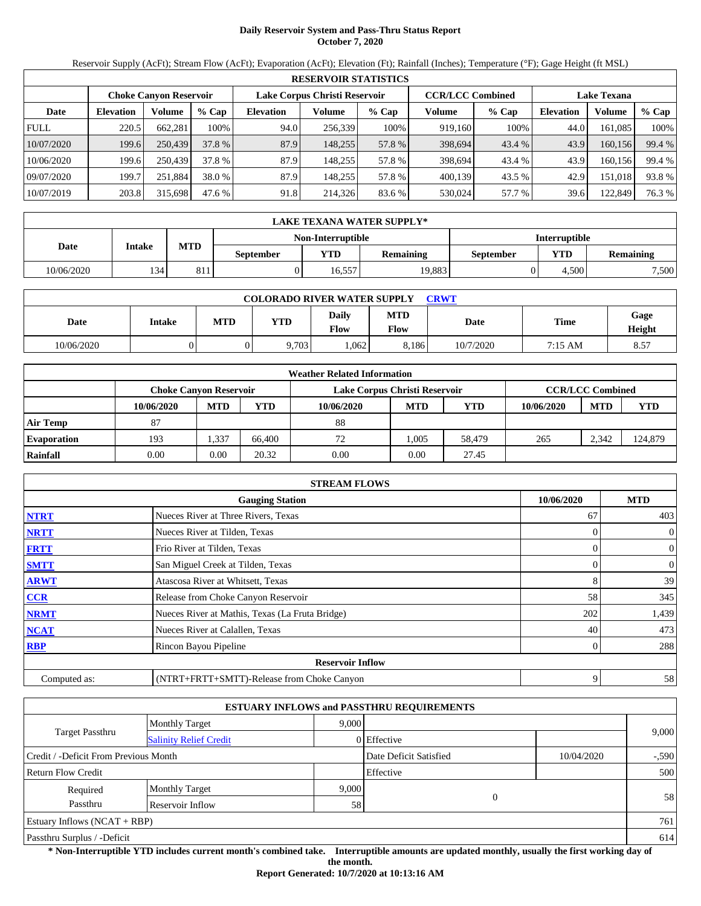# Daily Reservoir System and Pass-Thru Status Report
## October 7, 2020

Reservoir Supply (AcFt); Stream Flow (AcFt); Evaporation (AcFt); Elevation (Ft); Rainfall (Inches); Temperature (°F); Gage Height (ft MSL)

| RESERVOIR STATISTICS | | | | | | | | | | | |
|---|---|---|---|---|---|---|---|---|---|---|---|
| | Choke Canyon Reservoir | | | Lake Corpus Christi Reservoir | | | CCR/LCC Combined | | Lake Texana | | |
| Date | Elevation | Volume | % Cap | Elevation | Volume | % Cap | Volume | % Cap | Elevation | Volume | % Cap |
| FULL | 220.5 | 662,281 | 100% | 94.0 | 256,339 | 100% | 919,160 | 100% | 44.0 | 161,085 | 100% |
| 10/07/2020 | 199.6 | 250,439 | 37.8 % | 87.9 | 148,255 | 57.8 % | 398,694 | 43.4 % | 43.9 | 160,156 | 99.4 % |
| 10/06/2020 | 199.6 | 250,439 | 37.8 % | 87.9 | 148,255 | 57.8 % | 398,694 | 43.4 % | 43.9 | 160,156 | 99.4 % |
| 09/07/2020 | 199.7 | 251,884 | 38.0 % | 87.9 | 148,255 | 57.8 % | 400,139 | 43.5 % | 42.9 | 151,018 | 93.8 % |
| 10/07/2019 | 203.8 | 315,698 | 47.6 % | 91.8 | 214,326 | 83.6 % | 530,024 | 57.7 % | 39.6 | 122,849 | 76.3 % |

| LAKE TEXANA WATER SUPPLY* | | | | | | | |
|---|---|---|---|---|---|---|---|
| Date | Intake | MTD | Non-Interruptible | | | Interruptible | | |
| | | | September | YTD | Remaining | September | YTD | Remaining |
| 10/06/2020 | 134 | 811 | 0 | 16,557 | 19,883 | 0 | 4,500 | 7,500 |

| COLORADO RIVER WATER SUPPLY CRWT | | | | | | | | |
|---|---|---|---|---|---|---|---|---|
| Date | Intake | MTD | YTD | Daily Flow | MTD Flow | Date | Time | Gage Height |
| 10/06/2020 | 0 | 0 | 9,703 | 1,062 | 8,186 | 10/7/2020 | 7:15 AM | 8.57 |

| Weather Related Information | | | | | | | | | |
|---|---|---|---|---|---|---|---|---|---|
| | Choke Canyon Reservoir | | | Lake Corpus Christi Reservoir | | | CCR/LCC Combined | | |
| | 10/06/2020 | MTD | YTD | 10/06/2020 | MTD | YTD | 10/06/2020 | MTD | YTD |
| Air Temp | 87 | | | 88 | | | | | |
| Evaporation | 193 | 1,337 | 66,400 | 72 | 1,005 | 58,479 | 265 | 2,342 | 124,879 |
| Rainfall | 0.00 | 0.00 | 20.32 | 0.00 | 0.00 | 27.45 | | | |

| STREAM FLOWS | | | |
|---|---|---|---|
| | Gauging Station | 10/06/2020 | MTD |
| NTRT | Nueces River at Three Rivers, Texas | 67 | 403 |
| NRTT | Nueces River at Tilden, Texas | 0 | 0 |
| FRTT | Frio River at Tilden, Texas | 0 | 0 |
| SMTT | San Miguel Creek at Tilden, Texas | 0 | 0 |
| ARWT | Atascosa River at Whitsett, Texas | 8 | 39 |
| CCR | Release from Choke Canyon Reservoir | 58 | 345 |
| NRMT | Nueces River at Mathis, Texas (La Fruta Bridge) | 202 | 1,439 |
| NCAT | Nueces River at Calallen, Texas | 40 | 473 |
| RBP | Rincon Bayou Pipeline | 0 | 288 |
| **Reservoir Inflow** | | | |
| Computed as: | (NTRT+FRTT+SMTT)-Release from Choke Canyon | 9 | 58 |

| ESTUARY INFLOWS and PASSTHRU REQUIREMENTS | | | | | |
|---|---|---|---|---|---|
| Target Passthru | Monthly Target | 9,000 | | | 9,000 |
| | Salinity Relief Credit | 0 | Effective | | |
| Credit / -Deficit From Previous Month | | | Date Deficit Satisfied | 10/04/2020 | -,590 |
| Return Flow Credit | | | Effective | | 500 |
| Required Passthru | Monthly Target | 9,000 | 0 | | 58 |
| | Reservoir Inflow | 58 | | | |
| Estuary Inflows (NCAT + RBP) | | | | | 761 |
| Passthru Surplus / -Deficit | | | | | 614 |

**\* Non-Interruptible YTD includes current month's combined take. Interruptible amounts are updated monthly, usually the first working day of the month.**

**Report Generated: 10/7/2020 at 10:13:16 AM**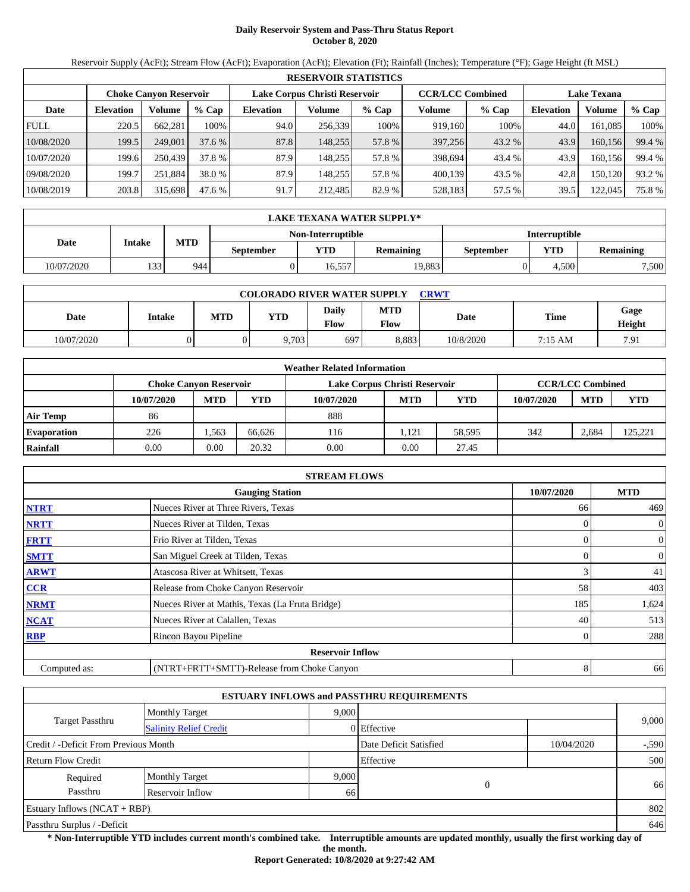# Daily Reservoir System and Pass-Thru Status Report
## October 8, 2020

Reservoir Supply (AcFt); Stream Flow (AcFt); Evaporation (AcFt); Elevation (Ft); Rainfall (Inches); Temperature (°F); Gage Height (ft MSL)

| RESERVOIR STATISTICS | | | | | | | | | | | |
|---|---|---|---|---|---|---|---|---|---|---|---|
| | Choke Canyon Reservoir | | | Lake Corpus Christi Reservoir | | | CCR/LCC Combined | | Lake Texana | | |
| Date | Elevation | Volume | % Cap | Elevation | Volume | % Cap | Volume | % Cap | Elevation | Volume | % Cap |
| FULL | 220.5 | 662,281 | 100% | 94.0 | 256,339 | 100% | 919,160 | 100% | 44.0 | 161,085 | 100% |
| 10/08/2020 | 199.5 | 249,001 | 37.6 % | 87.8 | 148,255 | 57.8 % | 397,256 | 43.2 % | 43.9 | 160,156 | 99.4 % |
| 10/07/2020 | 199.6 | 250,439 | 37.8 % | 87.9 | 148,255 | 57.8 % | 398,694 | 43.4 % | 43.9 | 160,156 | 99.4 % |
| 09/08/2020 | 199.7 | 251,884 | 38.0 % | 87.9 | 148,255 | 57.8 % | 400,139 | 43.5 % | 42.8 | 150,120 | 93.2 % |
| 10/08/2019 | 203.8 | 315,698 | 47.6 % | 91.7 | 212,485 | 82.9 % | 528,183 | 57.5 % | 39.5 | 122,045 | 75.8 % |

| LAKE TEXANA WATER SUPPLY* | | | | | | | |
|---|---|---|---|---|---|---|---|
| Date | Intake | MTD | Non-Interruptible | | | Interruptible | |
| | | | September | YTD | Remaining | September | YTD | Remaining |
| 10/07/2020 | 133 | 944 | 0 | 16,557 | 19,883 | 0 | 4,500 | 7,500 |

| COLORADO RIVER WATER SUPPLY CRWT | | | | | | | | |
|---|---|---|---|---|---|---|---|---|
| Date | Intake | MTD | YTD | Daily Flow | MTD Flow | Date | Time | Gage Height |
| 10/07/2020 | 0 | 0 | 9,703 | 697 | 8,883 | 10/8/2020 | 7:15 AM | 7.91 |

| Weather Related Information | | | | | | | | | |
|---|---|---|---|---|---|---|---|---|---|
| | Choke Canyon Reservoir | | | Lake Corpus Christi Reservoir | | | CCR/LCC Combined | | |
| | 10/07/2020 | MTD | YTD | 10/07/2020 | MTD | YTD | 10/07/2020 | MTD | YTD |
| Air Temp | 86 | | | 888 | | | | | |
| Evaporation | 226 | 1,563 | 66,626 | 116 | 1,121 | 58,595 | 342 | 2,684 | 125,221 |
| Rainfall | 0.00 | 0.00 | 20.32 | 0.00 | 0.00 | 27.45 | | | |

| STREAM FLOWS | | | |
|---|---|---|---|
| | Gauging Station | 10/07/2020 | MTD |
| NTRT | Nueces River at Three Rivers, Texas | 66 | 469 |
| NRTT | Nueces River at Tilden, Texas | 0 | 0 |
| FRTT | Frio River at Tilden, Texas | 0 | 0 |
| SMTT | San Miguel Creek at Tilden, Texas | 0 | 0 |
| ARWT | Atascosa River at Whitsett, Texas | 3 | 41 |
| CCR | Release from Choke Canyon Reservoir | 58 | 403 |
| NRMT | Nueces River at Mathis, Texas (La Fruta Bridge) | 185 | 1,624 |
| NCAT | Nueces River at Calallen, Texas | 40 | 513 |
| RBP | Rincon Bayou Pipeline | 0 | 288 |
| | Reservoir Inflow | | |
| Computed as: | (NTRT+FRTT+SMTT)-Release from Choke Canyon | 8 | 66 |

| ESTUARY INFLOWS and PASSTHRU REQUIREMENTS | | | | | |
|---|---|---|---|---|---|
| Target Passthru | Monthly Target | 9,000 | | | 9,000 |
| | Salinity Relief Credit | 0 | Effective | | |
| Credit / -Deficit From Previous Month | | | Date Deficit Satisfied | 10/04/2020 | -,590 |
| Return Flow Credit | | | Effective | | 500 |
| Required Passthru | Monthly Target | 9,000 | 0 | | 66 |
| | Reservoir Inflow | 66 | | | |
| Estuary Inflows (NCAT + RBP) | | | | | 802 |
| Passthru Surplus / -Deficit | | | | | 646 |

**\* Non-Interruptible YTD includes current month's combined take. Interruptible amounts are updated monthly, usually the first working day of the month.**

**Report Generated: 10/8/2020 at 9:27:42 AM**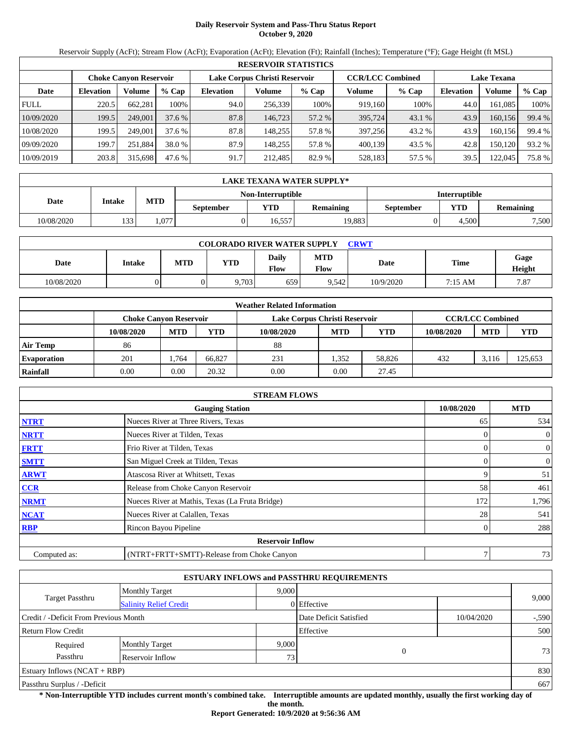# Daily Reservoir System and Pass-Thru Status Report
## October 9, 2020

Reservoir Supply (AcFt); Stream Flow (AcFt); Evaporation (AcFt); Elevation (Ft); Rainfall (Inches); Temperature (°F); Gage Height (ft MSL)

| RESERVOIR STATISTICS | | | | | | | | | | | |
|---|---|---|---|---|---|---|---|---|---|---|---|
| | Choke Canyon Reservoir | | | Lake Corpus Christi Reservoir | | | CCR/LCC Combined | | Lake Texana | | |
| Date | Elevation | Volume | % Cap | Elevation | Volume | % Cap | Volume | % Cap | Elevation | Volume | % Cap |
| FULL | 220.5 | 662,281 | 100% | 94.0 | 256,339 | 100% | 919,160 | 100% | 44.0 | 161,085 | 100% |
| 10/09/2020 | 199.5 | 249,001 | 37.6 % | 87.8 | 146,723 | 57.2 % | 395,724 | 43.1 % | 43.9 | 160,156 | 99.4 % |
| 10/08/2020 | 199.5 | 249,001 | 37.6 % | 87.8 | 148,255 | 57.8 % | 397,256 | 43.2 % | 43.9 | 160,156 | 99.4 % |
| 09/09/2020 | 199.7 | 251,884 | 38.0 % | 87.9 | 148,255 | 57.8 % | 400,139 | 43.5 % | 42.8 | 150,120 | 93.2 % |
| 10/09/2019 | 203.8 | 315,698 | 47.6 % | 91.7 | 212,485 | 82.9 % | 528,183 | 57.5 % | 39.5 | 122,045 | 75.8 % |

| LAKE TEXANA WATER SUPPLY* | | | | | | | |
|---|---|---|---|---|---|---|---|
| Date | Intake | MTD | Non-Interruptible | | | Interruptible | | |
| | | | September | YTD | Remaining | September | YTD | Remaining |
| 10/08/2020 | 133 | 1,077 | 0 | 16,557 | 19,883 | 0 | 4,500 | 7,500 |

| COLORADO RIVER WATER SUPPLY CRWT | | | | | | | | |
|---|---|---|---|---|---|---|---|---|
| Date | Intake | MTD | YTD | Daily Flow | MTD Flow | Date | Time | Gage Height |
| 10/08/2020 | 0 | 0 | 9,703 | 659 | 9,542 | 10/9/2020 | 7:15 AM | 7.87 |

| Weather Related Information | | | | | | | | | |
|---|---|---|---|---|---|---|---|---|---|
| | Choke Canyon Reservoir | | | Lake Corpus Christi Reservoir | | | CCR/LCC Combined | | |
| | 10/08/2020 | MTD | YTD | 10/08/2020 | MTD | YTD | 10/08/2020 | MTD | YTD |
| Air Temp | 86 | | | 88 | | | | | |
| Evaporation | 201 | 1,764 | 66,827 | 231 | 1,352 | 58,826 | 432 | 3,116 | 125,653 |
| Rainfall | 0.00 | 0.00 | 20.32 | 0.00 | 0.00 | 27.45 | | | |

| STREAM FLOWS | | | |
|---|---|---|---|
| | Gauging Station | 10/08/2020 | MTD |
| NTRT | Nueces River at Three Rivers, Texas | 65 | 534 |
| NRTT | Nueces River at Tilden, Texas | 0 | 0 |
| FRTT | Frio River at Tilden, Texas | 0 | 0 |
| SMTT | San Miguel Creek at Tilden, Texas | 0 | 0 |
| ARWT | Atascosa River at Whitsett, Texas | 9 | 51 |
| CCR | Release from Choke Canyon Reservoir | 58 | 461 |
| NRMT | Nueces River at Mathis, Texas (La Fruta Bridge) | 172 | 1,796 |
| NCAT | Nueces River at Calallen, Texas | 28 | 541 |
| RBP | Rincon Bayou Pipeline | 0 | 288 |
| | **Reservoir Inflow** | | |
| Computed as: | (NTRT+FRTT+SMTT)-Release from Choke Canyon | 7 | 73 |

| ESTUARY INFLOWS and PASSTHRU REQUIREMENTS | | | | | |
|---|---|---|---|---|---|
| Target Passthru | Monthly Target | 9,000 | | | 9,000 |
| | Salinity Relief Credit | 0 | Effective | | |
| Credit / -Deficit From Previous Month | | | Date Deficit Satisfied | 10/04/2020 | -,590 |
| Return Flow Credit | | | Effective | | 500 |
| Required Passthru | Monthly Target | 9,000 | 0 | | 73 |
| | Reservoir Inflow | 73 | | | |
| Estuary Inflows (NCAT + RBP) | | | | | 830 |
| Passthru Surplus / -Deficit | | | | | 667 |

**\* Non-Interruptible YTD includes current month's combined take. Interruptible amounts are updated monthly, usually the first working day of the month.**

**Report Generated: 10/9/2020 at 9:56:36 AM**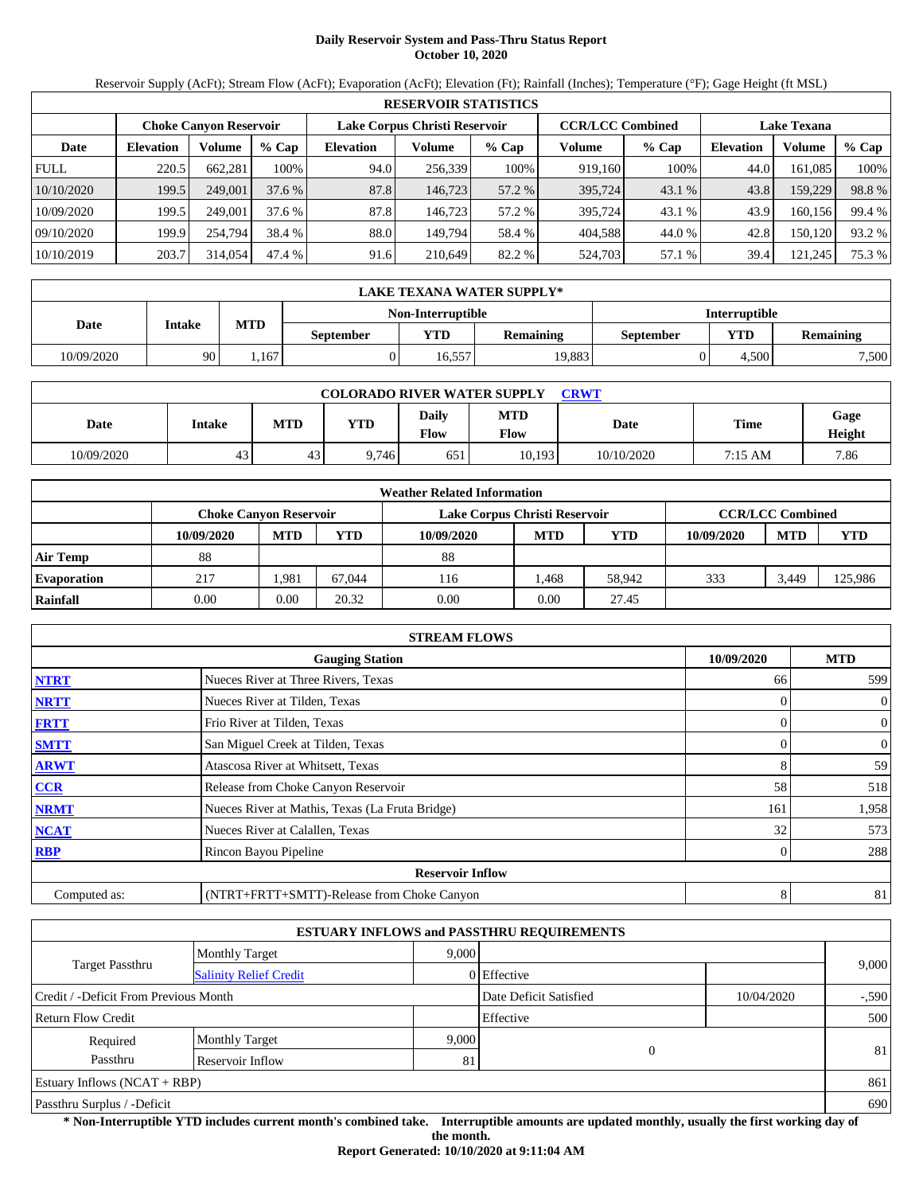# Daily Reservoir System and Pass-Thru Status Report
## October 10, 2020

Reservoir Supply (AcFt); Stream Flow (AcFt); Evaporation (AcFt); Elevation (Ft); Rainfall (Inches); Temperature (°F); Gage Height (ft MSL)

| RESERVOIR STATISTICS | | | | | | | | | | | |
|---|---|---|---|---|---|---|---|---|---|---|---|
| | Choke Canyon Reservoir | | | Lake Corpus Christi Reservoir | | | CCR/LCC Combined | | Lake Texana | | |
| Date | Elevation | Volume | % Cap | Elevation | Volume | % Cap | Volume | % Cap | Elevation | Volume | % Cap |
| FULL | 220.5 | 662,281 | 100% | 94.0 | 256,339 | 100% | 919,160 | 100% | 44.0 | 161,085 | 100% |
| 10/10/2020 | 199.5 | 249,001 | 37.6 % | 87.8 | 146,723 | 57.2 % | 395,724 | 43.1 % | 43.8 | 159,229 | 98.8 % |
| 10/09/2020 | 199.5 | 249,001 | 37.6 % | 87.8 | 146,723 | 57.2 % | 395,724 | 43.1 % | 43.9 | 160,156 | 99.4 % |
| 09/10/2020 | 199.9 | 254,794 | 38.4 % | 88.0 | 149,794 | 58.4 % | 404,588 | 44.0 % | 42.8 | 150,120 | 93.2 % |
| 10/10/2019 | 203.7 | 314,054 | 47.4 % | 91.6 | 210,649 | 82.2 % | 524,703 | 57.1 % | 39.4 | 121,245 | 75.3 % |

| LAKE TEXANA WATER SUPPLY* | | | | | | | |
|---|---|---|---|---|---|---|---|
| Date | Intake | MTD | Non-Interruptible | | | Interruptible | | |
| | | | September | YTD | Remaining | September | YTD | Remaining |
| 10/09/2020 | 90 | 1,167 | 0 | 16,557 | 19,883 | 0 | 4,500 | 7,500 |

| COLORADO RIVER WATER SUPPLY CRWT | | | | | | | | |
|---|---|---|---|---|---|---|---|---|
| Date | Intake | MTD | YTD | Daily Flow | MTD Flow | Date | Time | Gage Height |
| 10/09/2020 | 43 | 43 | 9,746 | 651 | 10,193 | 10/10/2020 | 7:15 AM | 7.86 |

| Weather Related Information | | | | | | | | | |
|---|---|---|---|---|---|---|---|---|---|
| | Choke Canyon Reservoir | | | Lake Corpus Christi Reservoir | | | CCR/LCC Combined | | |
| | 10/09/2020 | MTD | YTD | 10/09/2020 | MTD | YTD | 10/09/2020 | MTD | YTD |
| Air Temp | 88 | | | 88 | | | | | |
| Evaporation | 217 | 1,981 | 67,044 | 116 | 1,468 | 58,942 | 333 | 3,449 | 125,986 |
| Rainfall | 0.00 | 0.00 | 20.32 | 0.00 | 0.00 | 27.45 | | | |

| STREAM FLOWS | | | |
|---|---|---|---|
| | Gauging Station | 10/09/2020 | MTD |
| NTRT | Nueces River at Three Rivers, Texas | 66 | 599 |
| NRTT | Nueces River at Tilden, Texas | 0 | 0 |
| FRTT | Frio River at Tilden, Texas | 0 | 0 |
| SMTT | San Miguel Creek at Tilden, Texas | 0 | 0 |
| ARWT | Atascosa River at Whitsett, Texas | 8 | 59 |
| CCR | Release from Choke Canyon Reservoir | 58 | 518 |
| NRMT | Nueces River at Mathis, Texas (La Fruta Bridge) | 161 | 1,958 |
| NCAT | Nueces River at Calallen, Texas | 32 | 573 |
| RBP | Rincon Bayou Pipeline | 0 | 288 |
| | Reservoir Inflow | | |
| Computed as: | (NTRT+FRTT+SMTT)-Release from Choke Canyon | 8 | 81 |

| ESTUARY INFLOWS and PASSTHRU REQUIREMENTS | | | | | |
|---|---|---|---|---|---|
| Target Passthru | Monthly Target | 9,000 | | | 9,000 |
| | Salinity Relief Credit | 0 | Effective | | |
| Credit / -Deficit From Previous Month | | | Date Deficit Satisfied | 10/04/2020 | -,590 |
| Return Flow Credit | | | Effective | | 500 |
| Required Passthru | Monthly Target | 9,000 | 0 | | 81 |
| | Reservoir Inflow | 81 | | | |
| Estuary Inflows (NCAT + RBP) | | | | | 861 |
| Passthru Surplus / -Deficit | | | | | 690 |

**\* Non-Interruptible YTD includes current month's combined take. Interruptible amounts are updated monthly, usually the first working day of the month.**

**Report Generated: 10/10/2020 at 9:11:04 AM**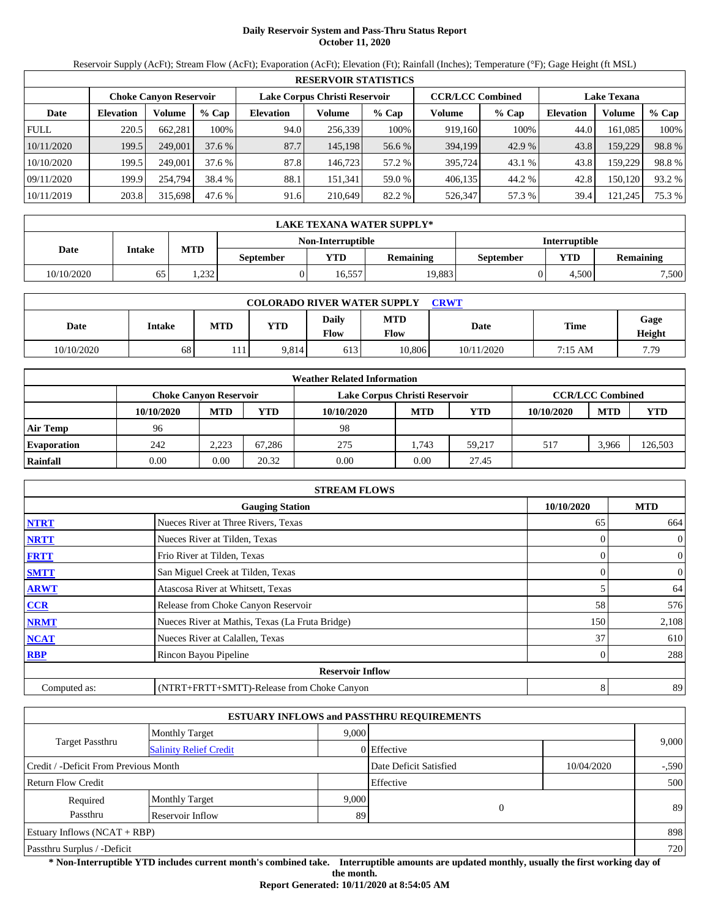# Daily Reservoir System and Pass-Thru Status Report
## October 11, 2020

Reservoir Supply (AcFt); Stream Flow (AcFt); Evaporation (AcFt); Elevation (Ft); Rainfall (Inches); Temperature (°F); Gage Height (ft MSL)

| RESERVOIR STATISTICS | | | | | | | | | | | |
|---|---|---|---|---|---|---|---|---|---|---|---|
| | Choke Canyon Reservoir | | | Lake Corpus Christi Reservoir | | | CCR/LCC Combined | | Lake Texana | | |
| Date | Elevation | Volume | % Cap | Elevation | Volume | % Cap | Volume | % Cap | Elevation | Volume | % Cap |
| FULL | 220.5 | 662,281 | 100% | 94.0 | 256,339 | 100% | 919,160 | 100% | 44.0 | 161,085 | 100% |
| 10/11/2020 | 199.5 | 249,001 | 37.6 % | 87.7 | 145,198 | 56.6 % | 394,199 | 42.9 % | 43.8 | 159,229 | 98.8 % |
| 10/10/2020 | 199.5 | 249,001 | 37.6 % | 87.8 | 146,723 | 57.2 % | 395,724 | 43.1 % | 43.8 | 159,229 | 98.8 % |
| 09/11/2020 | 199.9 | 254,794 | 38.4 % | 88.1 | 151,341 | 59.0 % | 406,135 | 44.2 % | 42.8 | 150,120 | 93.2 % |
| 10/11/2019 | 203.8 | 315,698 | 47.6 % | 91.6 | 210,649 | 82.2 % | 526,347 | 57.3 % | 39.4 | 121,245 | 75.3 % |

| LAKE TEXANA WATER SUPPLY* | | | | | | | |
|---|---|---|---|---|---|---|---|
| Date | Intake | MTD | Non-Interruptible | | | Interruptible | | |
| | | | September | YTD | Remaining | September | YTD | Remaining |
| 10/10/2020 | 65 | 1,232 | 0 | 16,557 | 19,883 | 0 | 4,500 | 7,500 |

| COLORADO RIVER WATER SUPPLY CRWT | | | | | | | | |
|---|---|---|---|---|---|---|---|---|
| Date | Intake | MTD | YTD | Daily Flow | MTD Flow | Date | Time | Gage Height |
| 10/10/2020 | 68 | 111 | 9,814 | 613 | 10,806 | 10/11/2020 | 7:15 AM | 7.79 |

| Weather Related Information | | | | | | | | | |
|---|---|---|---|---|---|---|---|---|---|
| | Choke Canyon Reservoir | | | Lake Corpus Christi Reservoir | | | CCR/LCC Combined | | |
| | 10/10/2020 | MTD | YTD | 10/10/2020 | MTD | YTD | 10/10/2020 | MTD | YTD |
| Air Temp | 96 | | | 98 | | | | | |
| Evaporation | 242 | 2,223 | 67,286 | 275 | 1,743 | 59,217 | 517 | 3,966 | 126,503 |
| Rainfall | 0.00 | 0.00 | 20.32 | 0.00 | 0.00 | 27.45 | | | |

| STREAM FLOWS | | | |
|---|---|---|---|
| | Gauging Station | 10/10/2020 | MTD |
| NTRT | Nueces River at Three Rivers, Texas | 65 | 664 |
| NRTT | Nueces River at Tilden, Texas | 0 | 0 |
| FRTT | Frio River at Tilden, Texas | 0 | 0 |
| SMTT | San Miguel Creek at Tilden, Texas | 0 | 0 |
| ARWT | Atascosa River at Whitsett, Texas | 5 | 64 |
| CCR | Release from Choke Canyon Reservoir | 58 | 576 |
| NRMT | Nueces River at Mathis, Texas (La Fruta Bridge) | 150 | 2,108 |
| NCAT | Nueces River at Calallen, Texas | 37 | 610 |
| RBP | Rincon Bayou Pipeline | 0 | 288 |
| | **Reservoir Inflow** | | |
| Computed as: | (NTRT+FRTT+SMTT)-Release from Choke Canyon | 8 | 89 |

| ESTUARY INFLOWS and PASSTHRU REQUIREMENTS | | | | | |
|---|---|---|---|---|---|
| Target Passthru | Monthly Target | 9,000 | | | 9,000 |
| | Salinity Relief Credit | 0 | Effective | | |
| Credit / -Deficit From Previous Month | | | Date Deficit Satisfied | 10/04/2020 | -,590 |
| Return Flow Credit | | | Effective | | 500 |
| Required Passthru | Monthly Target | 9,000 | 0 | | 89 |
| | Reservoir Inflow | 89 | | | |
| Estuary Inflows (NCAT + RBP) | | | | | 898 |
| Passthru Surplus / -Deficit | | | | | 720 |

**\* Non-Interruptible YTD includes current month's combined take. Interruptible amounts are updated monthly, usually the first working day of the month.**

**Report Generated: 10/11/2020 at 8:54:05 AM**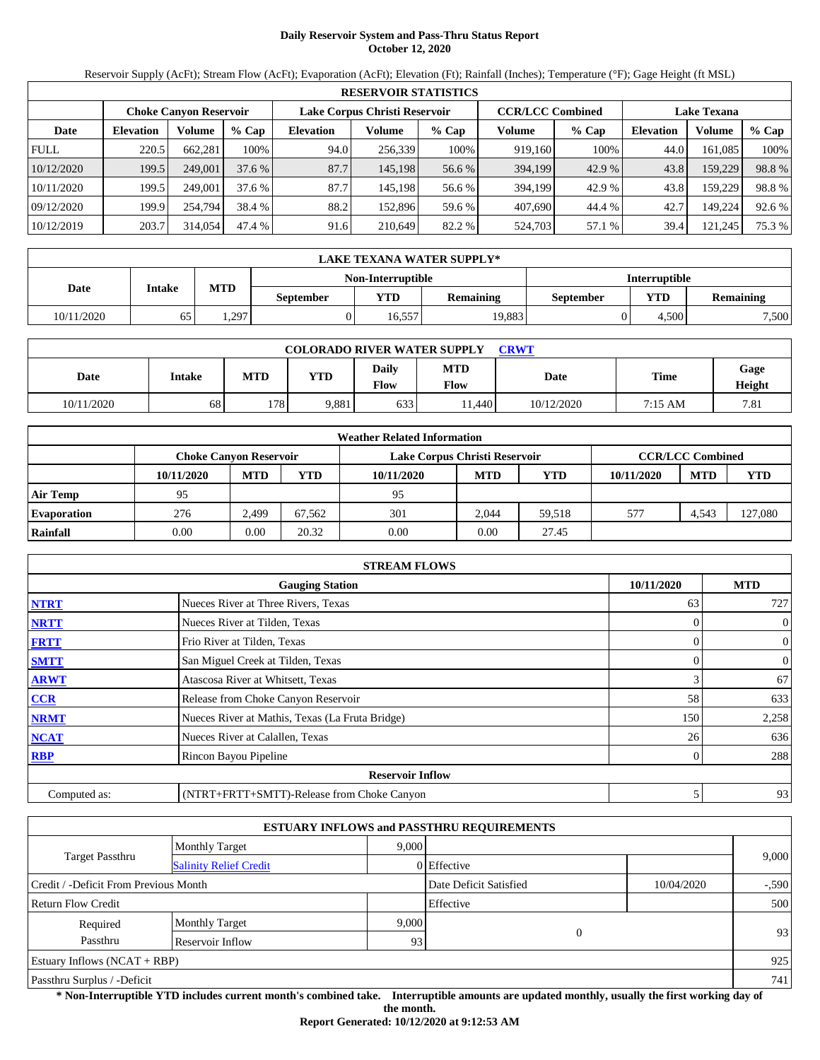# Daily Reservoir System and Pass-Thru Status Report
## October 12, 2020

Reservoir Supply (AcFt); Stream Flow (AcFt); Evaporation (AcFt); Elevation (Ft); Rainfall (Inches); Temperature (°F); Gage Height (ft MSL)

| RESERVOIR STATISTICS | | | | | | | | | | | |
|---|---|---|---|---|---|---|---|---|---|---|---|
| | Choke Canyon Reservoir | | | Lake Corpus Christi Reservoir | | | CCR/LCC Combined | | Lake Texana | | |
| Date | Elevation | Volume | % Cap | Elevation | Volume | % Cap | Volume | % Cap | Elevation | Volume | % Cap |
| FULL | 220.5 | 662,281 | 100% | 94.0 | 256,339 | 100% | 919,160 | 100% | 44.0 | 161,085 | 100% |
| 10/12/2020 | 199.5 | 249,001 | 37.6 % | 87.7 | 145,198 | 56.6 % | 394,199 | 42.9 % | 43.8 | 159,229 | 98.8 % |
| 10/11/2020 | 199.5 | 249,001 | 37.6 % | 87.7 | 145,198 | 56.6 % | 394,199 | 42.9 % | 43.8 | 159,229 | 98.8 % |
| 09/12/2020 | 199.9 | 254,794 | 38.4 % | 88.2 | 152,896 | 59.6 % | 407,690 | 44.4 % | 42.7 | 149,224 | 92.6 % |
| 10/12/2019 | 203.7 | 314,054 | 47.4 % | 91.6 | 210,649 | 82.2 % | 524,703 | 57.1 % | 39.4 | 121,245 | 75.3 % |

| LAKE TEXANA WATER SUPPLY* | | | | | | | |
|---|---|---|---|---|---|---|---|
| Date | Intake | MTD | Non-Interruptible | | | Interruptible | | |
| | | | September | YTD | Remaining | September | YTD | Remaining |
| 10/11/2020 | 65 | 1,297 | 0 | 16,557 | 19,883 | 0 | 4,500 | 7,500 |

| COLORADO RIVER WATER SUPPLY CRWT | | | | | | | | |
|---|---|---|---|---|---|---|---|---|
| Date | Intake | MTD | YTD | Daily Flow | MTD Flow | Date | Time | Gage Height |
| 10/11/2020 | 68 | 178 | 9,881 | 633 | 11,440 | 10/12/2020 | 7:15 AM | 7.81 |

| Weather Related Information | | | | | | | | | |
|---|---|---|---|---|---|---|---|---|---|
| | Choke Canyon Reservoir | | | Lake Corpus Christi Reservoir | | | CCR/LCC Combined | | |
| | 10/11/2020 | MTD | YTD | 10/11/2020 | MTD | YTD | 10/11/2020 | MTD | YTD |
| Air Temp | 95 | | | 95 | | | | | |
| Evaporation | 276 | 2,499 | 67,562 | 301 | 2,044 | 59,518 | 577 | 4,543 | 127,080 |
| Rainfall | 0.00 | 0.00 | 20.32 | 0.00 | 0.00 | 27.45 | | | |

| STREAM FLOWS | | | |
|---|---|---|---|
| | Gauging Station | 10/11/2020 | MTD |
| NTRT | Nueces River at Three Rivers, Texas | 63 | 727 |
| NRTT | Nueces River at Tilden, Texas | 0 | 0 |
| FRTT | Frio River at Tilden, Texas | 0 | 0 |
| SMTT | San Miguel Creek at Tilden, Texas | 0 | 0 |
| ARWT | Atascosa River at Whitsett, Texas | 3 | 67 |
| CCR | Release from Choke Canyon Reservoir | 58 | 633 |
| NRMT | Nueces River at Mathis, Texas (La Fruta Bridge) | 150 | 2,258 |
| NCAT | Nueces River at Calallen, Texas | 26 | 636 |
| RBP | Rincon Bayou Pipeline | 0 | 288 |
| | Reservoir Inflow | | |
| Computed as: | (NTRT+FRTT+SMTT)-Release from Choke Canyon | 5 | 93 |

| ESTUARY INFLOWS and PASSTHRU REQUIREMENTS | | | | | |
|---|---|---|---|---|---|
| Target Passthru | Monthly Target | 9,000 | | | 9,000 |
| | Salinity Relief Credit | 0 | Effective | | |
| Credit / -Deficit From Previous Month | | | Date Deficit Satisfied | 10/04/2020 | -,590 |
| Return Flow Credit | | | Effective | | 500 |
| Required Passthru | Monthly Target | 9,000 | 0 | | 93 |
| | Reservoir Inflow | 93 | | | |
| Estuary Inflows (NCAT + RBP) | | | | | 925 |
| Passthru Surplus / -Deficit | | | | | 741 |

**\* Non-Interruptible YTD includes current month's combined take. Interruptible amounts are updated monthly, usually the first working day of the month.**

**Report Generated: 10/12/2020 at 9:12:53 AM**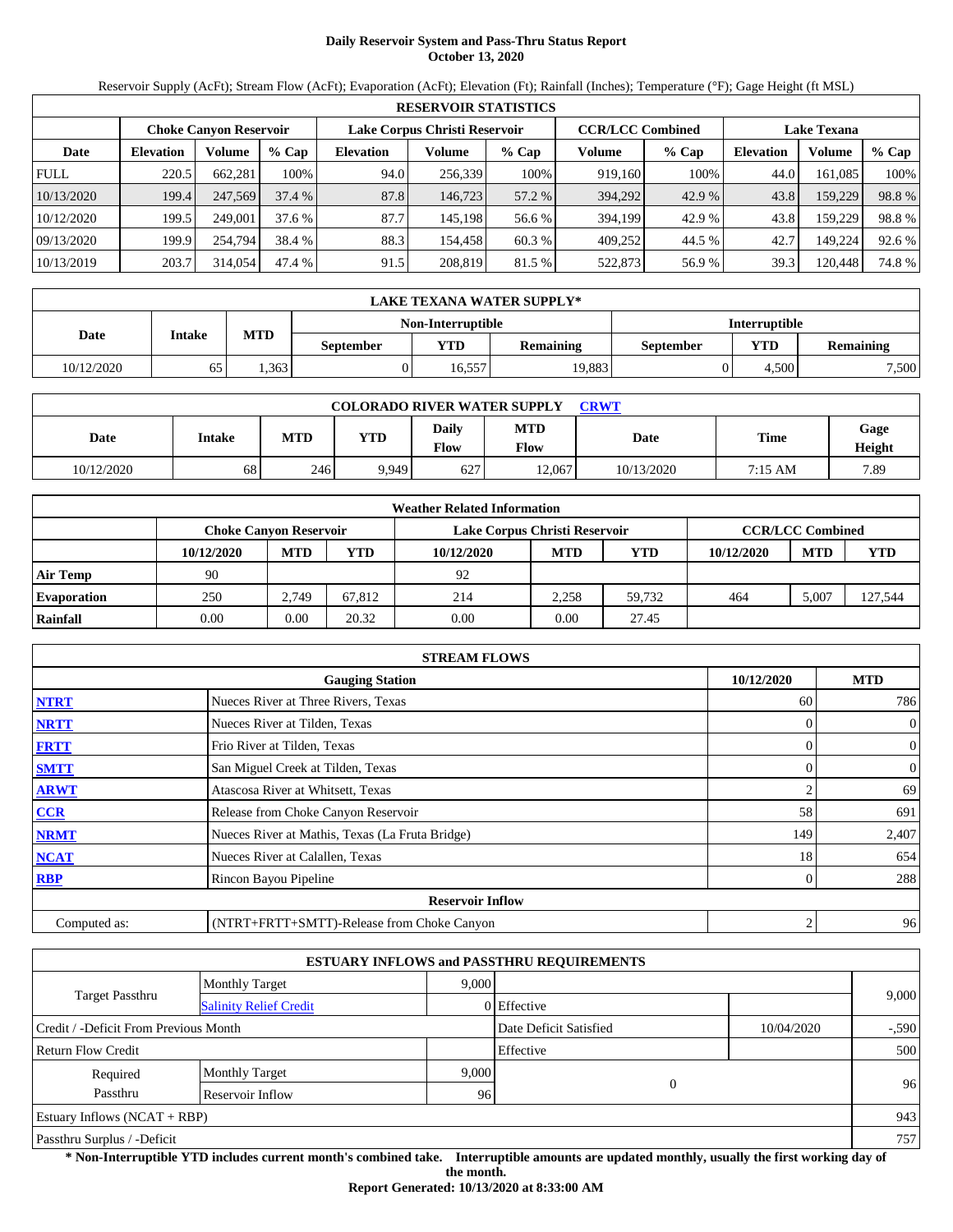# Daily Reservoir System and Pass-Thru Status Report
## October 13, 2020

Reservoir Supply (AcFt); Stream Flow (AcFt); Evaporation (AcFt); Elevation (Ft); Rainfall (Inches); Temperature (°F); Gage Height (ft MSL)

| RESERVOIR STATISTICS | | | | | | | | | | | |
|---|---|---|---|---|---|---|---|---|---|---|---|
| | Choke Canyon Reservoir | | | Lake Corpus Christi Reservoir | | | CCR/LCC Combined | | Lake Texana | | |
| Date | Elevation | Volume | % Cap | Elevation | Volume | % Cap | Volume | % Cap | Elevation | Volume | % Cap |
| FULL | 220.5 | 662,281 | 100% | 94.0 | 256,339 | 100% | 919,160 | 100% | 44.0 | 161,085 | 100% |
| 10/13/2020 | 199.4 | 247,569 | 37.4 % | 87.8 | 146,723 | 57.2 % | 394,292 | 42.9 % | 43.8 | 159,229 | 98.8 % |
| 10/12/2020 | 199.5 | 249,001 | 37.6 % | 87.7 | 145,198 | 56.6 % | 394,199 | 42.9 % | 43.8 | 159,229 | 98.8 % |
| 09/13/2020 | 199.9 | 254,794 | 38.4 % | 88.3 | 154,458 | 60.3 % | 409,252 | 44.5 % | 42.7 | 149,224 | 92.6 % |
| 10/13/2019 | 203.7 | 314,054 | 47.4 % | 91.5 | 208,819 | 81.5 % | 522,873 | 56.9 % | 39.3 | 120,448 | 74.8 % |

| LAKE TEXANA WATER SUPPLY* | | | | | | | |
|---|---|---|---|---|---|---|---|
| Date | Intake | MTD | Non-Interruptible | | | Interruptible | | |
| | | | September | YTD | Remaining | September | YTD | Remaining |
| 10/12/2020 | 65 | 1,363 | 0 | 16,557 | 19,883 | 0 | 4,500 | 7,500 |

| COLORADO RIVER WATER SUPPLY CRWT | | | | | | | | |
|---|---|---|---|---|---|---|---|---|
| Date | Intake | MTD | YTD | Daily Flow | MTD Flow | Date | Time | Gage Height |
| 10/12/2020 | 68 | 246 | 9,949 | 627 | 12,067 | 10/13/2020 | 7:15 AM | 7.89 |

| Weather Related Information | | | | | | | | | |
|---|---|---|---|---|---|---|---|---|---|
| | Choke Canyon Reservoir | | | Lake Corpus Christi Reservoir | | | CCR/LCC Combined | | |
| | 10/12/2020 | MTD | YTD | 10/12/2020 | MTD | YTD | 10/12/2020 | MTD | YTD |
| Air Temp | 90 | | | 92 | | | | | |
| Evaporation | 250 | 2,749 | 67,812 | 214 | 2,258 | 59,732 | 464 | 5,007 | 127,544 |
| Rainfall | 0.00 | 0.00 | 20.32 | 0.00 | 0.00 | 27.45 | | | |

| STREAM FLOWS | | | |
|---|---|---|---|
| | Gauging Station | 10/12/2020 | MTD |
| NTRT | Nueces River at Three Rivers, Texas | 60 | 786 |
| NRTT | Nueces River at Tilden, Texas | 0 | 0 |
| FRTT | Frio River at Tilden, Texas | 0 | 0 |
| SMTT | San Miguel Creek at Tilden, Texas | 0 | 0 |
| ARWT | Atascosa River at Whitsett, Texas | 2 | 69 |
| CCR | Release from Choke Canyon Reservoir | 58 | 691 |
| NRMT | Nueces River at Mathis, Texas (La Fruta Bridge) | 149 | 2,407 |
| NCAT | Nueces River at Calallen, Texas | 18 | 654 |
| RBP | Rincon Bayou Pipeline | 0 | 288 |
| | **Reservoir Inflow** | | |
| Computed as: | (NTRT+FRTT+SMTT)-Release from Choke Canyon | 2 | 96 |

| ESTUARY INFLOWS and PASSTHRU REQUIREMENTS | | | | | |
|---|---|---|---|---|---|
| Target Passthru | Monthly Target | 9,000 | | | 9,000 |
| | Salinity Relief Credit | 0 | Effective | | |
| Credit / -Deficit From Previous Month | | | Date Deficit Satisfied | 10/04/2020 | -,590 |
| Return Flow Credit | | | Effective | | 500 |
| Required Passthru | Monthly Target | 9,000 | 0 | | 96 |
| | Reservoir Inflow | 96 | | | |
| Estuary Inflows (NCAT + RBP) | | | | | 943 |
| Passthru Surplus / -Deficit | | | | | 757 |

**\* Non-Interruptible YTD includes current month's combined take. Interruptible amounts are updated monthly, usually the first working day of the month.**

**Report Generated: 10/13/2020 at 8:33:00 AM**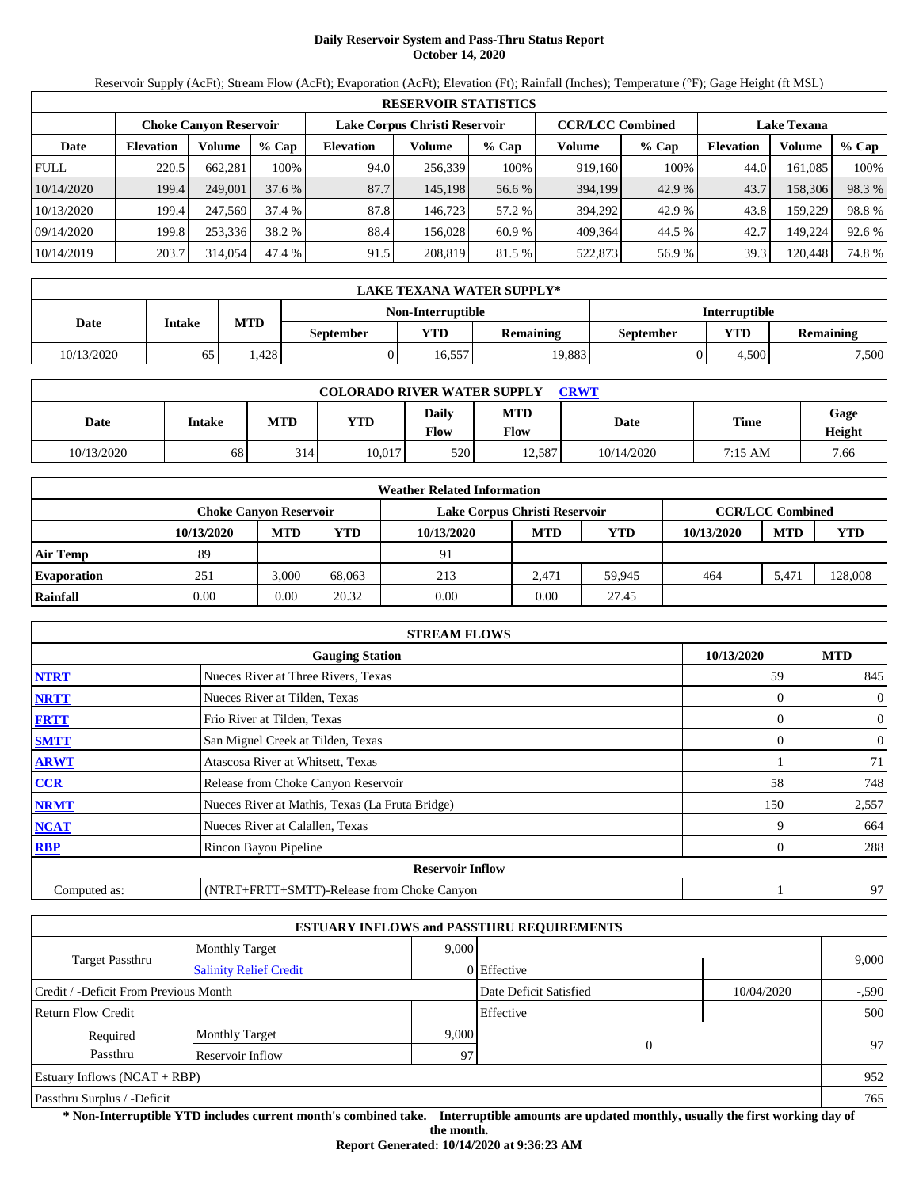# Daily Reservoir System and Pass-Thru Status Report
**October 14, 2020**

Reservoir Supply (AcFt); Stream Flow (AcFt); Evaporation (AcFt); Elevation (Ft); Rainfall (Inches); Temperature (°F); Gage Height (ft MSL)

| RESERVOIR STATISTICS | | | | | | | | | | | |
|---|---|---|---|---|---|---|---|---|---|---|---|
| | Choke Canyon Reservoir | | | Lake Corpus Christi Reservoir | | | CCR/LCC Combined | | Lake Texana | | |
| Date | Elevation | Volume | % Cap | Elevation | Volume | % Cap | Volume | % Cap | Elevation | Volume | % Cap |
| FULL | 220.5 | 662,281 | 100% | 94.0 | 256,339 | 100% | 919,160 | 100% | 44.0 | 161,085 | 100% |
| 10/14/2020 | 199.4 | 249,001 | 37.6 % | 87.7 | 145,198 | 56.6 % | 394,199 | 42.9 % | 43.7 | 158,306 | 98.3 % |
| 10/13/2020 | 199.4 | 247,569 | 37.4 % | 87.8 | 146,723 | 57.2 % | 394,292 | 42.9 % | 43.8 | 159,229 | 98.8 % |
| 09/14/2020 | 199.8 | 253,336 | 38.2 % | 88.4 | 156,028 | 60.9 % | 409,364 | 44.5 % | 42.7 | 149,224 | 92.6 % |
| 10/14/2019 | 203.7 | 314,054 | 47.4 % | 91.5 | 208,819 | 81.5 % | 522,873 | 56.9 % | 39.3 | 120,448 | 74.8 % |

| LAKE TEXANA WATER SUPPLY* | | | | | | | |
|---|---|---|---|---|---|---|---|
| Date | Intake | MTD | Non-Interruptible | | | Interruptible | |
| | | | September | YTD | Remaining | September | YTD | Remaining |
| 10/13/2020 | 65 | 1,428 | 0 | 16,557 | 19,883 | 0 | 4,500 | 7,500 |

| COLORADO RIVER WATER SUPPLY CRWT | | | | | | | | |
|---|---|---|---|---|---|---|---|---|
| Date | Intake | MTD | YTD | Daily Flow | MTD Flow | Date | Time | Gage Height |
| 10/13/2020 | 68 | 314 | 10,017 | 520 | 12,587 | 10/14/2020 | 7:15 AM | 7.66 |

| Weather Related Information | | | | | | | | | |
|---|---|---|---|---|---|---|---|---|---|
| | Choke Canyon Reservoir | | | Lake Corpus Christi Reservoir | | | CCR/LCC Combined | | |
| | 10/13/2020 | MTD | YTD | 10/13/2020 | MTD | YTD | 10/13/2020 | MTD | YTD |
| Air Temp | 89 | | | 91 | | | | | |
| Evaporation | 251 | 3,000 | 68,063 | 213 | 2,471 | 59,945 | 464 | 5,471 | 128,008 |
| Rainfall | 0.00 | 0.00 | 20.32 | 0.00 | 0.00 | 27.45 | | | |

| STREAM FLOWS | | | |
|---|---|---|---|
| | Gauging Station | 10/13/2020 | MTD |
| NTRT | Nueces River at Three Rivers, Texas | 59 | 845 |
| NRTT | Nueces River at Tilden, Texas | 0 | 0 |
| FRTT | Frio River at Tilden, Texas | 0 | 0 |
| SMTT | San Miguel Creek at Tilden, Texas | 0 | 0 |
| ARWT | Atascosa River at Whitsett, Texas | 1 | 71 |
| CCR | Release from Choke Canyon Reservoir | 58 | 748 |
| NRMT | Nueces River at Mathis, Texas (La Fruta Bridge) | 150 | 2,557 |
| NCAT | Nueces River at Calallen, Texas | 9 | 664 |
| RBP | Rincon Bayou Pipeline | 0 | 288 |
| | **Reservoir Inflow** | | |
| Computed as: | (NTRT+FRTT+SMTT)-Release from Choke Canyon | 1 | 97 |

| ESTUARY INFLOWS and PASSTHRU REQUIREMENTS | | | | | |
|---|---|---|---|---|---|
| Target Passthru | Monthly Target | 9,000 | | | 9,000 |
| | Salinity Relief Credit | 0 | Effective | | |
| Credit / -Deficit From Previous Month | | | Date Deficit Satisfied | 10/04/2020 | -,590 |
| Return Flow Credit | | | Effective | | 500 |
| Required Passthru | Monthly Target | 9,000 | 0 | | 97 |
| | Reservoir Inflow | 97 | | | |
| Estuary Inflows (NCAT + RBP) | | | | | 952 |
| Passthru Surplus / -Deficit | | | | | 765 |

**\* Non-Interruptible YTD includes current month's combined take. Interruptible amounts are updated monthly, usually the first working day of the month.**

**Report Generated: 10/14/2020 at 9:36:23 AM**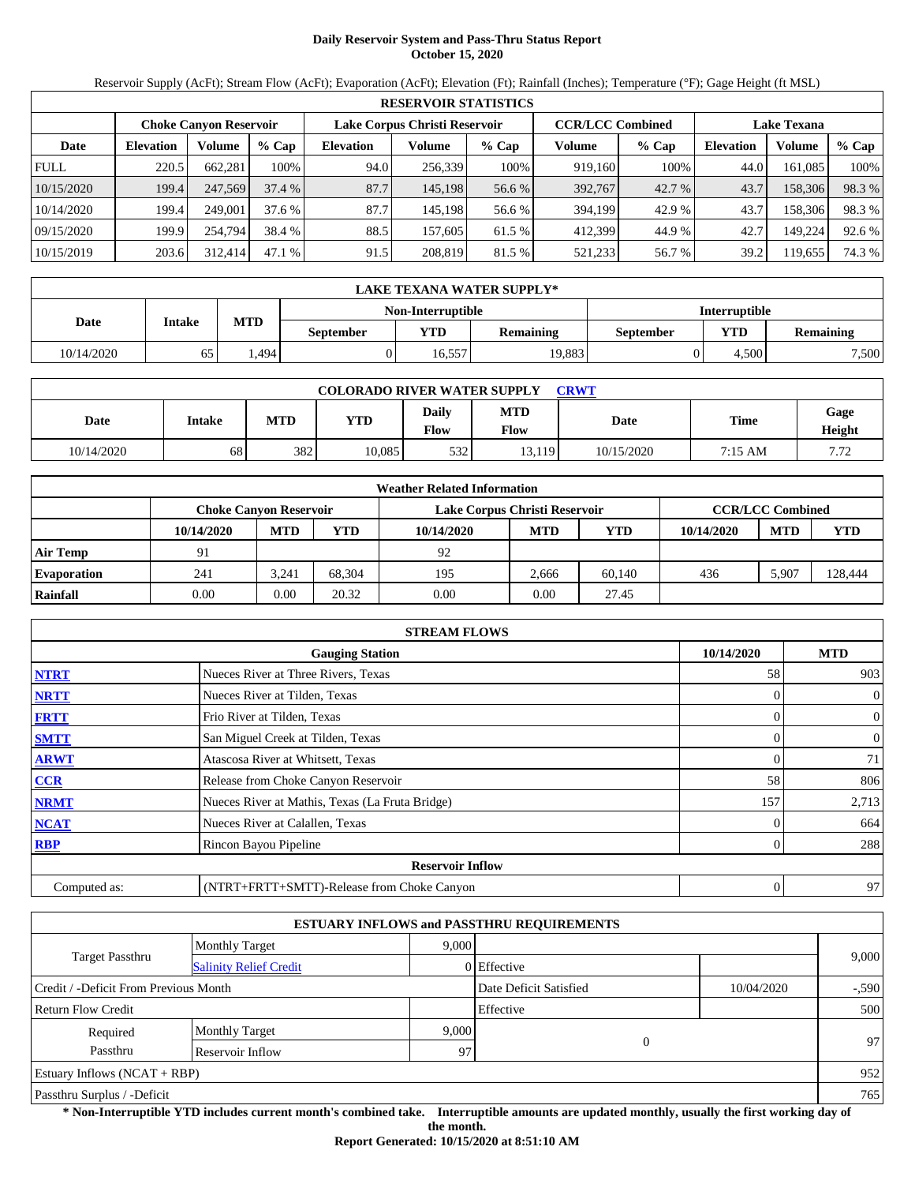# Daily Reservoir System and Pass-Thru Status Report
**October 15, 2020**

Reservoir Supply (AcFt); Stream Flow (AcFt); Evaporation (AcFt); Elevation (Ft); Rainfall (Inches); Temperature (°F); Gage Height (ft MSL)

| RESERVOIR STATISTICS | | | | | | | | | | | |
|---|---|---|---|---|---|---|---|---|---|---|---|
| | Choke Canyon Reservoir | | | Lake Corpus Christi Reservoir | | | CCR/LCC Combined | | Lake Texana | | |
| Date | Elevation | Volume | % Cap | Elevation | Volume | % Cap | Volume | % Cap | Elevation | Volume | % Cap |
| FULL | 220.5 | 662,281 | 100% | 94.0 | 256,339 | 100% | 919,160 | 100% | 44.0 | 161,085 | 100% |
| 10/15/2020 | 199.4 | 247,569 | 37.4 % | 87.7 | 145,198 | 56.6 % | 392,767 | 42.7 % | 43.7 | 158,306 | 98.3 % |
| 10/14/2020 | 199.4 | 249,001 | 37.6 % | 87.7 | 145,198 | 56.6 % | 394,199 | 42.9 % | 43.7 | 158,306 | 98.3 % |
| 09/15/2020 | 199.9 | 254,794 | 38.4 % | 88.5 | 157,605 | 61.5 % | 412,399 | 44.9 % | 42.7 | 149,224 | 92.6 % |
| 10/15/2019 | 203.6 | 312,414 | 47.1 % | 91.5 | 208,819 | 81.5 % | 521,233 | 56.7 % | 39.2 | 119,655 | 74.3 % |

| LAKE TEXANA WATER SUPPLY* | | | | | | | |
|---|---|---|---|---|---|---|---|
| Date | Intake | MTD | Non-Interruptible | | | Interruptible | | |
| | | | September | YTD | Remaining | September | YTD | Remaining |
| 10/14/2020 | 65 | 1,494 | 0 | 16,557 | 19,883 | 0 | 4,500 | 7,500 |

| COLORADO RIVER WATER SUPPLY CRWT | | | | | | | | |
|---|---|---|---|---|---|---|---|---|
| Date | Intake | MTD | YTD | Daily Flow | MTD Flow | Date | Time | Gage Height |
| 10/14/2020 | 68 | 382 | 10,085 | 532 | 13,119 | 10/15/2020 | 7:15 AM | 7.72 |

| Weather Related Information | | | | | | | | | |
|---|---|---|---|---|---|---|---|---|---|
| | Choke Canyon Reservoir | | | Lake Corpus Christi Reservoir | | | CCR/LCC Combined | | |
| | 10/14/2020 | MTD | YTD | 10/14/2020 | MTD | YTD | 10/14/2020 | MTD | YTD |
| Air Temp | 91 | | | 92 | | | | | |
| Evaporation | 241 | 3,241 | 68,304 | 195 | 2,666 | 60,140 | 436 | 5,907 | 128,444 |
| Rainfall | 0.00 | 0.00 | 20.32 | 0.00 | 0.00 | 27.45 | | | |

| STREAM FLOWS | | | |
|---|---|---|---|
| | Gauging Station | 10/14/2020 | MTD |
| NTRT | Nueces River at Three Rivers, Texas | 58 | 903 |
| NRTT | Nueces River at Tilden, Texas | 0 | 0 |
| FRTT | Frio River at Tilden, Texas | 0 | 0 |
| SMTT | San Miguel Creek at Tilden, Texas | 0 | 0 |
| ARWT | Atascosa River at Whitsett, Texas | 0 | 71 |
| CCR | Release from Choke Canyon Reservoir | 58 | 806 |
| NRMT | Nueces River at Mathis, Texas (La Fruta Bridge) | 157 | 2,713 |
| NCAT | Nueces River at Calallen, Texas | 0 | 664 |
| RBP | Rincon Bayou Pipeline | 0 | 288 |
| | **Reservoir Inflow** | | |
| Computed as: | (NTRT+FRTT+SMTT)-Release from Choke Canyon | 0 | 97 |

| ESTUARY INFLOWS and PASSTHRU REQUIREMENTS | | | | | |
|---|---|---|---|---|---|
| Target Passthru | Monthly Target | 9,000 | | | 9,000 |
| | Salinity Relief Credit | 0 | Effective | | |
| Credit / -Deficit From Previous Month | | | Date Deficit Satisfied | 10/04/2020 | -,590 |
| Return Flow Credit | | | Effective | | 500 |
| Required Passthru | Monthly Target | 9,000 | 0 | | 97 |
| | Reservoir Inflow | 97 | | | |
| Estuary Inflows (NCAT + RBP) | | | | | 952 |
| Passthru Surplus / -Deficit | | | | | 765 |

**\* Non-Interruptible YTD includes current month's combined take. Interruptible amounts are updated monthly, usually the first working day of the month.**

**Report Generated: 10/15/2020 at 8:51:10 AM**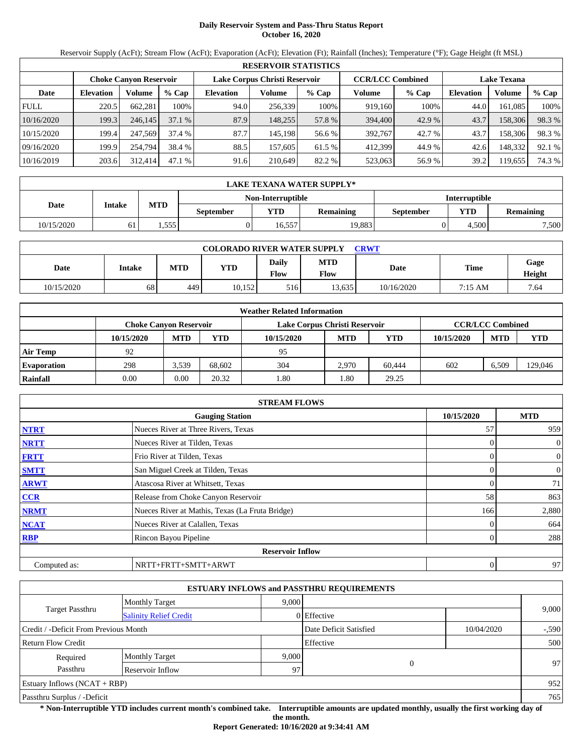# Daily Reservoir System and Pass-Thru Status Report
## October 16, 2020

Reservoir Supply (AcFt); Stream Flow (AcFt); Evaporation (AcFt); Elevation (Ft); Rainfall (Inches); Temperature (°F); Gage Height (ft MSL)

| RESERVOIR STATISTICS | | | | | | | | | | | |
|---|---|---|---|---|---|---|---|---|---|---|---|
| | Choke Canyon Reservoir | | | Lake Corpus Christi Reservoir | | | CCR/LCC Combined | | Lake Texana | | |
| Date | Elevation | Volume | % Cap | Elevation | Volume | % Cap | Volume | % Cap | Elevation | Volume | % Cap |
| FULL | 220.5 | 662,281 | 100% | 94.0 | 256,339 | 100% | 919,160 | 100% | 44.0 | 161,085 | 100% |
| 10/16/2020 | 199.3 | 246,145 | 37.1 % | 87.9 | 148,255 | 57.8 % | 394,400 | 42.9 % | 43.7 | 158,306 | 98.3 % |
| 10/15/2020 | 199.4 | 247,569 | 37.4 % | 87.7 | 145,198 | 56.6 % | 392,767 | 42.7 % | 43.7 | 158,306 | 98.3 % |
| 09/16/2020 | 199.9 | 254,794 | 38.4 % | 88.5 | 157,605 | 61.5 % | 412,399 | 44.9 % | 42.6 | 148,332 | 92.1 % |
| 10/16/2019 | 203.6 | 312,414 | 47.1 % | 91.6 | 210,649 | 82.2 % | 523,063 | 56.9 % | 39.2 | 119,655 | 74.3 % |

| LAKE TEXANA WATER SUPPLY* | | | | | | | |
|---|---|---|---|---|---|---|---|
| | | | Non-Interruptible | | | Interruptible | | |
| Date | Intake | MTD | September | YTD | Remaining | September | YTD | Remaining |
| 10/15/2020 | 61 | 1,555 | 0 | 16,557 | 19,883 | 0 | 4,500 | 7,500 |

| COLORADO RIVER WATER SUPPLY CRWT | | | | | | | | |
|---|---|---|---|---|---|---|---|---|
| Date | Intake | MTD | YTD | Daily Flow | MTD Flow | Date | Time | Gage Height |
| 10/15/2020 | 68 | 449 | 10,152 | 516 | 13,635 | 10/16/2020 | 7:15 AM | 7.64 |

| Weather Related Information | | | | | | | | | |
|---|---|---|---|---|---|---|---|---|---|
| | Choke Canyon Reservoir | | | Lake Corpus Christi Reservoir | | | CCR/LCC Combined | | |
| | 10/15/2020 | MTD | YTD | 10/15/2020 | MTD | YTD | 10/15/2020 | MTD | YTD |
| Air Temp | 92 | | | 95 | | | | | |
| Evaporation | 298 | 3,539 | 68,602 | 304 | 2,970 | 60,444 | 602 | 6,509 | 129,046 |
| Rainfall | 0.00 | 0.00 | 20.32 | 1.80 | 1.80 | 29.25 | | | |

| STREAM FLOWS | | | |
|---|---|---|---|
| | Gauging Station | 10/15/2020 | MTD |
| NTRT | Nueces River at Three Rivers, Texas | 57 | 959 |
| NRTT | Nueces River at Tilden, Texas | 0 | 0 |
| FRTT | Frio River at Tilden, Texas | 0 | 0 |
| SMTT | San Miguel Creek at Tilden, Texas | 0 | 0 |
| ARWT | Atascosa River at Whitsett, Texas | 0 | 71 |
| CCR | Release from Choke Canyon Reservoir | 58 | 863 |
| NRMT | Nueces River at Mathis, Texas (La Fruta Bridge) | 166 | 2,880 |
| NCAT | Nueces River at Calallen, Texas | 0 | 664 |
| RBP | Rincon Bayou Pipeline | 0 | 288 |
| | Reservoir Inflow | | |
| Computed as: | NRTT+FRTT+SMTT+ARWT | 0 | 97 |

| ESTUARY INFLOWS and PASSTHRU REQUIREMENTS | | | | | |
|---|---|---|---|---|---|
| Target Passthru | Monthly Target | 9,000 | | | 9,000 |
| | Salinity Relief Credit | 0 | Effective | | |
| Credit / -Deficit From Previous Month | | | Date Deficit Satisfied | 10/04/2020 | -,590 |
| Return Flow Credit | | | Effective | | 500 |
| Required Passthru | Monthly Target | 9,000 | 0 | | 97 |
| | Reservoir Inflow | 97 | | | |
| Estuary Inflows (NCAT + RBP) | | | | | 952 |
| Passthru Surplus / -Deficit | | | | | 765 |

**\* Non-Interruptible YTD includes current month's combined take. Interruptible amounts are updated monthly, usually the first working day of the month.**

**Report Generated: 10/16/2020 at 9:34:41 AM**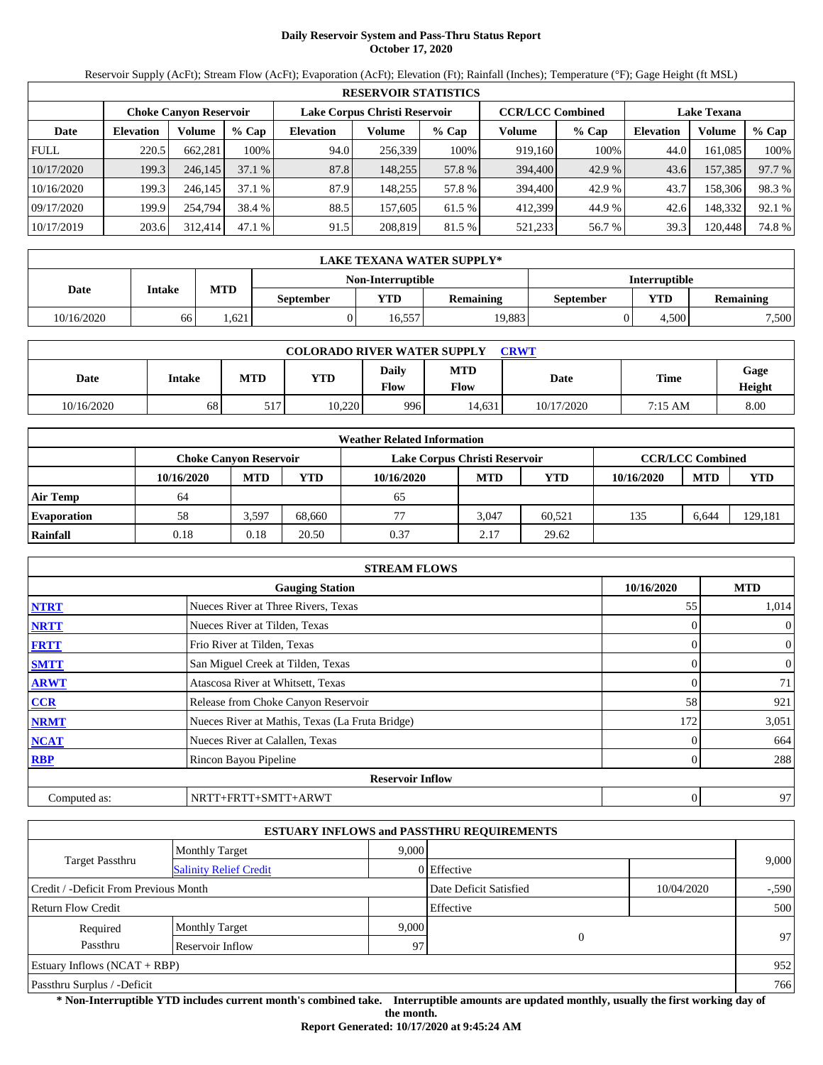# Daily Reservoir System and Pass-Thru Status Report
## October 17, 2020

Reservoir Supply (AcFt); Stream Flow (AcFt); Evaporation (AcFt); Elevation (Ft); Rainfall (Inches); Temperature (°F); Gage Height (ft MSL)

| RESERVOIR STATISTICS | | | | | | | | | | | |
|---|---|---|---|---|---|---|---|---|---|---|---|
| | Choke Canyon Reservoir | | | Lake Corpus Christi Reservoir | | | CCR/LCC Combined | | Lake Texana | | |
| Date | Elevation | Volume | % Cap | Elevation | Volume | % Cap | Volume | % Cap | Elevation | Volume | % Cap |
| FULL | 220.5 | 662,281 | 100% | 94.0 | 256,339 | 100% | 919,160 | 100% | 44.0 | 161,085 | 100% |
| 10/17/2020 | 199.3 | 246,145 | 37.1 % | 87.8 | 148,255 | 57.8 % | 394,400 | 42.9 % | 43.6 | 157,385 | 97.7 % |
| 10/16/2020 | 199.3 | 246,145 | 37.1 % | 87.9 | 148,255 | 57.8 % | 394,400 | 42.9 % | 43.7 | 158,306 | 98.3 % |
| 09/17/2020 | 199.9 | 254,794 | 38.4 % | 88.5 | 157,605 | 61.5 % | 412,399 | 44.9 % | 42.6 | 148,332 | 92.1 % |
| 10/17/2019 | 203.6 | 312,414 | 47.1 % | 91.5 | 208,819 | 81.5 % | 521,233 | 56.7 % | 39.3 | 120,448 | 74.8 % |

| LAKE TEXANA WATER SUPPLY* | | | | | | | |
|---|---|---|---|---|---|---|---|
| Date | Intake | MTD | Non-Interruptible | | | Interruptible | | |
| | | | September | YTD | Remaining | September | YTD | Remaining |
| 10/16/2020 | 66 | 1,621 | 0 | 16,557 | 19,883 | 0 | 4,500 | 7,500 |

| COLORADO RIVER WATER SUPPLY CRWT | | | | | | | | |
|---|---|---|---|---|---|---|---|---|
| Date | Intake | MTD | YTD | Daily Flow | MTD Flow | Date | Time | Gage Height |
| 10/16/2020 | 68 | 517 | 10,220 | 996 | 14,631 | 10/17/2020 | 7:15 AM | 8.00 |

| Weather Related Information | | | | | | | | | |
|---|---|---|---|---|---|---|---|---|---|
| | Choke Canyon Reservoir | | | Lake Corpus Christi Reservoir | | | CCR/LCC Combined | | |
| | 10/16/2020 | MTD | YTD | 10/16/2020 | MTD | YTD | 10/16/2020 | MTD | YTD |
| Air Temp | 64 | | | 65 | | | | | |
| Evaporation | 58 | 3,597 | 68,660 | 77 | 3,047 | 60,521 | 135 | 6,644 | 129,181 |
| Rainfall | 0.18 | 0.18 | 20.50 | 0.37 | 2.17 | 29.62 | | | |

| STREAM FLOWS | | | |
|---|---|---|---|
| | Gauging Station | 10/16/2020 | MTD |
| NTRT | Nueces River at Three Rivers, Texas | 55 | 1,014 |
| NRTT | Nueces River at Tilden, Texas | 0 | 0 |
| FRTT | Frio River at Tilden, Texas | 0 | 0 |
| SMTT | San Miguel Creek at Tilden, Texas | 0 | 0 |
| ARWT | Atascosa River at Whitsett, Texas | 0 | 71 |
| CCR | Release from Choke Canyon Reservoir | 58 | 921 |
| NRMT | Nueces River at Mathis, Texas (La Fruta Bridge) | 172 | 3,051 |
| NCAT | Nueces River at Calallen, Texas | 0 | 664 |
| RBP | Rincon Bayou Pipeline | 0 | 288 |
| | **Reservoir Inflow** | | |
| Computed as: | NRTT+FRTT+SMTT+ARWT | 0 | 97 |

| ESTUARY INFLOWS and PASSTHRU REQUIREMENTS | | | | | |
|---|---|---|---|---|---|
| Target Passthru | Monthly Target | 9,000 | | | 9,000 |
| | Salinity Relief Credit | 0 | Effective | | |
| Credit / -Deficit From Previous Month | | | Date Deficit Satisfied | 10/04/2020 | -,590 |
| Return Flow Credit | | | Effective | | 500 |
| Required Passthru | Monthly Target | 9,000 | 0 | | 97 |
| | Reservoir Inflow | 97 | | | |
| Estuary Inflows (NCAT + RBP) | | | | | 952 |
| Passthru Surplus / -Deficit | | | | | 766 |

**\* Non-Interruptible YTD includes current month's combined take. Interruptible amounts are updated monthly, usually the first working day of the month.**

**Report Generated: 10/17/2020 at 9:45:24 AM**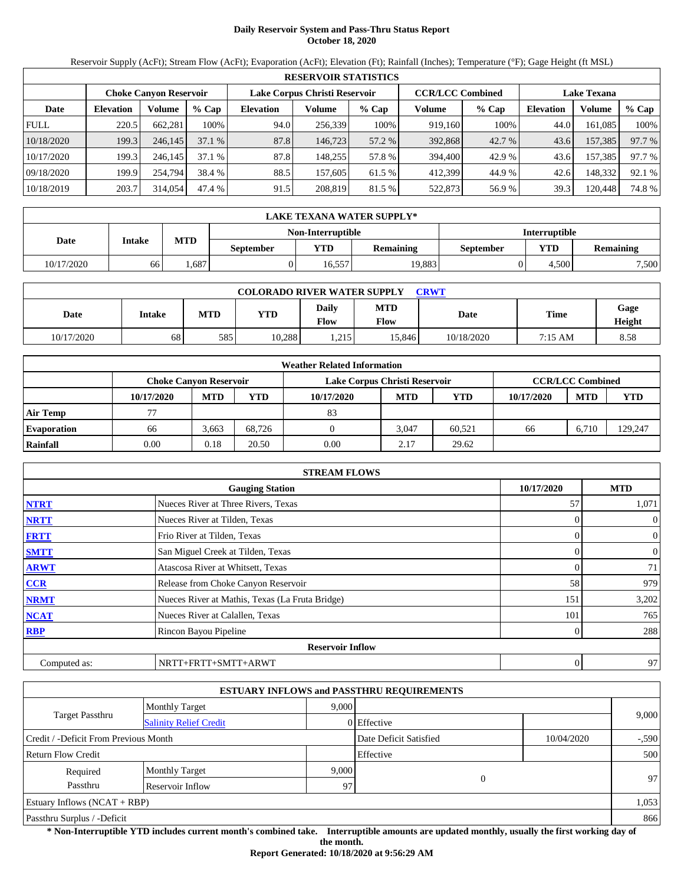# Daily Reservoir System and Pass-Thru Status Report
**October 18, 2020**

Reservoir Supply (AcFt); Stream Flow (AcFt); Evaporation (AcFt); Elevation (Ft); Rainfall (Inches); Temperature (°F); Gage Height (ft MSL)

| RESERVOIR STATISTICS | | | | | | | | | | | |
|---|---|---|---|---|---|---|---|---|---|---|---|
| | Choke Canyon Reservoir | | | Lake Corpus Christi Reservoir | | | CCR/LCC Combined | | Lake Texana | | |
| Date | Elevation | Volume | % Cap | Elevation | Volume | % Cap | Volume | % Cap | Elevation | Volume | % Cap |
| FULL | 220.5 | 662,281 | 100% | 94.0 | 256,339 | 100% | 919,160 | 100% | 44.0 | 161,085 | 100% |
| 10/18/2020 | 199.3 | 246,145 | 37.1 % | 87.8 | 146,723 | 57.2 % | 392,868 | 42.7 % | 43.6 | 157,385 | 97.7 % |
| 10/17/2020 | 199.3 | 246,145 | 37.1 % | 87.8 | 148,255 | 57.8 % | 394,400 | 42.9 % | 43.6 | 157,385 | 97.7 % |
| 09/18/2020 | 199.9 | 254,794 | 38.4 % | 88.5 | 157,605 | 61.5 % | 412,399 | 44.9 % | 42.6 | 148,332 | 92.1 % |
| 10/18/2019 | 203.7 | 314,054 | 47.4 % | 91.5 | 208,819 | 81.5 % | 522,873 | 56.9 % | 39.3 | 120,448 | 74.8 % |

| LAKE TEXANA WATER SUPPLY* | | | | | | | |
|---|---|---|---|---|---|---|---|
| Date | Intake | MTD | Non-Interruptible | | | Interruptible | | 
| | | | September | YTD | Remaining | September | YTD | Remaining |
| 10/17/2020 | 66 | 1,687 | 0 | 16,557 | 19,883 | 0 | 4,500 | 7,500 |

| COLORADO RIVER WATER SUPPLY CRWT | | | | | | | | |
|---|---|---|---|---|---|---|---|---|
| Date | Intake | MTD | YTD | Daily Flow | MTD Flow | Date | Time | Gage Height |
| 10/17/2020 | 68 | 585 | 10,288 | 1,215 | 15,846 | 10/18/2020 | 7:15 AM | 8.58 |

| Weather Related Information | | | | | | | | | |
|---|---|---|---|---|---|---|---|---|---|
| | Choke Canyon Reservoir | | | Lake Corpus Christi Reservoir | | | CCR/LCC Combined | | |
| | 10/17/2020 | MTD | YTD | 10/17/2020 | MTD | YTD | 10/17/2020 | MTD | YTD |
| Air Temp | 77 | | | 83 | | | | | |
| Evaporation | 66 | 3,663 | 68,726 | 0 | 3,047 | 60,521 | 66 | 6,710 | 129,247 |
| Rainfall | 0.00 | 0.18 | 20.50 | 0.00 | 2.17 | 29.62 | | | |

| STREAM FLOWS | | | |
|---|---|---|---|
| | Gauging Station | 10/17/2020 | MTD |
| NTRT | Nueces River at Three Rivers, Texas | 57 | 1,071 |
| NRTT | Nueces River at Tilden, Texas | 0 | 0 |
| FRTT | Frio River at Tilden, Texas | 0 | 0 |
| SMTT | San Miguel Creek at Tilden, Texas | 0 | 0 |
| ARWT | Atascosa River at Whitsett, Texas | 0 | 71 |
| CCR | Release from Choke Canyon Reservoir | 58 | 979 |
| NRMT | Nueces River at Mathis, Texas (La Fruta Bridge) | 151 | 3,202 |
| NCAT | Nueces River at Calallen, Texas | 101 | 765 |
| RBP | Rincon Bayou Pipeline | 0 | 288 |
| | **Reservoir Inflow** | | |
| Computed as: | NRTT+FRTT+SMTT+ARWT | 0 | 97 |

| ESTUARY INFLOWS and PASSTHRU REQUIREMENTS | | | | | |
|---|---|---|---|---|---|
| Target Passthru | Monthly Target | 9,000 | | | 9,000 |
| | Salinity Relief Credit | 0 | Effective | | |
| Credit / -Deficit From Previous Month | | | Date Deficit Satisfied | 10/04/2020 | -,590 |
| Return Flow Credit | | | Effective | | 500 |
| Required Passthru | Monthly Target | 9,000 | 0 | | 97 |
| | Reservoir Inflow | 97 | | | |
| Estuary Inflows (NCAT + RBP) | | | | | 1,053 |
| Passthru Surplus / -Deficit | | | | | 866 |

**\* Non-Interruptible YTD includes current month's combined take. Interruptible amounts are updated monthly, usually the first working day of the month.**

**Report Generated: 10/18/2020 at 9:56:29 AM**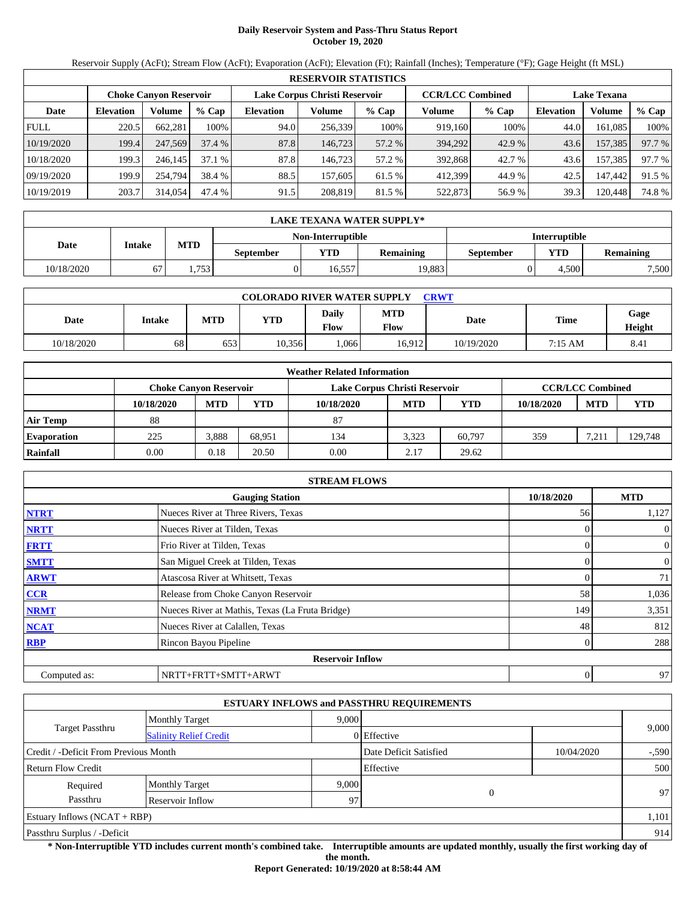# Daily Reservoir System and Pass-Thru Status Report
## October 19, 2020

Reservoir Supply (AcFt); Stream Flow (AcFt); Evaporation (AcFt); Elevation (Ft); Rainfall (Inches); Temperature (°F); Gage Height (ft MSL)

| RESERVOIR STATISTICS | | | | | | | | | | | |
|---|---|---|---|---|---|---|---|---|---|---|---|
| | Choke Canyon Reservoir | | | Lake Corpus Christi Reservoir | | | CCR/LCC Combined | | Lake Texana | | |
| Date | Elevation | Volume | % Cap | Elevation | Volume | % Cap | Volume | % Cap | Elevation | Volume | % Cap |
| FULL | 220.5 | 662,281 | 100% | 94.0 | 256,339 | 100% | 919,160 | 100% | 44.0 | 161,085 | 100% |
| 10/19/2020 | 199.4 | 247,569 | 37.4 % | 87.8 | 146,723 | 57.2 % | 394,292 | 42.9 % | 43.6 | 157,385 | 97.7 % |
| 10/18/2020 | 199.3 | 246,145 | 37.1 % | 87.8 | 146,723 | 57.2 % | 392,868 | 42.7 % | 43.6 | 157,385 | 97.7 % |
| 09/19/2020 | 199.9 | 254,794 | 38.4 % | 88.5 | 157,605 | 61.5 % | 412,399 | 44.9 % | 42.5 | 147,442 | 91.5 % |
| 10/19/2019 | 203.7 | 314,054 | 47.4 % | 91.5 | 208,819 | 81.5 % | 522,873 | 56.9 % | 39.3 | 120,448 | 74.8 % |

| LAKE TEXANA WATER SUPPLY* | | | | | | | |
|---|---|---|---|---|---|---|---|
| Date | Intake | MTD | Non-Interruptible | | | Interruptible | | |
| | | | September | YTD | Remaining | September | YTD | Remaining |
| 10/18/2020 | 67 | 1,753 | 0 | 16,557 | 19,883 | 0 | 4,500 | 7,500 |

| COLORADO RIVER WATER SUPPLY CRWT | | | | | | | | |
|---|---|---|---|---|---|---|---|---|
| Date | Intake | MTD | YTD | Daily Flow | MTD Flow | Date | Time | Gage Height |
| 10/18/2020 | 68 | 653 | 10,356 | 1,066 | 16,912 | 10/19/2020 | 7:15 AM | 8.41 |

| Weather Related Information | | | | | | | | | |
|---|---|---|---|---|---|---|---|---|---|
| | Choke Canyon Reservoir | | | Lake Corpus Christi Reservoir | | | CCR/LCC Combined | | |
| | 10/18/2020 | MTD | YTD | 10/18/2020 | MTD | YTD | 10/18/2020 | MTD | YTD |
| Air Temp | 88 | | | 87 | | | | | |
| Evaporation | 225 | 3,888 | 68,951 | 134 | 3,323 | 60,797 | 359 | 7,211 | 129,748 |
| Rainfall | 0.00 | 0.18 | 20.50 | 0.00 | 2.17 | 29.62 | | | |

| STREAM FLOWS | | | |
|---|---|---|---|
| | Gauging Station | 10/18/2020 | MTD |
| NTRT | Nueces River at Three Rivers, Texas | 56 | 1,127 |
| NRTT | Nueces River at Tilden, Texas | 0 | 0 |
| FRTT | Frio River at Tilden, Texas | 0 | 0 |
| SMTT | San Miguel Creek at Tilden, Texas | 0 | 0 |
| ARWT | Atascosa River at Whitsett, Texas | 0 | 71 |
| CCR | Release from Choke Canyon Reservoir | 58 | 1,036 |
| NRMT | Nueces River at Mathis, Texas (La Fruta Bridge) | 149 | 3,351 |
| NCAT | Nueces River at Calallen, Texas | 48 | 812 |
| RBP | Rincon Bayou Pipeline | 0 | 288 |
| | Reservoir Inflow | | |
| Computed as: | NRTT+FRTT+SMTT+ARWT | 0 | 97 |

| ESTUARY INFLOWS and PASSTHRU REQUIREMENTS | | | | | |
|---|---|---|---|---|---|
| Target Passthru | Monthly Target | 9,000 | | | 9,000 |
| | Salinity Relief Credit | 0 | Effective | | |
| Credit / -Deficit From Previous Month | | | Date Deficit Satisfied | 10/04/2020 | -,590 |
| Return Flow Credit | | | Effective | | 500 |
| Required Passthru | Monthly Target | 9,000 | 0 | | 97 |
| | Reservoir Inflow | 97 | | | |
| Estuary Inflows (NCAT + RBP) | | | | | 1,101 |
| Passthru Surplus / -Deficit | | | | | 914 |

**\* Non-Interruptible YTD includes current month's combined take. Interruptible amounts are updated monthly, usually the first working day of the month.**

**Report Generated: 10/19/2020 at 8:58:44 AM**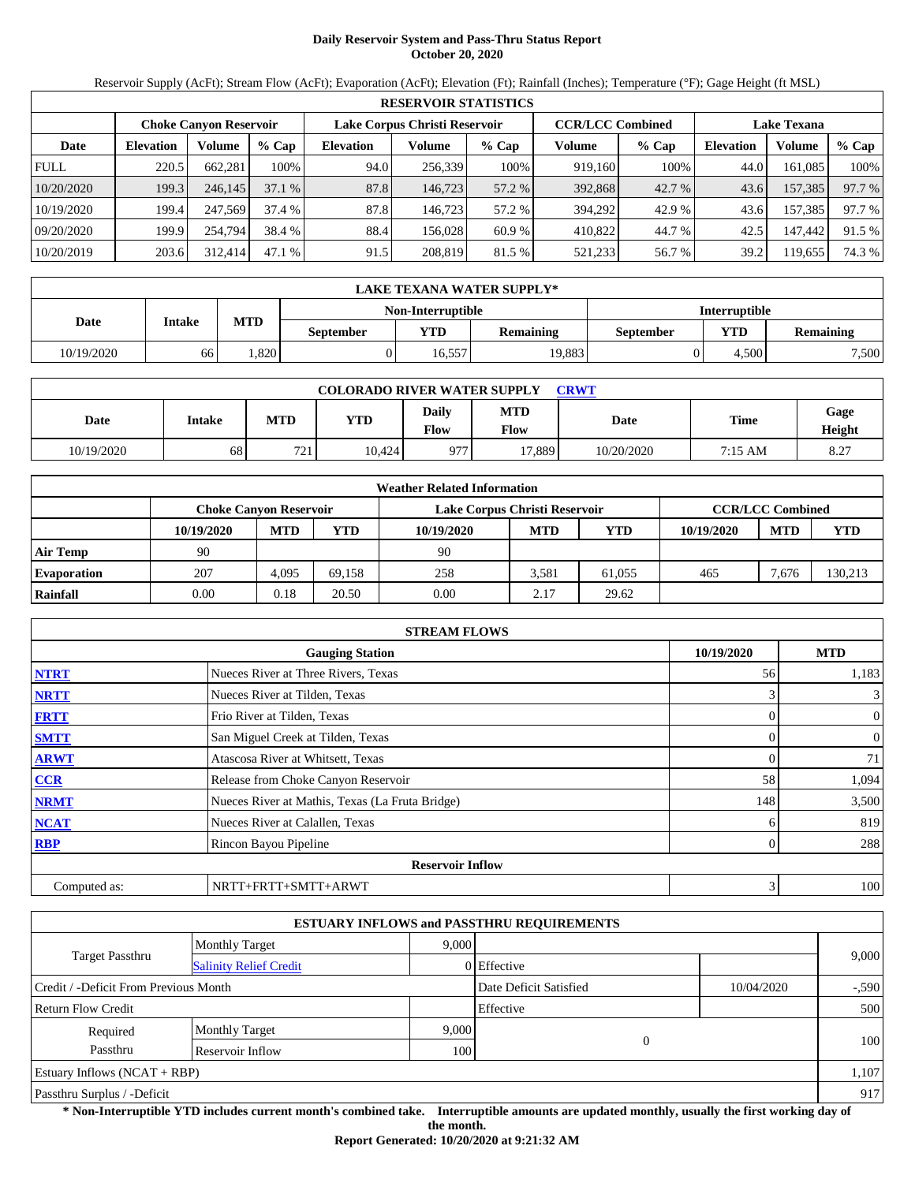# Daily Reservoir System and Pass-Thru Status Report
## October 20, 2020

Reservoir Supply (AcFt); Stream Flow (AcFt); Evaporation (AcFt); Elevation (Ft); Rainfall (Inches); Temperature (°F); Gage Height (ft MSL)

| RESERVOIR STATISTICS | | | | | | | | | | | |
|---|---|---|---|---|---|---|---|---|---|---|---|
| | Choke Canyon Reservoir | | | Lake Corpus Christi Reservoir | | | CCR/LCC Combined | | Lake Texana | | |
| Date | Elevation | Volume | % Cap | Elevation | Volume | % Cap | Volume | % Cap | Elevation | Volume | % Cap |
| FULL | 220.5 | 662,281 | 100% | 94.0 | 256,339 | 100% | 919,160 | 100% | 44.0 | 161,085 | 100% |
| 10/20/2020 | 199.3 | 246,145 | 37.1 % | 87.8 | 146,723 | 57.2 % | 392,868 | 42.7 % | 43.6 | 157,385 | 97.7 % |
| 10/19/2020 | 199.4 | 247,569 | 37.4 % | 87.8 | 146,723 | 57.2 % | 394,292 | 42.9 % | 43.6 | 157,385 | 97.7 % |
| 09/20/2020 | 199.9 | 254,794 | 38.4 % | 88.4 | 156,028 | 60.9 % | 410,822 | 44.7 % | 42.5 | 147,442 | 91.5 % |
| 10/20/2019 | 203.6 | 312,414 | 47.1 % | 91.5 | 208,819 | 81.5 % | 521,233 | 56.7 % | 39.2 | 119,655 | 74.3 % |

| LAKE TEXANA WATER SUPPLY* | | | | | | | |
|---|---|---|---|---|---|---|---|
| Date | Intake | MTD | Non-Interruptible | | | Interruptible | | |
| | | | September | YTD | Remaining | September | YTD | Remaining |
| 10/19/2020 | 66 | 1,820 | 0 | 16,557 | 19,883 | 0 | 4,500 | 7,500 |

| COLORADO RIVER WATER SUPPLY CRWT | | | | | | | | |
|---|---|---|---|---|---|---|---|---|
| Date | Intake | MTD | YTD | Daily Flow | MTD Flow | Date | Time | Gage Height |
| 10/19/2020 | 68 | 721 | 10,424 | 977 | 17,889 | 10/20/2020 | 7:15 AM | 8.27 |

| Weather Related Information | | | | | | | | | |
|---|---|---|---|---|---|---|---|---|---|
| | Choke Canyon Reservoir | | | Lake Corpus Christi Reservoir | | | CCR/LCC Combined | | |
| | 10/19/2020 | MTD | YTD | 10/19/2020 | MTD | YTD | 10/19/2020 | MTD | YTD |
| Air Temp | 90 | | | 90 | | | | | |
| Evaporation | 207 | 4,095 | 69,158 | 258 | 3,581 | 61,055 | 465 | 7,676 | 130,213 |
| Rainfall | 0.00 | 0.18 | 20.50 | 0.00 | 2.17 | 29.62 | | | |

| STREAM FLOWS | | | |
|---|---|---|---|
| | Gauging Station | 10/19/2020 | MTD |
| NTRT | Nueces River at Three Rivers, Texas | 56 | 1,183 |
| NRTT | Nueces River at Tilden, Texas | 3 | 3 |
| FRTT | Frio River at Tilden, Texas | 0 | 0 |
| SMTT | San Miguel Creek at Tilden, Texas | 0 | 0 |
| ARWT | Atascosa River at Whitsett, Texas | 0 | 71 |
| CCR | Release from Choke Canyon Reservoir | 58 | 1,094 |
| NRMT | Nueces River at Mathis, Texas (La Fruta Bridge) | 148 | 3,500 |
| NCAT | Nueces River at Calallen, Texas | 6 | 819 |
| RBP | Rincon Bayou Pipeline | 0 | 288 |
| | Reservoir Inflow | | |
| Computed as: | NRTT+FRTT+SMTT+ARWT | 3 | 100 |

| ESTUARY INFLOWS and PASSTHRU REQUIREMENTS | | | | | |
|---|---|---|---|---|---|
| Target Passthru | Monthly Target | 9,000 | | | 9,000 |
| | Salinity Relief Credit | 0 | Effective | | |
| Credit / -Deficit From Previous Month | | | Date Deficit Satisfied | 10/04/2020 | -,590 |
| Return Flow Credit | | | Effective | | 500 |
| Required Passthru | Monthly Target | 9,000 | 0 | | 100 |
| | Reservoir Inflow | 100 | | | |
| Estuary Inflows (NCAT + RBP) | | | | | 1,107 |
| Passthru Surplus / -Deficit | | | | | 917 |

**\* Non-Interruptible YTD includes current month's combined take. Interruptible amounts are updated monthly, usually the first working day of the month.**

**Report Generated: 10/20/2020 at 9:21:32 AM**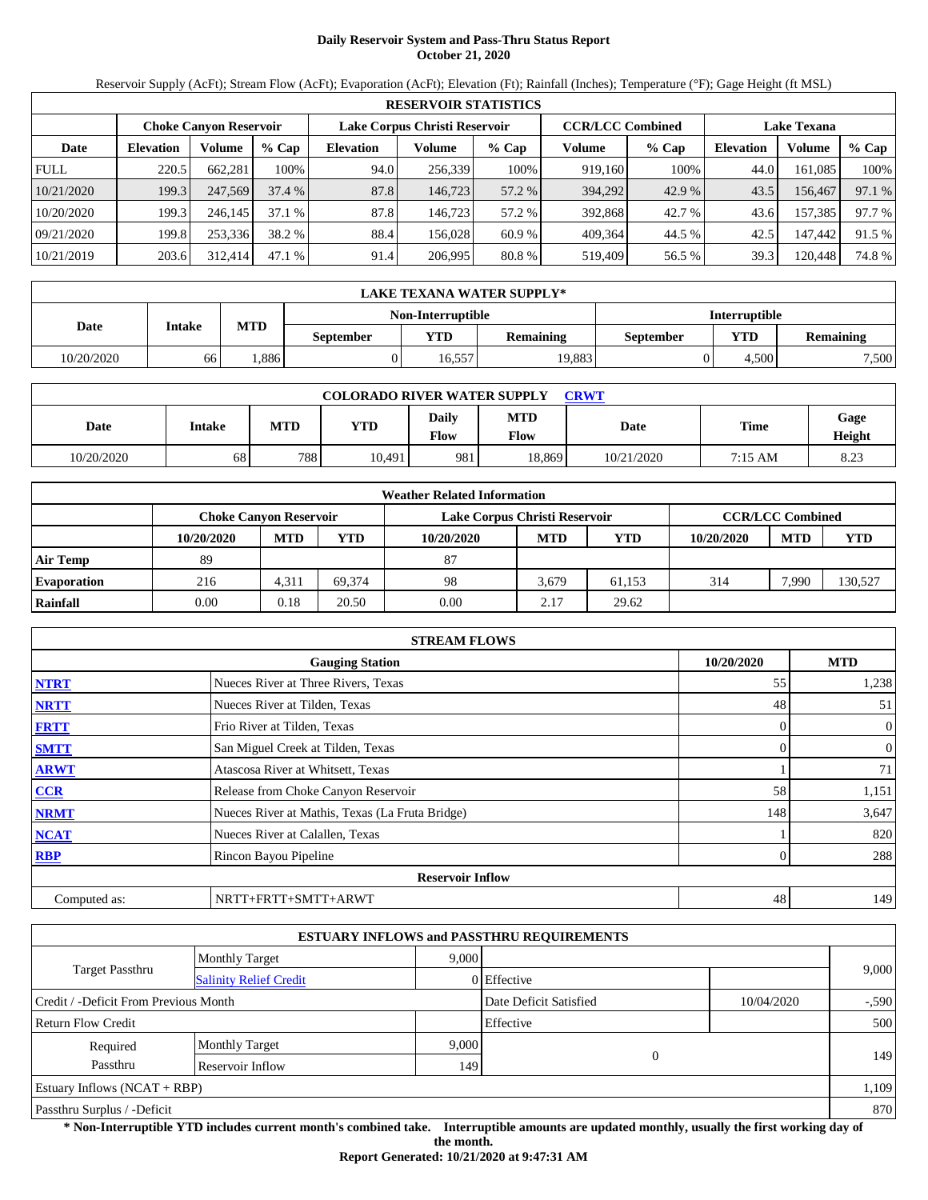# Daily Reservoir System and Pass-Thru Status Report
**October 21, 2020**

Reservoir Supply (AcFt); Stream Flow (AcFt); Evaporation (AcFt); Elevation (Ft); Rainfall (Inches); Temperature (°F); Gage Height (ft MSL)

| RESERVOIR STATISTICS | | | | | | | | | | | |
|---|---|---|---|---|---|---|---|---|---|---|---|
| | Choke Canyon Reservoir | | | Lake Corpus Christi Reservoir | | | CCR/LCC Combined | | Lake Texana | | |
| Date | Elevation | Volume | % Cap | Elevation | Volume | % Cap | Volume | % Cap | Elevation | Volume | % Cap |
| FULL | 220.5 | 662,281 | 100% | 94.0 | 256,339 | 100% | 919,160 | 100% | 44.0 | 161,085 | 100% |
| 10/21/2020 | 199.3 | 247,569 | 37.4 % | 87.8 | 146,723 | 57.2 % | 394,292 | 42.9 % | 43.5 | 156,467 | 97.1 % |
| 10/20/2020 | 199.3 | 246,145 | 37.1 % | 87.8 | 146,723 | 57.2 % | 392,868 | 42.7 % | 43.6 | 157,385 | 97.7 % |
| 09/21/2020 | 199.8 | 253,336 | 38.2 % | 88.4 | 156,028 | 60.9 % | 409,364 | 44.5 % | 42.5 | 147,442 | 91.5 % |
| 10/21/2019 | 203.6 | 312,414 | 47.1 % | 91.4 | 206,995 | 80.8 % | 519,409 | 56.5 % | 39.3 | 120,448 | 74.8 % |

| LAKE TEXANA WATER SUPPLY* | | | | | | | |
|---|---|---|---|---|---|---|---|
| Date | Intake | MTD | Non-Interruptible | | | Interruptible | | |
| | | | September | YTD | Remaining | September | YTD | Remaining |
| 10/20/2020 | 66 | 1,886 | 0 | 16,557 | 19,883 | 0 | 4,500 | 7,500 |

| COLORADO RIVER WATER SUPPLY CRWT | | | | | | | | |
|---|---|---|---|---|---|---|---|---|
| Date | Intake | MTD | YTD | Daily Flow | MTD Flow | Date | Time | Gage Height |
| 10/20/2020 | 68 | 788 | 10,491 | 981 | 18,869 | 10/21/2020 | 7:15 AM | 8.23 |

| Weather Related Information | | | | | | | | | |
|---|---|---|---|---|---|---|---|---|---|
| | Choke Canyon Reservoir | | | Lake Corpus Christi Reservoir | | | CCR/LCC Combined | | |
| | 10/20/2020 | MTD | YTD | 10/20/2020 | MTD | YTD | 10/20/2020 | MTD | YTD |
| Air Temp | 89 | | | 87 | | | | | |
| Evaporation | 216 | 4,311 | 69,374 | 98 | 3,679 | 61,153 | 314 | 7,990 | 130,527 |
| Rainfall | 0.00 | 0.18 | 20.50 | 0.00 | 2.17 | 29.62 | | | |

| STREAM FLOWS | | | |
|---|---|---|---|
| | Gauging Station | 10/20/2020 | MTD |
| NTRT | Nueces River at Three Rivers, Texas | 55 | 1,238 |
| NRTT | Nueces River at Tilden, Texas | 48 | 51 |
| FRTT | Frio River at Tilden, Texas | 0 | 0 |
| SMTT | San Miguel Creek at Tilden, Texas | 0 | 0 |
| ARWT | Atascosa River at Whitsett, Texas | 1 | 71 |
| CCR | Release from Choke Canyon Reservoir | 58 | 1,151 |
| NRMT | Nueces River at Mathis, Texas (La Fruta Bridge) | 148 | 3,647 |
| NCAT | Nueces River at Calallen, Texas | 1 | 820 |
| RBP | Rincon Bayou Pipeline | 0 | 288 |
| **Reservoir Inflow** | | | |
| Computed as: | NRTT+FRTT+SMTT+ARWT | 48 | 149 |

| ESTUARY INFLOWS and PASSTHRU REQUIREMENTS | | | | | |
|---|---|---|---|---|---|
| Target Passthru | Monthly Target | 9,000 | | | 9,000 |
| | Salinity Relief Credit | 0 | Effective | | |
| Credit / -Deficit From Previous Month | | | Date Deficit Satisfied | 10/04/2020 | -,590 |
| Return Flow Credit | | | Effective | | 500 |
| Required Passthru | Monthly Target | 9,000 | 0 | | 149 |
| | Reservoir Inflow | 149 | | | |
| Estuary Inflows (NCAT + RBP) | | | | | 1,109 |
| Passthru Surplus / -Deficit | | | | | 870 |

**\* Non-Interruptible YTD includes current month's combined take. Interruptible amounts are updated monthly, usually the first working day of the month.**

**Report Generated: 10/21/2020 at 9:47:31 AM**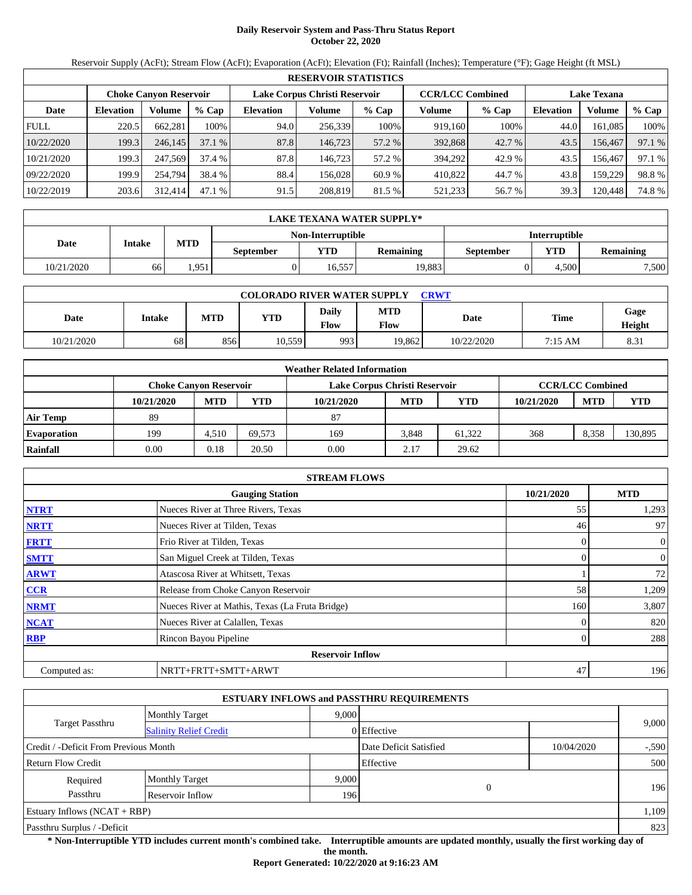# Daily Reservoir System and Pass-Thru Status Report
**October 22, 2020**

Reservoir Supply (AcFt); Stream Flow (AcFt); Evaporation (AcFt); Elevation (Ft); Rainfall (Inches); Temperature (°F); Gage Height (ft MSL)

| RESERVOIR STATISTICS | | | | | | | | | | | |
|---|---|---|---|---|---|---|---|---|---|---|---|
| | Choke Canyon Reservoir | | | Lake Corpus Christi Reservoir | | | CCR/LCC Combined | | Lake Texana | | |
| Date | Elevation | Volume | % Cap | Elevation | Volume | % Cap | Volume | % Cap | Elevation | Volume | % Cap |
| FULL | 220.5 | 662,281 | 100% | 94.0 | 256,339 | 100% | 919,160 | 100% | 44.0 | 161,085 | 100% |
| 10/22/2020 | 199.3 | 246,145 | 37.1 % | 87.8 | 146,723 | 57.2 % | 392,868 | 42.7 % | 43.5 | 156,467 | 97.1 % |
| 10/21/2020 | 199.3 | 247,569 | 37.4 % | 87.8 | 146,723 | 57.2 % | 394,292 | 42.9 % | 43.5 | 156,467 | 97.1 % |
| 09/22/2020 | 199.9 | 254,794 | 38.4 % | 88.4 | 156,028 | 60.9 % | 410,822 | 44.7 % | 43.8 | 159,229 | 98.8 % |
| 10/22/2019 | 203.6 | 312,414 | 47.1 % | 91.5 | 208,819 | 81.5 % | 521,233 | 56.7 % | 39.3 | 120,448 | 74.8 % |

| LAKE TEXANA WATER SUPPLY* | | | | | | | |
|---|---|---|---|---|---|---|---|
| Date | Intake | MTD | Non-Interruptible | | | Interruptible | | 
| | | | September | YTD | Remaining | September | YTD | Remaining |
| 10/21/2020 | 66 | 1,951 | 0 | 16,557 | 19,883 | 0 | 4,500 | 7,500 |

| COLORADO RIVER WATER SUPPLY CRWT | | | | | | | | |
|---|---|---|---|---|---|---|---|---|
| Date | Intake | MTD | YTD | Daily Flow | MTD Flow | Date | Time | Gage Height |
| 10/21/2020 | 68 | 856 | 10,559 | 993 | 19,862 | 10/22/2020 | 7:15 AM | 8.31 |

| Weather Related Information | | | | | | | | | |
|---|---|---|---|---|---|---|---|---|---|
| | Choke Canyon Reservoir | | | Lake Corpus Christi Reservoir | | | CCR/LCC Combined | | |
| | 10/21/2020 | MTD | YTD | 10/21/2020 | MTD | YTD | 10/21/2020 | MTD | YTD |
| Air Temp | 89 | | | 87 | | | | | |
| Evaporation | 199 | 4,510 | 69,573 | 169 | 3,848 | 61,322 | 368 | 8,358 | 130,895 |
| Rainfall | 0.00 | 0.18 | 20.50 | 0.00 | 2.17 | 29.62 | | | |

| STREAM FLOWS | | | |
|---|---|---|---|
| | Gauging Station | 10/21/2020 | MTD |
| NTRT | Nueces River at Three Rivers, Texas | 55 | 1,293 |
| NRTT | Nueces River at Tilden, Texas | 46 | 97 |
| FRTT | Frio River at Tilden, Texas | 0 | 0 |
| SMTT | San Miguel Creek at Tilden, Texas | 0 | 0 |
| ARWT | Atascosa River at Whitsett, Texas | 1 | 72 |
| CCR | Release from Choke Canyon Reservoir | 58 | 1,209 |
| NRMT | Nueces River at Mathis, Texas (La Fruta Bridge) | 160 | 3,807 |
| NCAT | Nueces River at Calallen, Texas | 0 | 820 |
| RBP | Rincon Bayou Pipeline | 0 | 288 |
| | **Reservoir Inflow** | | |
| Computed as: | NRTT+FRTT+SMTT+ARWT | 47 | 196 |

| ESTUARY INFLOWS and PASSTHRU REQUIREMENTS | | | | | |
|---|---|---|---|---|---|
| Target Passthru | Monthly Target | 9,000 | | | 9,000 |
| | Salinity Relief Credit | 0 | Effective | | |
| Credit / -Deficit From Previous Month | | | Date Deficit Satisfied | 10/04/2020 | -,590 |
| Return Flow Credit | | | Effective | | 500 |
| Required Passthru | Monthly Target | 9,000 | 0 | | 196 |
| | Reservoir Inflow | 196 | | | |
| Estuary Inflows (NCAT + RBP) | | | | | 1,109 |
| Passthru Surplus / -Deficit | | | | | 823 |

**\* Non-Interruptible YTD includes current month's combined take. Interruptible amounts are updated monthly, usually the first working day of the month.**

**Report Generated: 10/22/2020 at 9:16:23 AM**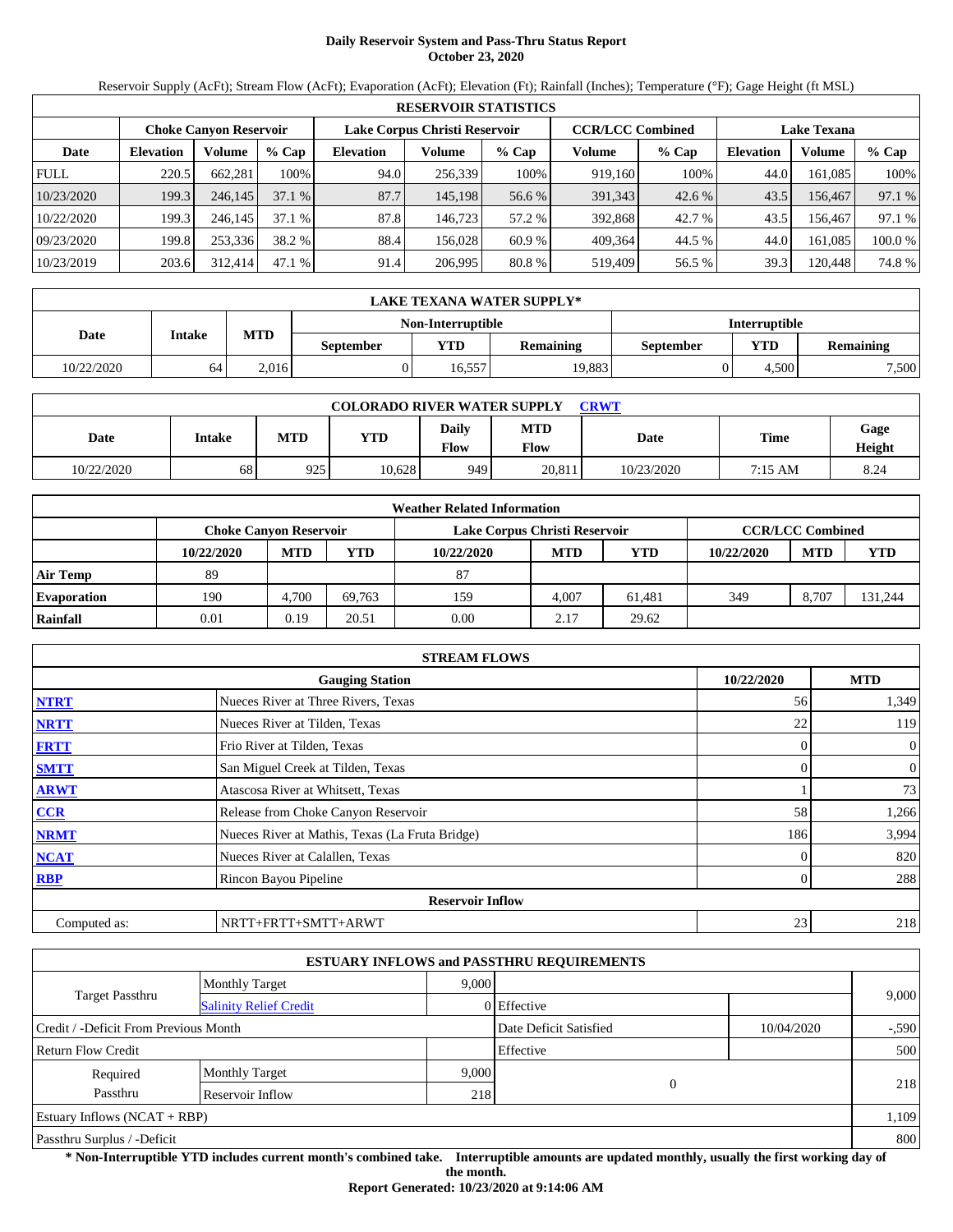# Daily Reservoir System and Pass-Thru Status Report
## October 23, 2020

Reservoir Supply (AcFt); Stream Flow (AcFt); Evaporation (AcFt); Elevation (Ft); Rainfall (Inches); Temperature (°F); Gage Height (ft MSL)

| RESERVOIR STATISTICS | | | | | | | | | | | |
|---|---|---|---|---|---|---|---|---|---|---|---|
| | Choke Canyon Reservoir | | | Lake Corpus Christi Reservoir | | | CCR/LCC Combined | | Lake Texana | | |
| Date | Elevation | Volume | % Cap | Elevation | Volume | % Cap | Volume | % Cap | Elevation | Volume | % Cap |
| FULL | 220.5 | 662,281 | 100% | 94.0 | 256,339 | 100% | 919,160 | 100% | 44.0 | 161,085 | 100% |
| 10/23/2020 | 199.3 | 246,145 | 37.1 % | 87.7 | 145,198 | 56.6 % | 391,343 | 42.6 % | 43.5 | 156,467 | 97.1 % |
| 10/22/2020 | 199.3 | 246,145 | 37.1 % | 87.8 | 146,723 | 57.2 % | 392,868 | 42.7 % | 43.5 | 156,467 | 97.1 % |
| 09/23/2020 | 199.8 | 253,336 | 38.2 % | 88.4 | 156,028 | 60.9 % | 409,364 | 44.5 % | 44.0 | 161,085 | 100.0 % |
| 10/23/2019 | 203.6 | 312,414 | 47.1 % | 91.4 | 206,995 | 80.8 % | 519,409 | 56.5 % | 39.3 | 120,448 | 74.8 % |

| LAKE TEXANA WATER SUPPLY* | | | | | | | |
|---|---|---|---|---|---|---|---|
| Date | Intake | MTD | Non-Interruptible | | | Interruptible | |
| | | | September | YTD | Remaining | September | YTD | Remaining |
| 10/22/2020 | 64 | 2,016 | 0 | 16,557 | 19,883 | 0 | 4,500 | 7,500 |

| COLORADO RIVER WATER SUPPLY CRWT | | | | | | | | |
|---|---|---|---|---|---|---|---|---|
| Date | Intake | MTD | YTD | Daily Flow | MTD Flow | Date | Time | Gage Height |
| 10/22/2020 | 68 | 925 | 10,628 | 949 | 20,811 | 10/23/2020 | 7:15 AM | 8.24 |

| Weather Related Information | | | | | | | | | |
|---|---|---|---|---|---|---|---|---|---|
| | Choke Canyon Reservoir | | | Lake Corpus Christi Reservoir | | | CCR/LCC Combined | | |
| | 10/22/2020 | MTD | YTD | 10/22/2020 | MTD | YTD | 10/22/2020 | MTD | YTD |
| Air Temp | 89 | | | 87 | | | | | |
| Evaporation | 190 | 4,700 | 69,763 | 159 | 4,007 | 61,481 | 349 | 8,707 | 131,244 |
| Rainfall | 0.01 | 0.19 | 20.51 | 0.00 | 2.17 | 29.62 | | | |

| STREAM FLOWS | | | |
|---|---|---|---|
| | Gauging Station | 10/22/2020 | MTD |
| NTRT | Nueces River at Three Rivers, Texas | 56 | 1,349 |
| NRTT | Nueces River at Tilden, Texas | 22 | 119 |
| FRTT | Frio River at Tilden, Texas | 0 | 0 |
| SMTT | San Miguel Creek at Tilden, Texas | 0 | 0 |
| ARWT | Atascosa River at Whitsett, Texas | 1 | 73 |
| CCR | Release from Choke Canyon Reservoir | 58 | 1,266 |
| NRMT | Nueces River at Mathis, Texas (La Fruta Bridge) | 186 | 3,994 |
| NCAT | Nueces River at Calallen, Texas | 0 | 820 |
| RBP | Rincon Bayou Pipeline | 0 | 288 |
| | Reservoir Inflow | | |
| Computed as: | NRTT+FRTT+SMTT+ARWT | 23 | 218 |

| ESTUARY INFLOWS and PASSTHRU REQUIREMENTS | | | | | |
|---|---|---|---|---|---|
| Target Passthru | Monthly Target | 9,000 | | | 9,000 |
| | Salinity Relief Credit | 0 | Effective | | |
| Credit / -Deficit From Previous Month | | | Date Deficit Satisfied | 10/04/2020 | -,590 |
| Return Flow Credit | | | Effective | | 500 |
| Required Passthru | Monthly Target | 9,000 | 0 | | 218 |
| | Reservoir Inflow | 218 | | | |
| Estuary Inflows (NCAT + RBP) | | | | | 1,109 |
| Passthru Surplus / -Deficit | | | | | 800 |

**\* Non-Interruptible YTD includes current month's combined take. Interruptible amounts are updated monthly, usually the first working day of the month.**

**Report Generated: 10/23/2020 at 9:14:06 AM**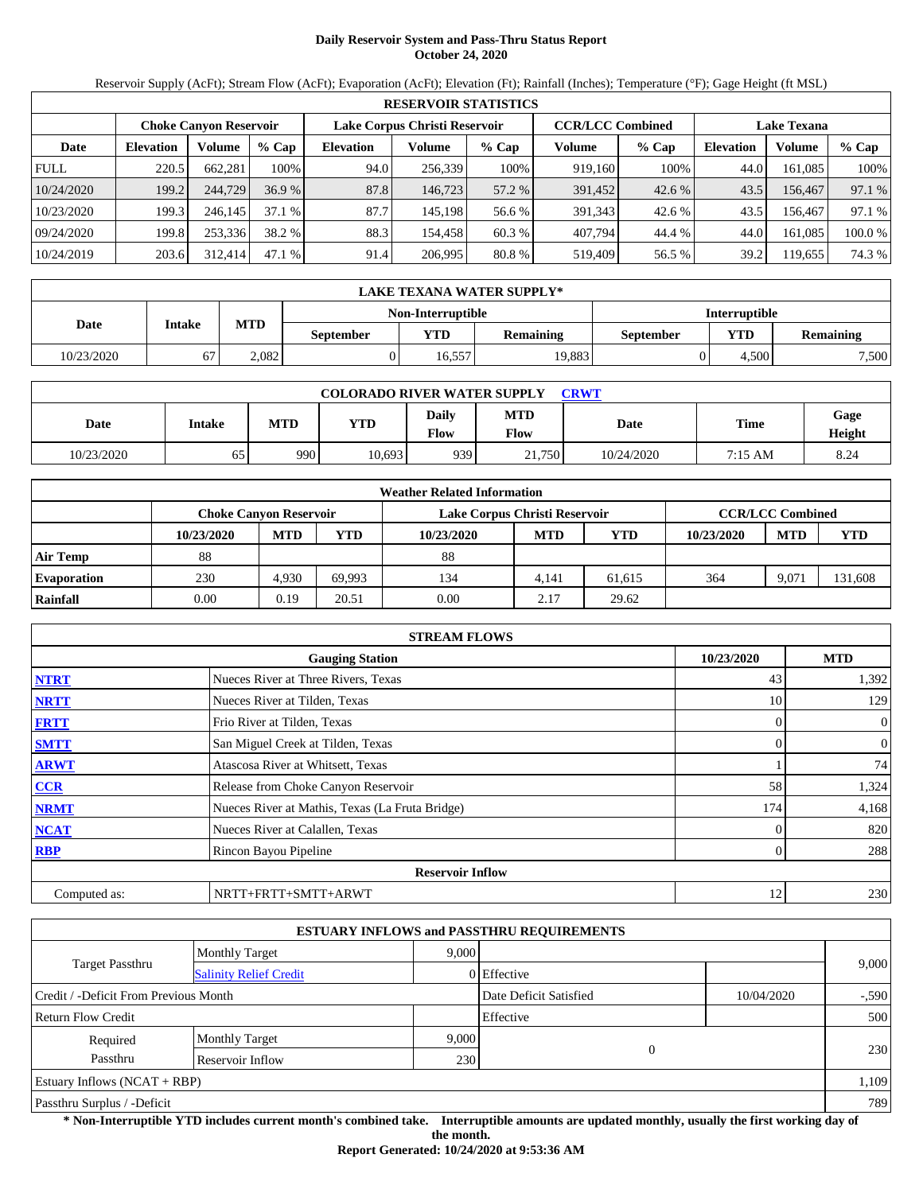# Daily Reservoir System and Pass-Thru Status Report
**October 24, 2020**

Reservoir Supply (AcFt); Stream Flow (AcFt); Evaporation (AcFt); Elevation (Ft); Rainfall (Inches); Temperature (°F); Gage Height (ft MSL)

| RESERVOIR STATISTICS | | | | | | | | | | | |
|---|---|---|---|---|---|---|---|---|---|---|---|
| | Choke Canyon Reservoir | | | Lake Corpus Christi Reservoir | | | CCR/LCC Combined | | Lake Texana | | |
| Date | Elevation | Volume | % Cap | Elevation | Volume | % Cap | Volume | % Cap | Elevation | Volume | % Cap |
| FULL | 220.5 | 662,281 | 100% | 94.0 | 256,339 | 100% | 919,160 | 100% | 44.0 | 161,085 | 100% |
| 10/24/2020 | 199.2 | 244,729 | 36.9 % | 87.8 | 146,723 | 57.2 % | 391,452 | 42.6 % | 43.5 | 156,467 | 97.1 % |
| 10/23/2020 | 199.3 | 246,145 | 37.1 % | 87.7 | 145,198 | 56.6 % | 391,343 | 42.6 % | 43.5 | 156,467 | 97.1 % |
| 09/24/2020 | 199.8 | 253,336 | 38.2 % | 88.3 | 154,458 | 60.3 % | 407,794 | 44.4 % | 44.0 | 161,085 | 100.0 % |
| 10/24/2019 | 203.6 | 312,414 | 47.1 % | 91.4 | 206,995 | 80.8 % | 519,409 | 56.5 % | 39.2 | 119,655 | 74.3 % |

| LAKE TEXANA WATER SUPPLY* | | | | | | | |
|---|---|---|---|---|---|---|---|
| Date | Intake | MTD | Non-Interruptible | | | Interruptible | | |
| | | | September | YTD | Remaining | September | YTD | Remaining |
| 10/23/2020 | 67 | 2,082 | 0 | 16,557 | 19,883 | 0 | 4,500 | 7,500 |

| COLORADO RIVER WATER SUPPLY CRWT | | | | | | | | |
|---|---|---|---|---|---|---|---|---|
| Date | Intake | MTD | YTD | Daily Flow | MTD Flow | Date | Time | Gage Height |
| 10/23/2020 | 65 | 990 | 10,693 | 939 | 21,750 | 10/24/2020 | 7:15 AM | 8.24 |

| Weather Related Information | | | | | | | | | |
|---|---|---|---|---|---|---|---|---|---|
| | Choke Canyon Reservoir | | | Lake Corpus Christi Reservoir | | | CCR/LCC Combined | | |
| | 10/23/2020 | MTD | YTD | 10/23/2020 | MTD | YTD | 10/23/2020 | MTD | YTD |
| Air Temp | 88 | | | 88 | | | | | |
| Evaporation | 230 | 4,930 | 69,993 | 134 | 4,141 | 61,615 | 364 | 9,071 | 131,608 |
| Rainfall | 0.00 | 0.19 | 20.51 | 0.00 | 2.17 | 29.62 | | | |

| STREAM FLOWS | | | |
|---|---|---|---|
| | Gauging Station | 10/23/2020 | MTD |
| NTRT | Nueces River at Three Rivers, Texas | 43 | 1,392 |
| NRTT | Nueces River at Tilden, Texas | 10 | 129 |
| FRTT | Frio River at Tilden, Texas | 0 | 0 |
| SMTT | San Miguel Creek at Tilden, Texas | 0 | 0 |
| ARWT | Atascosa River at Whitsett, Texas | 1 | 74 |
| CCR | Release from Choke Canyon Reservoir | 58 | 1,324 |
| NRMT | Nueces River at Mathis, Texas (La Fruta Bridge) | 174 | 4,168 |
| NCAT | Nueces River at Calallen, Texas | 0 | 820 |
| RBP | Rincon Bayou Pipeline | 0 | 288 |
| **Reservoir Inflow** | | | |
| Computed as: | NRTT+FRTT+SMTT+ARWT | 12 | 230 |

| ESTUARY INFLOWS and PASSTHRU REQUIREMENTS | | | | | |
|---|---|---|---|---|---|
| Target Passthru | Monthly Target | 9,000 | | | 9,000 |
| | Salinity Relief Credit | 0 | Effective | | |
| Credit / -Deficit From Previous Month | | | Date Deficit Satisfied | 10/04/2020 | -,590 |
| Return Flow Credit | | | Effective | | 500 |
| Required Passthru | Monthly Target | 9,000 | 0 | | 230 |
| | Reservoir Inflow | 230 | | | |
| Estuary Inflows (NCAT + RBP) | | | | | 1,109 |
| Passthru Surplus / -Deficit | | | | | 789 |

**\* Non-Interruptible YTD includes current month's combined take. Interruptible amounts are updated monthly, usually the first working day of the month.**

**Report Generated: 10/24/2020 at 9:53:36 AM**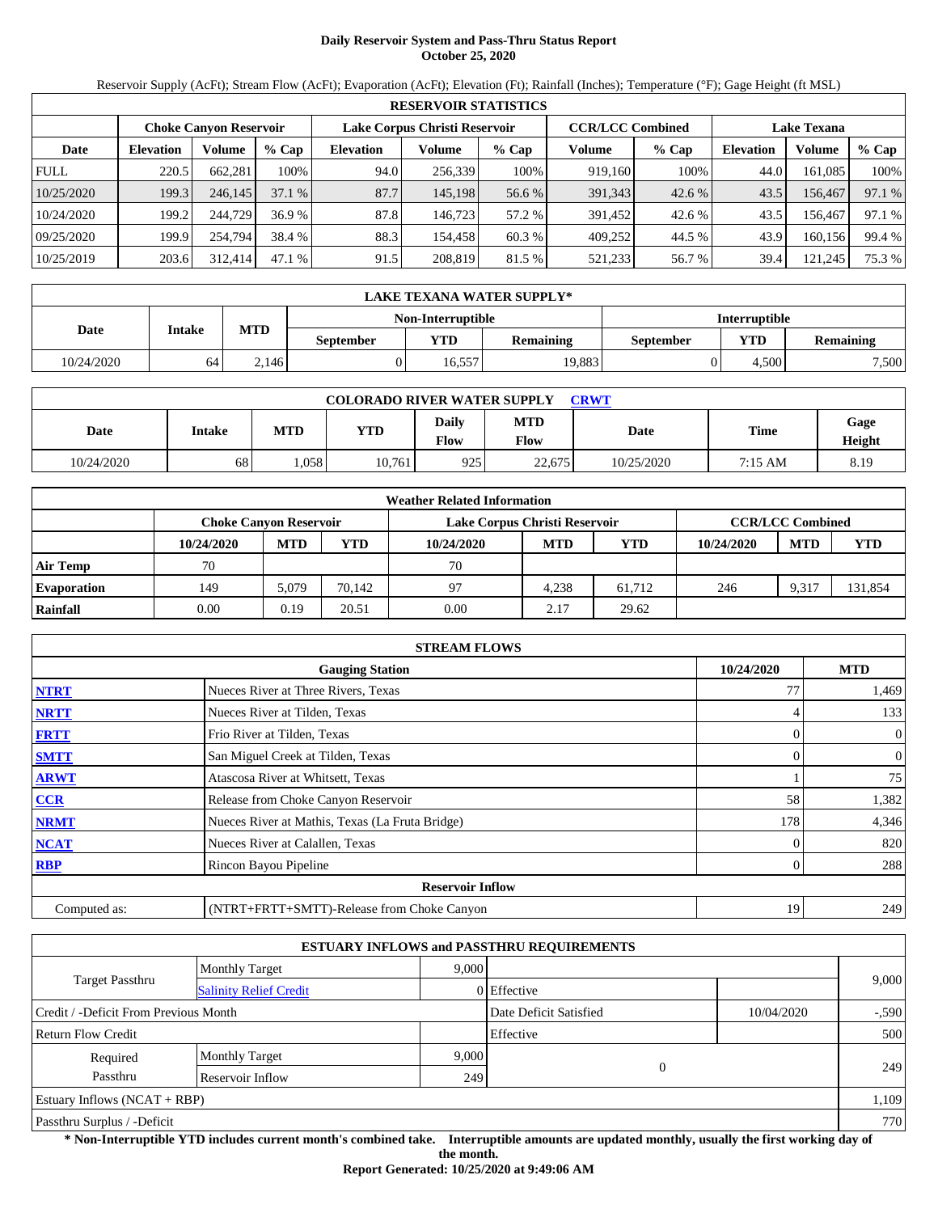# Daily Reservoir System and Pass-Thru Status Report
## October 25, 2020

Reservoir Supply (AcFt); Stream Flow (AcFt); Evaporation (AcFt); Elevation (Ft); Rainfall (Inches); Temperature (°F); Gage Height (ft MSL)

| RESERVOIR STATISTICS | | | | | | | | | | | |
|---|---|---|---|---|---|---|---|---|---|---|---|
| | Choke Canyon Reservoir | | | Lake Corpus Christi Reservoir | | | CCR/LCC Combined | | Lake Texana | | |
| Date | Elevation | Volume | % Cap | Elevation | Volume | % Cap | Volume | % Cap | Elevation | Volume | % Cap |
| FULL | 220.5 | 662,281 | 100% | 94.0 | 256,339 | 100% | 919,160 | 100% | 44.0 | 161,085 | 100% |
| 10/25/2020 | 199.3 | 246,145 | 37.1 % | 87.7 | 145,198 | 56.6 % | 391,343 | 42.6 % | 43.5 | 156,467 | 97.1 % |
| 10/24/2020 | 199.2 | 244,729 | 36.9 % | 87.8 | 146,723 | 57.2 % | 391,452 | 42.6 % | 43.5 | 156,467 | 97.1 % |
| 09/25/2020 | 199.9 | 254,794 | 38.4 % | 88.3 | 154,458 | 60.3 % | 409,252 | 44.5 % | 43.9 | 160,156 | 99.4 % |
| 10/25/2019 | 203.6 | 312,414 | 47.1 % | 91.5 | 208,819 | 81.5 % | 521,233 | 56.7 % | 39.4 | 121,245 | 75.3 % |

| LAKE TEXANA WATER SUPPLY* | | | | | | | |
|---|---|---|---|---|---|---|---|
| Date | Intake | MTD | Non-Interruptible | | | Interruptible | | |
| | | | September | YTD | Remaining | September | YTD | Remaining |
| 10/24/2020 | 64 | 2,146 | 0 | 16,557 | 19,883 | 0 | 4,500 | 7,500 |

| COLORADO RIVER WATER SUPPLY CRWT | | | | | | | | |
|---|---|---|---|---|---|---|---|---|
| Date | Intake | MTD | YTD | Daily Flow | MTD Flow | Date | Time | Gage Height |
| 10/24/2020 | 68 | 1,058 | 10,761 | 925 | 22,675 | 10/25/2020 | 7:15 AM | 8.19 |

| Weather Related Information | | | | | | | | | |
|---|---|---|---|---|---|---|---|---|---|
| | Choke Canyon Reservoir | | | Lake Corpus Christi Reservoir | | | CCR/LCC Combined | | |
| | 10/24/2020 | MTD | YTD | 10/24/2020 | MTD | YTD | 10/24/2020 | MTD | YTD |
| Air Temp | 70 | | | 70 | | | | | |
| Evaporation | 149 | 5,079 | 70,142 | 97 | 4,238 | 61,712 | 246 | 9,317 | 131,854 |
| Rainfall | 0.00 | 0.19 | 20.51 | 0.00 | 2.17 | 29.62 | | | |

| STREAM FLOWS | | | |
|---|---|---|---|
| | Gauging Station | 10/24/2020 | MTD |
| NTRT | Nueces River at Three Rivers, Texas | 77 | 1,469 |
| NRTT | Nueces River at Tilden, Texas | 4 | 133 |
| FRTT | Frio River at Tilden, Texas | 0 | 0 |
| SMTT | San Miguel Creek at Tilden, Texas | 0 | 0 |
| ARWT | Atascosa River at Whitsett, Texas | 1 | 75 |
| CCR | Release from Choke Canyon Reservoir | 58 | 1,382 |
| NRMT | Nueces River at Mathis, Texas (La Fruta Bridge) | 178 | 4,346 |
| NCAT | Nueces River at Calallen, Texas | 0 | 820 |
| RBP | Rincon Bayou Pipeline | 0 | 288 |
| Reservoir Inflow | | | |
| Computed as: | (NTRT+FRTT+SMTT)-Release from Choke Canyon | 19 | 249 |

| ESTUARY INFLOWS and PASSTHRU REQUIREMENTS | | | | | |
|---|---|---|---|---|---|
| Target Passthru | Monthly Target | 9,000 | | | 9,000 |
| | Salinity Relief Credit | 0 | Effective | | |
| Credit / -Deficit From Previous Month | | | Date Deficit Satisfied | 10/04/2020 | -,590 |
| Return Flow Credit | | | Effective | | 500 |
| Required Passthru | Monthly Target | 9,000 | 0 | | 249 |
| | Reservoir Inflow | 249 | | | |
| Estuary Inflows (NCAT + RBP) | | | | | 1,109 |
| Passthru Surplus / -Deficit | | | | | 770 |

**\* Non-Interruptible YTD includes current month's combined take. Interruptible amounts are updated monthly, usually the first working day of the month.**

**Report Generated: 10/25/2020 at 9:49:06 AM**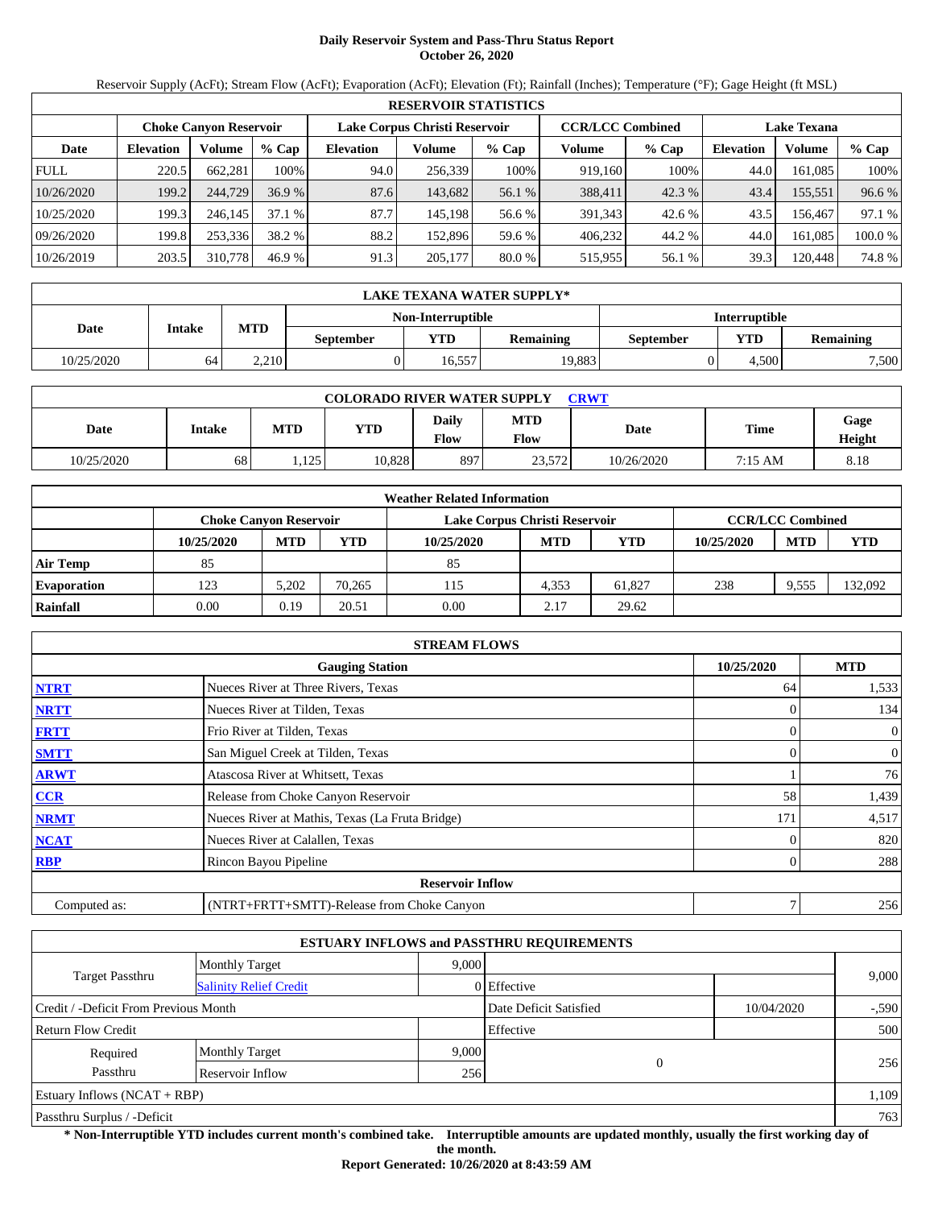# Daily Reservoir System and Pass-Thru Status Report
## October 26, 2020

Reservoir Supply (AcFt); Stream Flow (AcFt); Evaporation (AcFt); Elevation (Ft); Rainfall (Inches); Temperature (°F); Gage Height (ft MSL)

| RESERVOIR STATISTICS | | | | | | | | | | | |
|---|---|---|---|---|---|---|---|---|---|---|---|
| | Choke Canyon Reservoir | | | Lake Corpus Christi Reservoir | | | CCR/LCC Combined | | Lake Texana | | |
| Date | Elevation | Volume | % Cap | Elevation | Volume | % Cap | Volume | % Cap | Elevation | Volume | % Cap |
| FULL | 220.5 | 662,281 | 100% | 94.0 | 256,339 | 100% | 919,160 | 100% | 44.0 | 161,085 | 100% |
| 10/26/2020 | 199.2 | 244,729 | 36.9 % | 87.6 | 143,682 | 56.1 % | 388,411 | 42.3 % | 43.4 | 155,551 | 96.6 % |
| 10/25/2020 | 199.3 | 246,145 | 37.1 % | 87.7 | 145,198 | 56.6 % | 391,343 | 42.6 % | 43.5 | 156,467 | 97.1 % |
| 09/26/2020 | 199.8 | 253,336 | 38.2 % | 88.2 | 152,896 | 59.6 % | 406,232 | 44.2 % | 44.0 | 161,085 | 100.0 % |
| 10/26/2019 | 203.5 | 310,778 | 46.9 % | 91.3 | 205,177 | 80.0 % | 515,955 | 56.1 % | 39.3 | 120,448 | 74.8 % |

| LAKE TEXANA WATER SUPPLY* | | | | | | | |
|---|---|---|---|---|---|---|---|
| Date | Intake | MTD | Non-Interruptible | | | Interruptible | | |
| | | | September | YTD | Remaining | September | YTD | Remaining |
| 10/25/2020 | 64 | 2,210 | 0 | 16,557 | 19,883 | 0 | 4,500 | 7,500 |

| COLORADO RIVER WATER SUPPLY CRWT | | | | | | | | |
|---|---|---|---|---|---|---|---|---|
| Date | Intake | MTD | YTD | Daily Flow | MTD Flow | Date | Time | Gage Height |
| 10/25/2020 | 68 | 1,125 | 10,828 | 897 | 23,572 | 10/26/2020 | 7:15 AM | 8.18 |

| Weather Related Information | | | | | | | | | |
|---|---|---|---|---|---|---|---|---|---|
| | Choke Canyon Reservoir | | | Lake Corpus Christi Reservoir | | | CCR/LCC Combined | | |
| | 10/25/2020 | MTD | YTD | 10/25/2020 | MTD | YTD | 10/25/2020 | MTD | YTD |
| Air Temp | 85 | | | 85 | | | | | |
| Evaporation | 123 | 5,202 | 70,265 | 115 | 4,353 | 61,827 | 238 | 9,555 | 132,092 |
| Rainfall | 0.00 | 0.19 | 20.51 | 0.00 | 2.17 | 29.62 | | | |

| STREAM FLOWS | | | |
|---|---|---|---|
| | Gauging Station | 10/25/2020 | MTD |
| NTRT | Nueces River at Three Rivers, Texas | 64 | 1,533 |
| NRTT | Nueces River at Tilden, Texas | 0 | 134 |
| FRTT | Frio River at Tilden, Texas | 0 | 0 |
| SMTT | San Miguel Creek at Tilden, Texas | 0 | 0 |
| ARWT | Atascosa River at Whitsett, Texas | 1 | 76 |
| CCR | Release from Choke Canyon Reservoir | 58 | 1,439 |
| NRMT | Nueces River at Mathis, Texas (La Fruta Bridge) | 171 | 4,517 |
| NCAT | Nueces River at Calallen, Texas | 0 | 820 |
| RBP | Rincon Bayou Pipeline | 0 | 288 |
| | Reservoir Inflow | | |
| Computed as: | (NTRT+FRTT+SMTT)-Release from Choke Canyon | 7 | 256 |

| ESTUARY INFLOWS and PASSTHRU REQUIREMENTS | | | | | |
|---|---|---|---|---|---|
| Target Passthru | Monthly Target | 9,000 | | | 9,000 |
| | Salinity Relief Credit | 0 | Effective | | |
| Credit / -Deficit From Previous Month | | | Date Deficit Satisfied | 10/04/2020 | -,590 |
| Return Flow Credit | | | Effective | | 500 |
| Required Passthru | Monthly Target | 9,000 | 0 | | 256 |
| | Reservoir Inflow | 256 | | | |
| Estuary Inflows (NCAT + RBP) | | | | | 1,109 |
| Passthru Surplus / -Deficit | | | | | 763 |

**\* Non-Interruptible YTD includes current month's combined take. Interruptible amounts are updated monthly, usually the first working day of the month.**

**Report Generated: 10/26/2020 at 8:43:59 AM**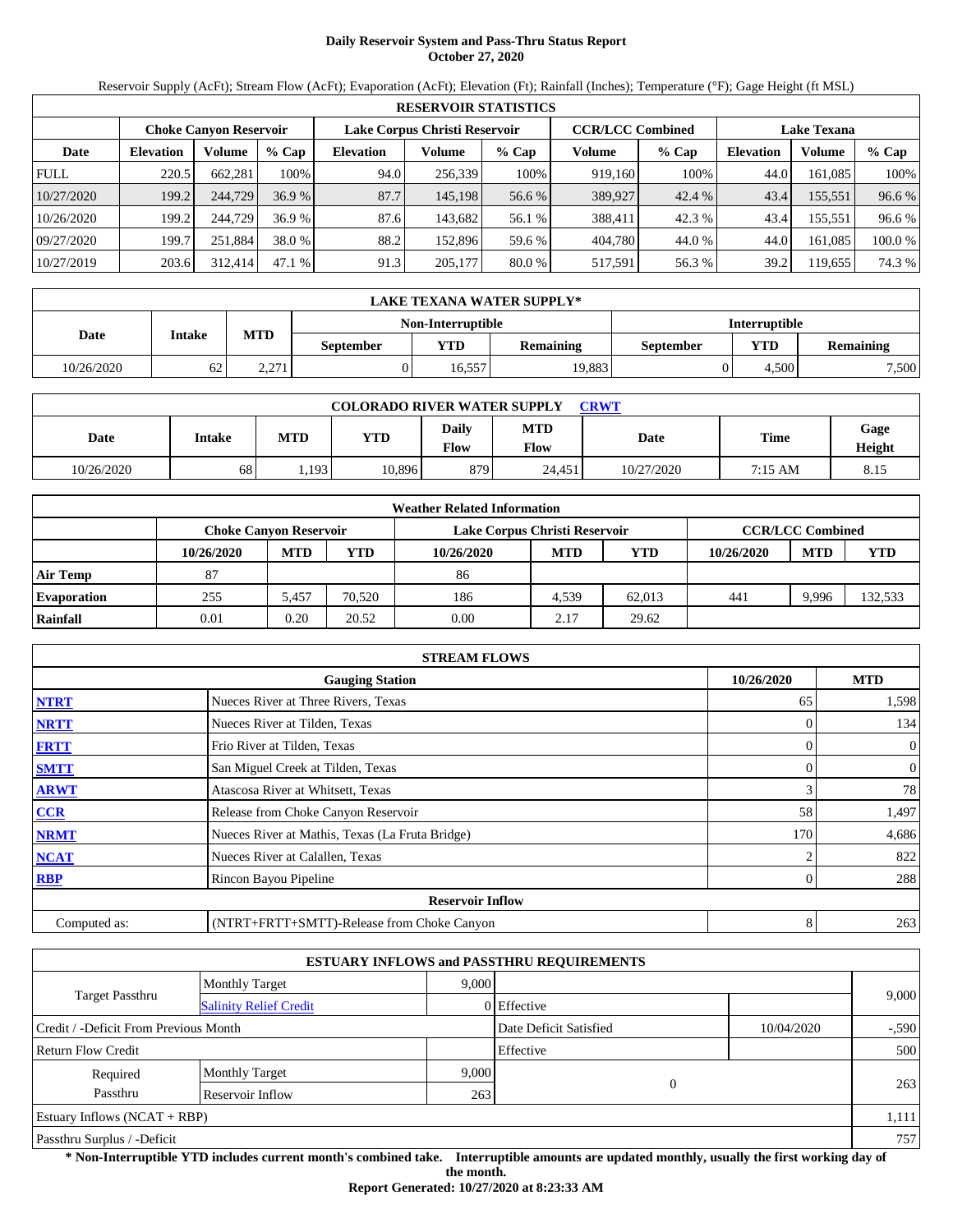# Daily Reservoir System and Pass-Thru Status Report
## October 27, 2020

Reservoir Supply (AcFt); Stream Flow (AcFt); Evaporation (AcFt); Elevation (Ft); Rainfall (Inches); Temperature (°F); Gage Height (ft MSL)

| RESERVOIR STATISTICS | | | | | | | | | | | |
|---|---|---|---|---|---|---|---|---|---|---|---|
| | Choke Canyon Reservoir | | | Lake Corpus Christi Reservoir | | | CCR/LCC Combined | | Lake Texana | | |
| Date | Elevation | Volume | % Cap | Elevation | Volume | % Cap | Volume | % Cap | Elevation | Volume | % Cap |
| FULL | 220.5 | 662,281 | 100% | 94.0 | 256,339 | 100% | 919,160 | 100% | 44.0 | 161,085 | 100% |
| 10/27/2020 | 199.2 | 244,729 | 36.9 % | 87.7 | 145,198 | 56.6 % | 389,927 | 42.4 % | 43.4 | 155,551 | 96.6 % |
| 10/26/2020 | 199.2 | 244,729 | 36.9 % | 87.6 | 143,682 | 56.1 % | 388,411 | 42.3 % | 43.4 | 155,551 | 96.6 % |
| 09/27/2020 | 199.7 | 251,884 | 38.0 % | 88.2 | 152,896 | 59.6 % | 404,780 | 44.0 % | 44.0 | 161,085 | 100.0 % |
| 10/27/2019 | 203.6 | 312,414 | 47.1 % | 91.3 | 205,177 | 80.0 % | 517,591 | 56.3 % | 39.2 | 119,655 | 74.3 % |

| LAKE TEXANA WATER SUPPLY* | | | | | | | |
|---|---|---|---|---|---|---|---|
| Date | Intake | MTD | Non-Interruptible | | | Interruptible | | |
| | | | September | YTD | Remaining | September | YTD | Remaining |
| 10/26/2020 | 62 | 2,271 | 0 | 16,557 | 19,883 | 0 | 4,500 | 7,500 |

| COLORADO RIVER WATER SUPPLY CRWT | | | | | | | | |
|---|---|---|---|---|---|---|---|---|
| Date | Intake | MTD | YTD | Daily Flow | MTD Flow | Date | Time | Gage Height |
| 10/26/2020 | 68 | 1,193 | 10,896 | 879 | 24,451 | 10/27/2020 | 7:15 AM | 8.15 |

| Weather Related Information | | | | | | | | | |
|---|---|---|---|---|---|---|---|---|---|
| | Choke Canyon Reservoir | | | Lake Corpus Christi Reservoir | | | CCR/LCC Combined | | |
| | 10/26/2020 | MTD | YTD | 10/26/2020 | MTD | YTD | 10/26/2020 | MTD | YTD |
| Air Temp | 87 | | | 86 | | | | | |
| Evaporation | 255 | 5,457 | 70,520 | 186 | 4,539 | 62,013 | 441 | 9,996 | 132,533 |
| Rainfall | 0.01 | 0.20 | 20.52 | 0.00 | 2.17 | 29.62 | | | |

| STREAM FLOWS | | | |
|---|---|---|---|
| | Gauging Station | 10/26/2020 | MTD |
| NTRT | Nueces River at Three Rivers, Texas | 65 | 1,598 |
| NRTT | Nueces River at Tilden, Texas | 0 | 134 |
| FRTT | Frio River at Tilden, Texas | 0 | 0 |
| SMTT | San Miguel Creek at Tilden, Texas | 0 | 0 |
| ARWT | Atascosa River at Whitsett, Texas | 3 | 78 |
| CCR | Release from Choke Canyon Reservoir | 58 | 1,497 |
| NRMT | Nueces River at Mathis, Texas (La Fruta Bridge) | 170 | 4,686 |
| NCAT | Nueces River at Calallen, Texas | 2 | 822 |
| RBP | Rincon Bayou Pipeline | 0 | 288 |
| **Reservoir Inflow** | | | |
| Computed as: | (NTRT+FRTT+SMTT)-Release from Choke Canyon | 8 | 263 |

| ESTUARY INFLOWS and PASSTHRU REQUIREMENTS | | | | | |
|---|---|---|---|---|---|
| Target Passthru | Monthly Target | 9,000 | | | 9,000 |
| | Salinity Relief Credit | 0 | Effective | | |
| Credit / -Deficit From Previous Month | | | Date Deficit Satisfied | 10/04/2020 | -,590 |
| Return Flow Credit | | | Effective | | 500 |
| Required Passthru | Monthly Target | 9,000 | 0 | | 263 |
| | Reservoir Inflow | 263 | | | |
| Estuary Inflows (NCAT + RBP) | | | | | 1,111 |
| Passthru Surplus / -Deficit | | | | | 757 |

**\* Non-Interruptible YTD includes current month's combined take. Interruptible amounts are updated monthly, usually the first working day of the month.**

**Report Generated: 10/27/2020 at 8:23:33 AM**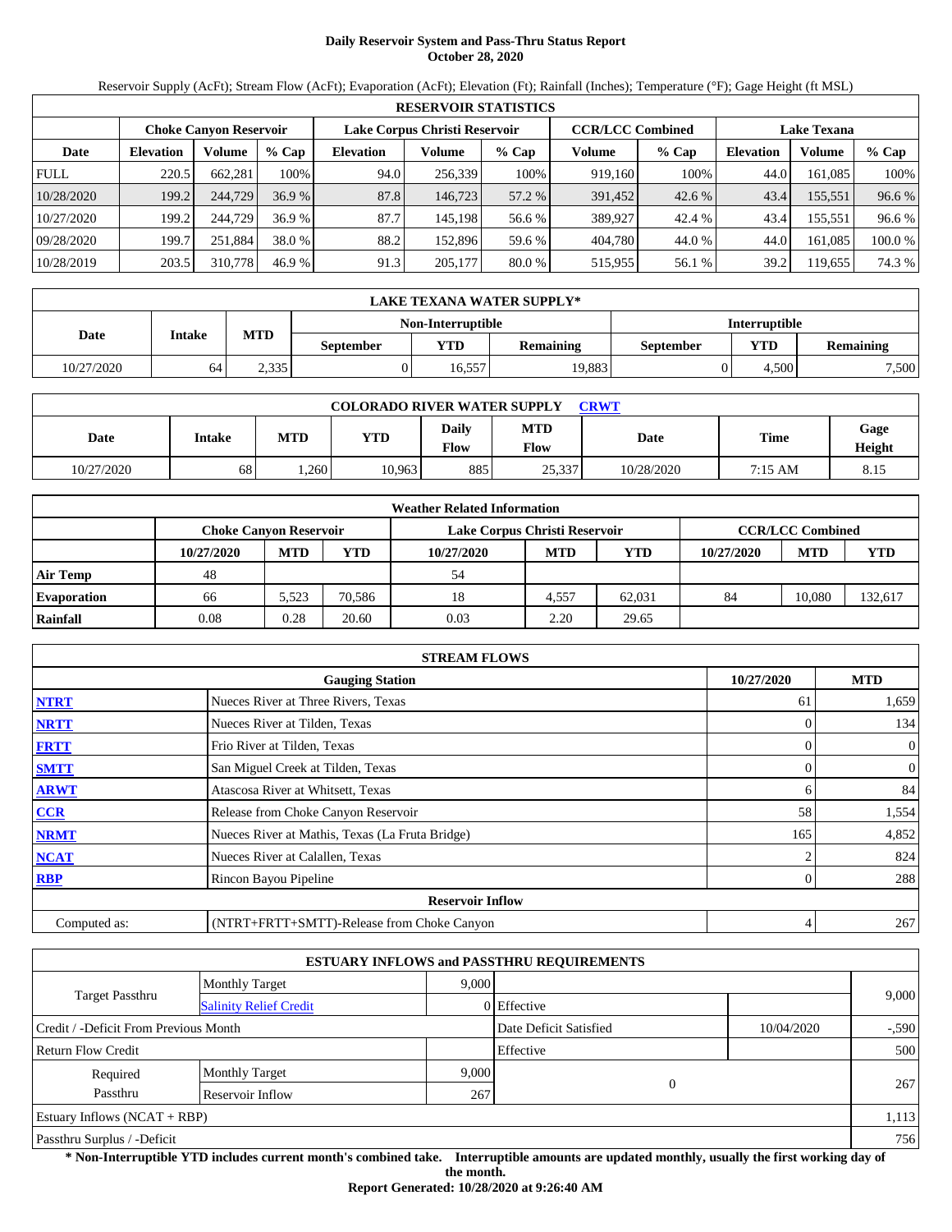# Daily Reservoir System and Pass-Thru Status Report
## October 28, 2020

Reservoir Supply (AcFt); Stream Flow (AcFt); Evaporation (AcFt); Elevation (Ft); Rainfall (Inches); Temperature (°F); Gage Height (ft MSL)

| RESERVOIR STATISTICS | | | | | | | | | | | |
|---|---|---|---|---|---|---|---|---|---|---|---|
| | Choke Canyon Reservoir | | | Lake Corpus Christi Reservoir | | | CCR/LCC Combined | | Lake Texana | | |
| Date | Elevation | Volume | % Cap | Elevation | Volume | % Cap | Volume | % Cap | Elevation | Volume | % Cap |
| FULL | 220.5 | 662,281 | 100% | 94.0 | 256,339 | 100% | 919,160 | 100% | 44.0 | 161,085 | 100% |
| 10/28/2020 | 199.2 | 244,729 | 36.9 % | 87.8 | 146,723 | 57.2 % | 391,452 | 42.6 % | 43.4 | 155,551 | 96.6 % |
| 10/27/2020 | 199.2 | 244,729 | 36.9 % | 87.7 | 145,198 | 56.6 % | 389,927 | 42.4 % | 43.4 | 155,551 | 96.6 % |
| 09/28/2020 | 199.7 | 251,884 | 38.0 % | 88.2 | 152,896 | 59.6 % | 404,780 | 44.0 % | 44.0 | 161,085 | 100.0 % |
| 10/28/2019 | 203.5 | 310,778 | 46.9 % | 91.3 | 205,177 | 80.0 % | 515,955 | 56.1 % | 39.2 | 119,655 | 74.3 % |

| LAKE TEXANA WATER SUPPLY* | | | | | | | |
|---|---|---|---|---|---|---|---|
| Date | Intake | MTD | Non-Interruptible | | | Interruptible | | |
| | | | September | YTD | Remaining | September | YTD | Remaining |
| 10/27/2020 | 64 | 2,335 | 0 | 16,557 | 19,883 | 0 | 4,500 | 7,500 |

| COLORADO RIVER WATER SUPPLY CRWT | | | | | | | | |
|---|---|---|---|---|---|---|---|---|
| Date | Intake | MTD | YTD | Daily Flow | MTD Flow | Date | Time | Gage Height |
| 10/27/2020 | 68 | 1,260 | 10,963 | 885 | 25,337 | 10/28/2020 | 7:15 AM | 8.15 |

| Weather Related Information | | | | | | | | | |
|---|---|---|---|---|---|---|---|---|---|
| | Choke Canyon Reservoir | | | Lake Corpus Christi Reservoir | | | CCR/LCC Combined | | |
| | 10/27/2020 | MTD | YTD | 10/27/2020 | MTD | YTD | 10/27/2020 | MTD | YTD |
| Air Temp | 48 | | | 54 | | | | | |
| Evaporation | 66 | 5,523 | 70,586 | 18 | 4,557 | 62,031 | 84 | 10,080 | 132,617 |
| Rainfall | 0.08 | 0.28 | 20.60 | 0.03 | 2.20 | 29.65 | | | |

| STREAM FLOWS | | | |
|---|---|---|---|
| | Gauging Station | 10/27/2020 | MTD |
| NTRT | Nueces River at Three Rivers, Texas | 61 | 1,659 |
| NRTT | Nueces River at Tilden, Texas | 0 | 134 |
| FRTT | Frio River at Tilden, Texas | 0 | 0 |
| SMTT | San Miguel Creek at Tilden, Texas | 0 | 0 |
| ARWT | Atascosa River at Whitsett, Texas | 6 | 84 |
| CCR | Release from Choke Canyon Reservoir | 58 | 1,554 |
| NRMT | Nueces River at Mathis, Texas (La Fruta Bridge) | 165 | 4,852 |
| NCAT | Nueces River at Calallen, Texas | 2 | 824 |
| RBP | Rincon Bayou Pipeline | 0 | 288 |
| **Reservoir Inflow** | | | |
| Computed as: | (NTRT+FRTT+SMTT)-Release from Choke Canyon | 4 | 267 |

| ESTUARY INFLOWS and PASSTHRU REQUIREMENTS | | | | | |
|---|---|---|---|---|---|
| Target Passthru | Monthly Target | 9,000 | | | 9,000 |
| | Salinity Relief Credit | 0 | Effective | | |
| Credit / -Deficit From Previous Month | | | Date Deficit Satisfied | 10/04/2020 | -,590 |
| Return Flow Credit | | | Effective | | 500 |
| Required Passthru | Monthly Target | 9,000 | 0 | | 267 |
| | Reservoir Inflow | 267 | | | |
| Estuary Inflows (NCAT + RBP) | | | | | 1,113 |
| Passthru Surplus / -Deficit | | | | | 756 |

**\* Non-Interruptible YTD includes current month's combined take. Interruptible amounts are updated monthly, usually the first working day of the month.**

**Report Generated: 10/28/2020 at 9:26:40 AM**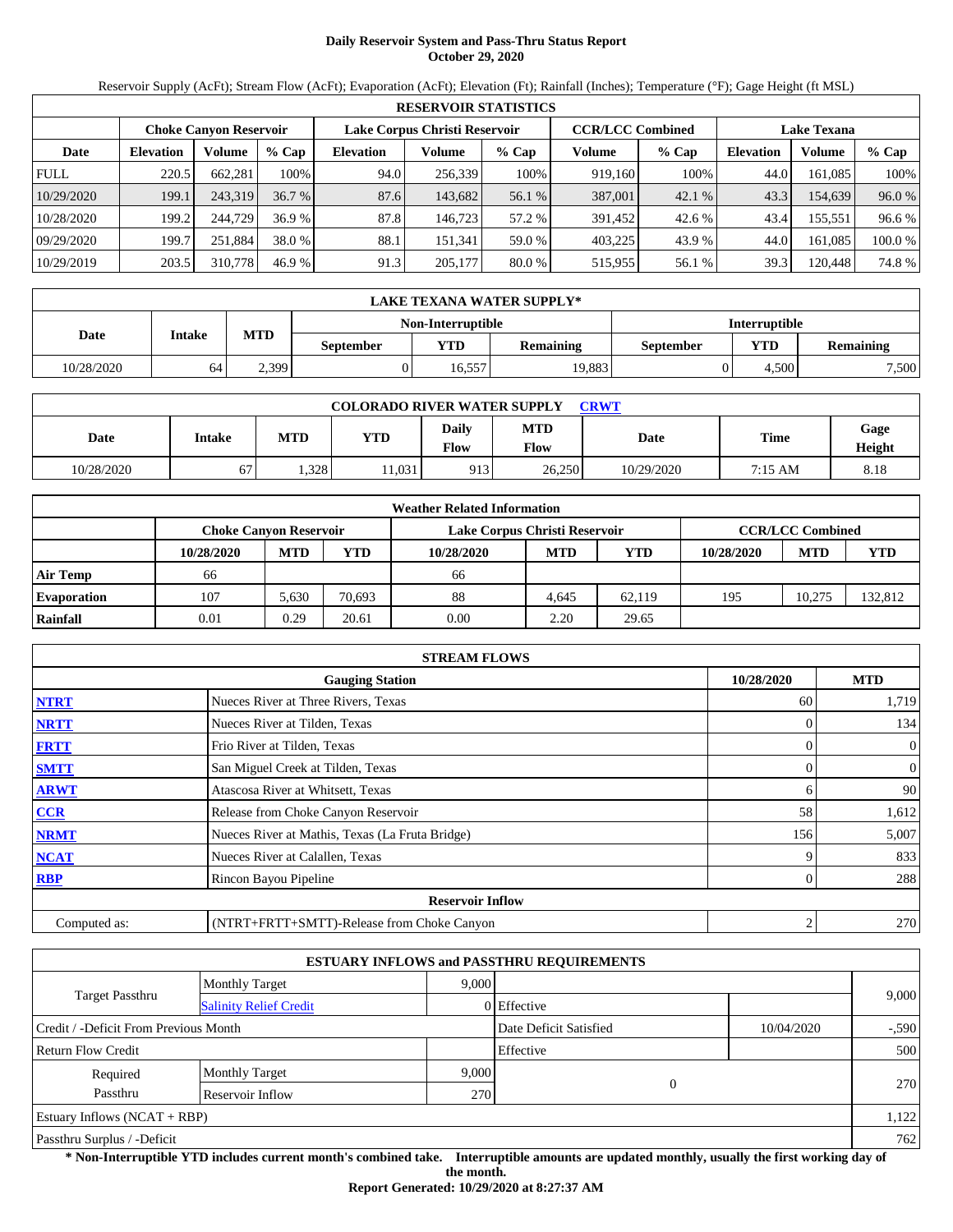# Daily Reservoir System and Pass-Thru Status Report
**October 29, 2020**

Reservoir Supply (AcFt); Stream Flow (AcFt); Evaporation (AcFt); Elevation (Ft); Rainfall (Inches); Temperature (°F); Gage Height (ft MSL)

| RESERVOIR STATISTICS | | | | | | | | | | | |
|---|---|---|---|---|---|---|---|---|---|---|---|
| | Choke Canyon Reservoir | | | Lake Corpus Christi Reservoir | | | CCR/LCC Combined | | Lake Texana | | |
| Date | Elevation | Volume | % Cap | Elevation | Volume | % Cap | Volume | % Cap | Elevation | Volume | % Cap |
| FULL | 220.5 | 662,281 | 100% | 94.0 | 256,339 | 100% | 919,160 | 100% | 44.0 | 161,085 | 100% |
| 10/29/2020 | 199.1 | 243,319 | 36.7 % | 87.6 | 143,682 | 56.1 % | 387,001 | 42.1 % | 43.3 | 154,639 | 96.0 % |
| 10/28/2020 | 199.2 | 244,729 | 36.9 % | 87.8 | 146,723 | 57.2 % | 391,452 | 42.6 % | 43.4 | 155,551 | 96.6 % |
| 09/29/2020 | 199.7 | 251,884 | 38.0 % | 88.1 | 151,341 | 59.0 % | 403,225 | 43.9 % | 44.0 | 161,085 | 100.0 % |
| 10/29/2019 | 203.5 | 310,778 | 46.9 % | 91.3 | 205,177 | 80.0 % | 515,955 | 56.1 % | 39.3 | 120,448 | 74.8 % |

| LAKE TEXANA WATER SUPPLY* | | | | | | | |
|---|---|---|---|---|---|---|---|
| Date | Intake | MTD | Non-Interruptible | | | Interruptible | | |
| | | | September | YTD | Remaining | September | YTD | Remaining |
| 10/28/2020 | 64 | 2,399 | 0 | 16,557 | 19,883 | 0 | 4,500 | 7,500 |

| COLORADO RIVER WATER SUPPLY CRWT | | | | | | | | |
|---|---|---|---|---|---|---|---|---|
| Date | Intake | MTD | YTD | Daily Flow | MTD Flow | Date | Time | Gage Height |
| 10/28/2020 | 67 | 1,328 | 11,031 | 913 | 26,250 | 10/29/2020 | 7:15 AM | 8.18 |

| Weather Related Information | | | | | | | | | |
|---|---|---|---|---|---|---|---|---|---|
| | Choke Canyon Reservoir | | | Lake Corpus Christi Reservoir | | | CCR/LCC Combined | | |
| | 10/28/2020 | MTD | YTD | 10/28/2020 | MTD | YTD | 10/28/2020 | MTD | YTD |
| Air Temp | 66 | | | 66 | | | | | |
| Evaporation | 107 | 5,630 | 70,693 | 88 | 4,645 | 62,119 | 195 | 10,275 | 132,812 |
| Rainfall | 0.01 | 0.29 | 20.61 | 0.00 | 2.20 | 29.65 | | | |

| STREAM FLOWS | | | |
|---|---|---|---|
| | Gauging Station | 10/28/2020 | MTD |
| NTRT | Nueces River at Three Rivers, Texas | 60 | 1,719 |
| NRTT | Nueces River at Tilden, Texas | 0 | 134 |
| FRTT | Frio River at Tilden, Texas | 0 | 0 |
| SMTT | San Miguel Creek at Tilden, Texas | 0 | 0 |
| ARWT | Atascosa River at Whitsett, Texas | 6 | 90 |
| CCR | Release from Choke Canyon Reservoir | 58 | 1,612 |
| NRMT | Nueces River at Mathis, Texas (La Fruta Bridge) | 156 | 5,007 |
| NCAT | Nueces River at Calallen, Texas | 9 | 833 |
| RBP | Rincon Bayou Pipeline | 0 | 288 |
| | **Reservoir Inflow** | | |
| Computed as: | (NTRT+FRTT+SMTT)-Release from Choke Canyon | 2 | 270 |

| ESTUARY INFLOWS and PASSTHRU REQUIREMENTS | | | | | |
|---|---|---|---|---|---|
| Target Passthru | Monthly Target | 9,000 | | | 9,000 |
| | Salinity Relief Credit | 0 | Effective | | |
| Credit / -Deficit From Previous Month | | | Date Deficit Satisfied | 10/04/2020 | -,590 |
| Return Flow Credit | | | Effective | | 500 |
| Required Passthru | Monthly Target | 9,000 | 0 | | 270 |
| | Reservoir Inflow | 270 | | | |
| Estuary Inflows (NCAT + RBP) | | | | | 1,122 |
| Passthru Surplus / -Deficit | | | | | 762 |

**\* Non-Interruptible YTD includes current month's combined take. Interruptible amounts are updated monthly, usually the first working day of the month.**

**Report Generated: 10/29/2020 at 8:27:37 AM**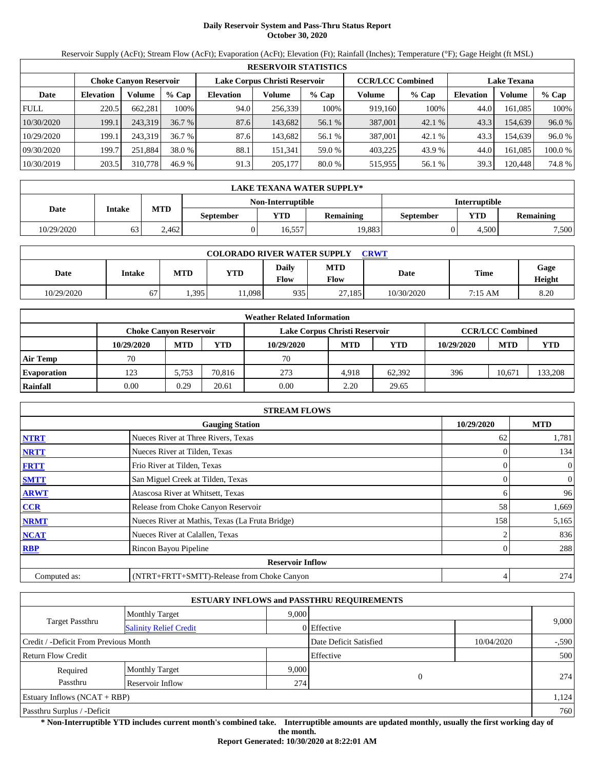# Daily Reservoir System and Pass-Thru Status Report
**October 30, 2020**

Reservoir Supply (AcFt); Stream Flow (AcFt); Evaporation (AcFt); Elevation (Ft); Rainfall (Inches); Temperature (°F); Gage Height (ft MSL)

| RESERVOIR STATISTICS | | | | | | | | | | | |
|---|---|---|---|---|---|---|---|---|---|---|---|
| | Choke Canyon Reservoir | | | Lake Corpus Christi Reservoir | | | CCR/LCC Combined | | Lake Texana | | |
| Date | Elevation | Volume | % Cap | Elevation | Volume | % Cap | Volume | % Cap | Elevation | Volume | % Cap |
| FULL | 220.5 | 662,281 | 100% | 94.0 | 256,339 | 100% | 919,160 | 100% | 44.0 | 161,085 | 100% |
| 10/30/2020 | 199.1 | 243,319 | 36.7 % | 87.6 | 143,682 | 56.1 % | 387,001 | 42.1 % | 43.3 | 154,639 | 96.0 % |
| 10/29/2020 | 199.1 | 243,319 | 36.7 % | 87.6 | 143,682 | 56.1 % | 387,001 | 42.1 % | 43.3 | 154,639 | 96.0 % |
| 09/30/2020 | 199.7 | 251,884 | 38.0 % | 88.1 | 151,341 | 59.0 % | 403,225 | 43.9 % | 44.0 | 161,085 | 100.0 % |
| 10/30/2019 | 203.5 | 310,778 | 46.9 % | 91.3 | 205,177 | 80.0 % | 515,955 | 56.1 % | 39.3 | 120,448 | 74.8 % |

| LAKE TEXANA WATER SUPPLY* | | | | | | | |
|---|---|---|---|---|---|---|---|
| Date | Intake | MTD | Non-Interruptible | | | Interruptible | | |
| | | | September | YTD | Remaining | September | YTD | Remaining |
| 10/29/2020 | 63 | 2,462 | 0 | 16,557 | 19,883 | 0 | 4,500 | 7,500 |

| COLORADO RIVER WATER SUPPLY CRWT | | | | | | | | |
|---|---|---|---|---|---|---|---|---|
| Date | Intake | MTD | YTD | Daily Flow | MTD Flow | Date | Time | Gage Height |
| 10/29/2020 | 67 | 1,395 | 11,098 | 935 | 27,185 | 10/30/2020 | 7:15 AM | 8.20 |

| Weather Related Information | | | | | | | | | |
|---|---|---|---|---|---|---|---|---|---|
| | Choke Canyon Reservoir | | | Lake Corpus Christi Reservoir | | | CCR/LCC Combined | | |
| | 10/29/2020 | MTD | YTD | 10/29/2020 | MTD | YTD | 10/29/2020 | MTD | YTD |
| Air Temp | 70 | | | 70 | | | | | |
| Evaporation | 123 | 5,753 | 70,816 | 273 | 4,918 | 62,392 | 396 | 10,671 | 133,208 |
| Rainfall | 0.00 | 0.29 | 20.61 | 0.00 | 2.20 | 29.65 | | | |

| STREAM FLOWS | | | |
|---|---|---|---|
| | Gauging Station | 10/29/2020 | MTD |
| NTRT | Nueces River at Three Rivers, Texas | 62 | 1,781 |
| NRTT | Nueces River at Tilden, Texas | 0 | 134 |
| FRTT | Frio River at Tilden, Texas | 0 | 0 |
| SMTT | San Miguel Creek at Tilden, Texas | 0 | 0 |
| ARWT | Atascosa River at Whitsett, Texas | 6 | 96 |
| CCR | Release from Choke Canyon Reservoir | 58 | 1,669 |
| NRMT | Nueces River at Mathis, Texas (La Fruta Bridge) | 158 | 5,165 |
| NCAT | Nueces River at Calallen, Texas | 2 | 836 |
| RBP | Rincon Bayou Pipeline | 0 | 288 |
| | Reservoir Inflow | | |
| Computed as: | (NTRT+FRTT+SMTT)-Release from Choke Canyon | 4 | 274 |

| ESTUARY INFLOWS and PASSTHRU REQUIREMENTS | | | | | |
|---|---|---|---|---|---|
| Target Passthru | Monthly Target | 9,000 | | | 9,000 |
| | Salinity Relief Credit | 0 | Effective | | |
| Credit / -Deficit From Previous Month | | | Date Deficit Satisfied | 10/04/2020 | -,590 |
| Return Flow Credit | | | Effective | | 500 |
| Required Passthru | Monthly Target | 9,000 | 0 | | 274 |
| | Reservoir Inflow | 274 | | | |
| Estuary Inflows (NCAT + RBP) | | | | | 1,124 |
| Passthru Surplus / -Deficit | | | | | 760 |

**\* Non-Interruptible YTD includes current month's combined take. Interruptible amounts are updated monthly, usually the first working day of the month.**

**Report Generated: 10/30/2020 at 8:22:01 AM**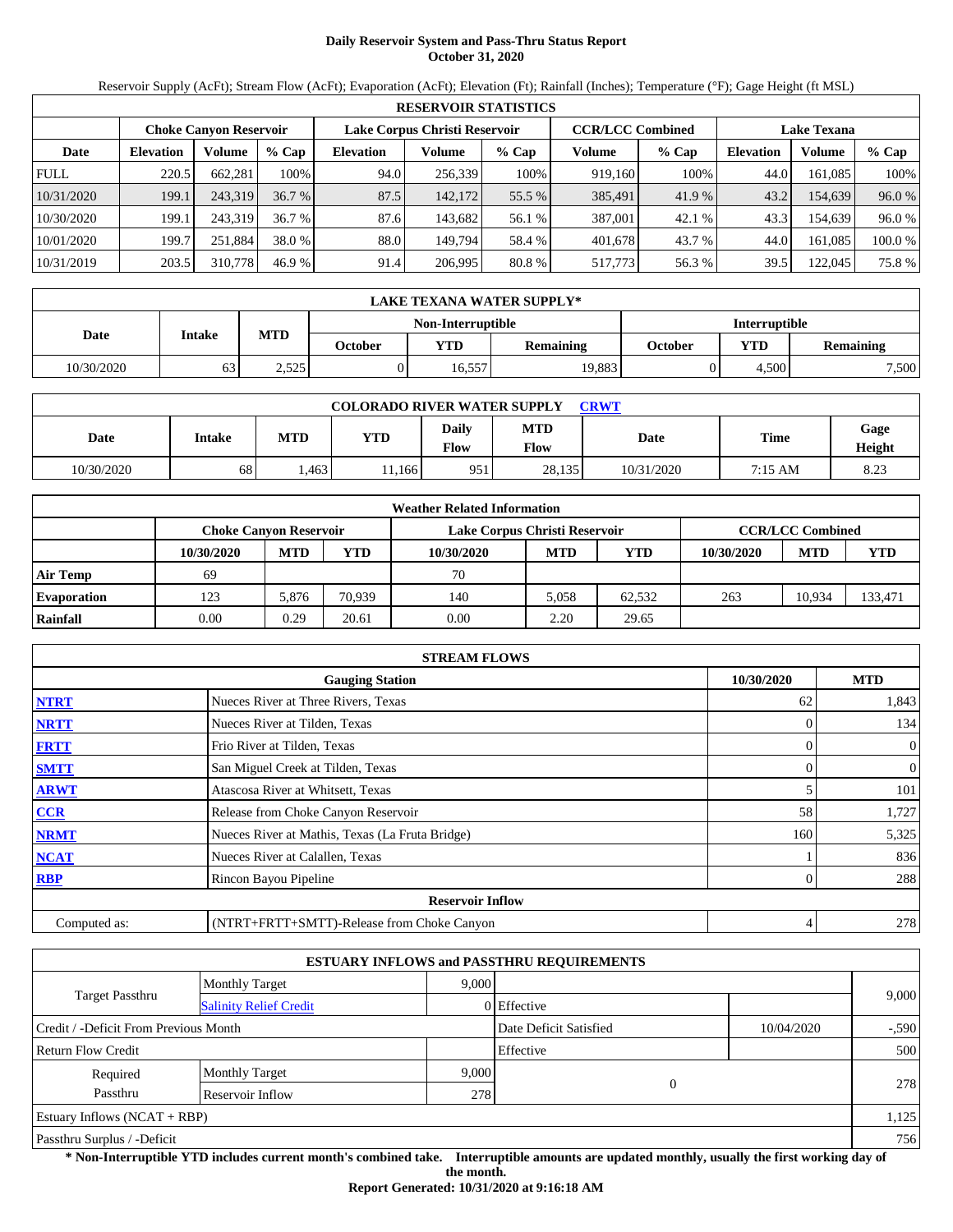# Daily Reservoir System and Pass-Thru Status Report
## October 31, 2020

Reservoir Supply (AcFt); Stream Flow (AcFt); Evaporation (AcFt); Elevation (Ft); Rainfall (Inches); Temperature (°F); Gage Height (ft MSL)

| RESERVOIR STATISTICS | | | | | | | | | | | |
|---|---|---|---|---|---|---|---|---|---|---|---|
| | Choke Canyon Reservoir | | | Lake Corpus Christi Reservoir | | | CCR/LCC Combined | | Lake Texana | | |
| Date | Elevation | Volume | % Cap | Elevation | Volume | % Cap | Volume | % Cap | Elevation | Volume | % Cap |
| FULL | 220.5 | 662,281 | 100% | 94.0 | 256,339 | 100% | 919,160 | 100% | 44.0 | 161,085 | 100% |
| 10/31/2020 | 199.1 | 243,319 | 36.7 % | 87.5 | 142,172 | 55.5 % | 385,491 | 41.9 % | 43.2 | 154,639 | 96.0 % |
| 10/30/2020 | 199.1 | 243,319 | 36.7 % | 87.6 | 143,682 | 56.1 % | 387,001 | 42.1 % | 43.3 | 154,639 | 96.0 % |
| 10/01/2020 | 199.7 | 251,884 | 38.0 % | 88.0 | 149,794 | 58.4 % | 401,678 | 43.7 % | 44.0 | 161,085 | 100.0 % |
| 10/31/2019 | 203.5 | 310,778 | 46.9 % | 91.4 | 206,995 | 80.8 % | 517,773 | 56.3 % | 39.5 | 122,045 | 75.8 % |

| LAKE TEXANA WATER SUPPLY* | | | | | | | |
|---|---|---|---|---|---|---|---|
| Date | Intake | MTD | Non-Interruptible | | | Interruptible | |
| | | | October | YTD | Remaining | October | YTD | Remaining |
| 10/30/2020 | 63 | 2,525 | 0 | 16,557 | 19,883 | 0 | 4,500 | 7,500 |

| COLORADO RIVER WATER SUPPLY CRWT | | | | | | | | |
|---|---|---|---|---|---|---|---|---|
| Date | Intake | MTD | YTD | Daily Flow | MTD Flow | Date | Time | Gage Height |
| 10/30/2020 | 68 | 1,463 | 11,166 | 951 | 28,135 | 10/31/2020 | 7:15 AM | 8.23 |

| Weather Related Information | | | | | | | | | |
|---|---|---|---|---|---|---|---|---|---|
| | Choke Canyon Reservoir | | | Lake Corpus Christi Reservoir | | | CCR/LCC Combined | | |
| | 10/30/2020 | MTD | YTD | 10/30/2020 | MTD | YTD | 10/30/2020 | MTD | YTD |
| Air Temp | 69 | | | 70 | | | | | |
| Evaporation | 123 | 5,876 | 70,939 | 140 | 5,058 | 62,532 | 263 | 10,934 | 133,471 |
| Rainfall | 0.00 | 0.29 | 20.61 | 0.00 | 2.20 | 29.65 | | | |

| STREAM FLOWS | | | |
|---|---|---|---|
| | Gauging Station | 10/30/2020 | MTD |
| NTRT | Nueces River at Three Rivers, Texas | 62 | 1,843 |
| NRTT | Nueces River at Tilden, Texas | 0 | 134 |
| FRTT | Frio River at Tilden, Texas | 0 | 0 |
| SMTT | San Miguel Creek at Tilden, Texas | 0 | 0 |
| ARWT | Atascosa River at Whitsett, Texas | 5 | 101 |
| CCR | Release from Choke Canyon Reservoir | 58 | 1,727 |
| NRMT | Nueces River at Mathis, Texas (La Fruta Bridge) | 160 | 5,325 |
| NCAT | Nueces River at Calallen, Texas | 1 | 836 |
| RBP | Rincon Bayou Pipeline | 0 | 288 |
| | Reservoir Inflow | | |
| Computed as: | (NTRT+FRTT+SMTT)-Release from Choke Canyon | 4 | 278 |

| ESTUARY INFLOWS and PASSTHRU REQUIREMENTS | | | | | |
|---|---|---|---|---|---|
| Target Passthru | Monthly Target | 9,000 | | | 9,000 |
| | Salinity Relief Credit | 0 | Effective | | |
| Credit / -Deficit From Previous Month | | | Date Deficit Satisfied | 10/04/2020 | -,590 |
| Return Flow Credit | | | Effective | | 500 |
| Required Passthru | Monthly Target | 9,000 | 0 | | 278 |
| | Reservoir Inflow | 278 | | | |
| Estuary Inflows (NCAT + RBP) | | | | | 1,125 |
| Passthru Surplus / -Deficit | | | | | 756 |

**\* Non-Interruptible YTD includes current month's combined take. Interruptible amounts are updated monthly, usually the first working day of the month.**

**Report Generated: 10/31/2020 at 9:16:18 AM**